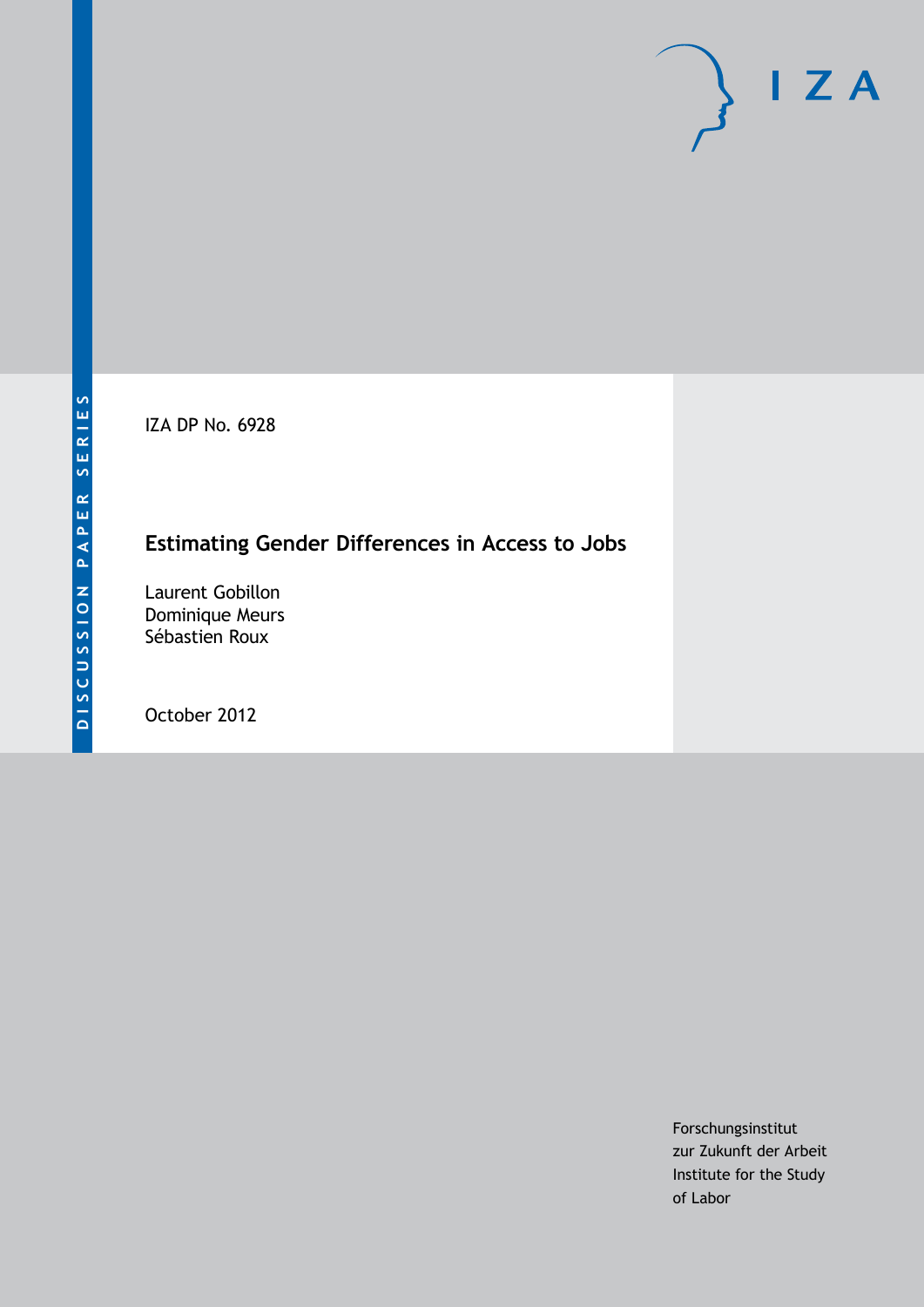DISCUSSION PAPER SERIES

IZA DP No. 6928

# Estimating Gender Differences in Access to Jobs

Laurent Gobillon
Dominique Meurs
Sébastien Roux

October 2012

Forschungsinstitut
zur Zukunft der Arbeit
Institute for the Study
of Labor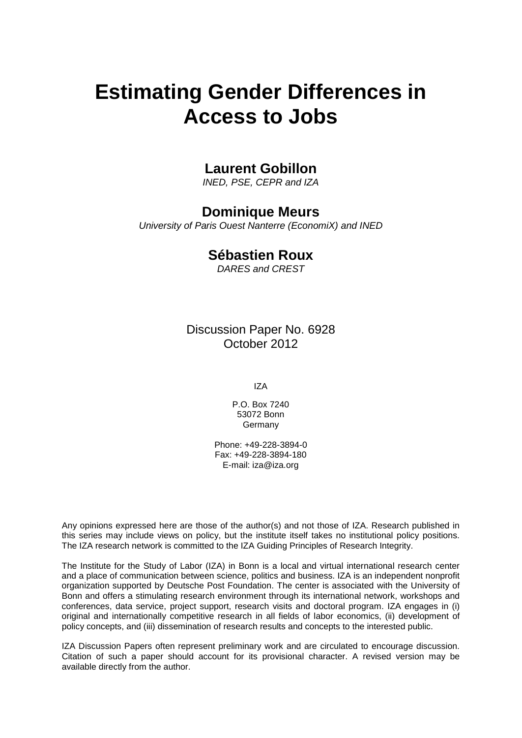# Estimating Gender Differences in Access to Jobs

## Laurent Gobillon

*INED, PSE, CEPR and IZA*

## Dominique Meurs

*University of Paris Ouest Nanterre (EconomiX) and INED*

## Sébastien Roux

*DARES and CREST*

Discussion Paper No. 6928
October 2012

IZA

P.O. Box 7240
53072 Bonn
Germany

Phone: +49-228-3894-0
Fax: +49-228-3894-180
E-mail: iza@iza.org

Any opinions expressed here are those of the author(s) and not those of IZA. Research published in this series may include views on policy, but the institute itself takes no institutional policy positions. The IZA research network is committed to the IZA Guiding Principles of Research Integrity.

The Institute for the Study of Labor (IZA) in Bonn is a local and virtual international research center and a place of communication between science, politics and business. IZA is an independent nonprofit organization supported by Deutsche Post Foundation. The center is associated with the University of Bonn and offers a stimulating research environment through its international network, workshops and conferences, data service, project support, research visits and doctoral program. IZA engages in (i) original and internationally competitive research in all fields of labor economics, (ii) development of policy concepts, and (iii) dissemination of research results and concepts to the interested public.

IZA Discussion Papers often represent preliminary work and are circulated to encourage discussion. Citation of such a paper should account for its provisional character. A revised version may be available directly from the author.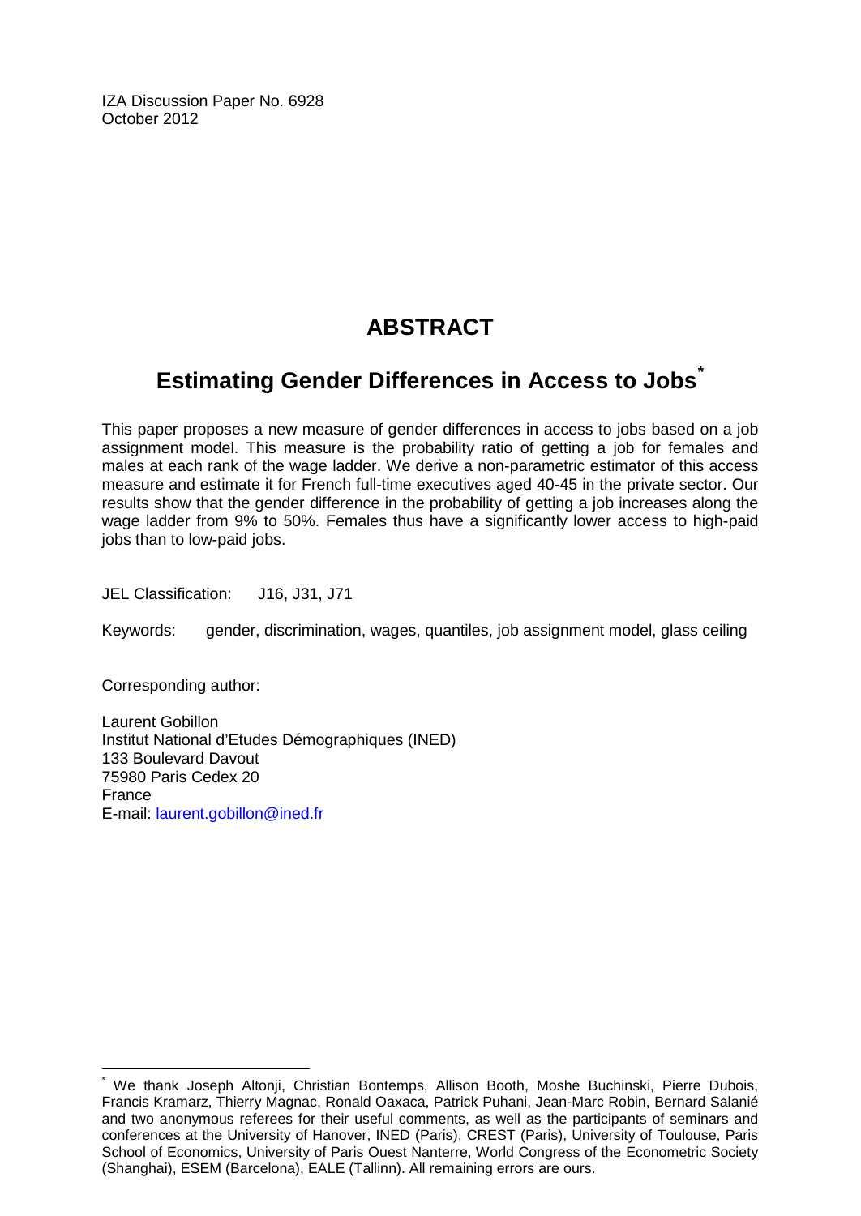IZA Discussion Paper No. 6928
October 2012

# ABSTRACT

## Estimating Gender Differences in Access to Jobs*

This paper proposes a new measure of gender differences in access to jobs based on a job assignment model. This measure is the probability ratio of getting a job for females and males at each rank of the wage ladder. We derive a non-parametric estimator of this access measure and estimate it for French full-time executives aged 40-45 in the private sector. Our results show that the gender difference in the probability of getting a job increases along the wage ladder from 9% to 50%. Females thus have a significantly lower access to high-paid jobs than to low-paid jobs.

JEL Classification: J16, J31, J71

Keywords: gender, discrimination, wages, quantiles, job assignment model, glass ceiling

Corresponding author:

Laurent Gobillon
Institut National d'Etudes Démographiques (INED)
133 Boulevard Davout
75980 Paris Cedex 20
France
E-mail: laurent.gobillon@ined.fr

* We thank Joseph Altonji, Christian Bontemps, Allison Booth, Moshe Buchinski, Pierre Dubois, Francis Kramarz, Thierry Magnac, Ronald Oaxaca, Patrick Puhani, Jean-Marc Robin, Bernard Salanié and two anonymous referees for their useful comments, as well as the participants of seminars and conferences at the University of Hanover, INED (Paris), CREST (Paris), University of Toulouse, Paris School of Economics, University of Paris Ouest Nanterre, World Congress of the Econometric Society (Shanghai), ESEM (Barcelona), EALE (Tallinn). All remaining errors are ours.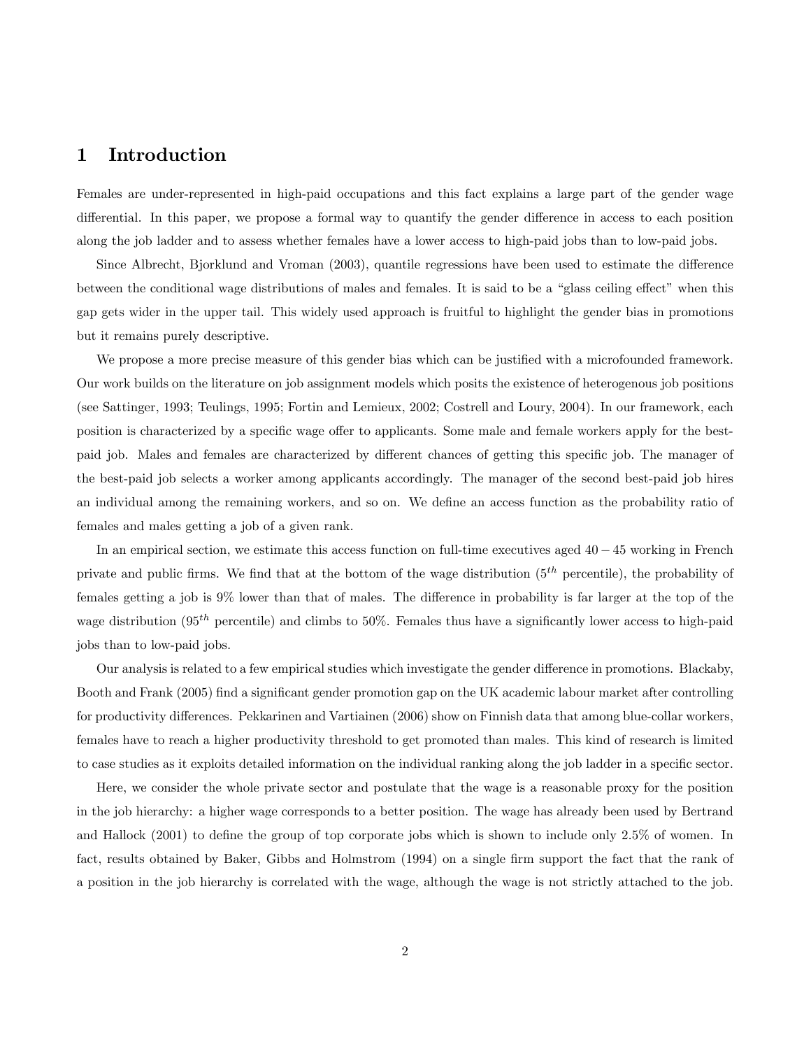# 1 Introduction

Females are under-represented in high-paid occupations and this fact explains a large part of the gender wage differential. In this paper, we propose a formal way to quantify the gender difference in access to each position along the job ladder and to assess whether females have a lower access to high-paid jobs than to low-paid jobs.

Since Albrecht, Bjorklund and Vroman (2003), quantile regressions have been used to estimate the difference between the conditional wage distributions of males and females. It is said to be a "glass ceiling effect" when this gap gets wider in the upper tail. This widely used approach is fruitful to highlight the gender bias in promotions but it remains purely descriptive.

We propose a more precise measure of this gender bias which can be justified with a microfounded framework. Our work builds on the literature on job assignment models which posits the existence of heterogenous job positions (see Sattinger, 1993; Teulings, 1995; Fortin and Lemieux, 2002; Costrell and Loury, 2004). In our framework, each position is characterized by a specific wage offer to applicants. Some male and female workers apply for the best-paid job. Males and females are characterized by different chances of getting this specific job. The manager of the best-paid job selects a worker among applicants accordingly. The manager of the second best-paid job hires an individual among the remaining workers, and so on. We define an access function as the probability ratio of females and males getting a job of a given rank.

In an empirical section, we estimate this access function on full-time executives aged $40-45$ working in French private and public firms. We find that at the bottom of the wage distribution ($5^{th}$ percentile), the probability of females getting a job is 9% lower than that of males. The difference in probability is far larger at the top of the wage distribution ($95^{th}$ percentile) and climbs to 50%. Females thus have a significantly lower access to high-paid jobs than to low-paid jobs.

Our analysis is related to a few empirical studies which investigate the gender difference in promotions. Blackaby, Booth and Frank (2005) find a significant gender promotion gap on the UK academic labour market after controlling for productivity differences. Pekkarinen and Vartiainen (2006) show on Finnish data that among blue-collar workers, females have to reach a higher productivity threshold to get promoted than males. This kind of research is limited to case studies as it exploits detailed information on the individual ranking along the job ladder in a specific sector.

Here, we consider the whole private sector and postulate that the wage is a reasonable proxy for the position in the job hierarchy: a higher wage corresponds to a better position. The wage has already been used by Bertrand and Hallock (2001) to define the group of top corporate jobs which is shown to include only 2.5% of women. In fact, results obtained by Baker, Gibbs and Holmstrom (1994) on a single firm support the fact that the rank of a position in the job hierarchy is correlated with the wage, although the wage is not strictly attached to the job.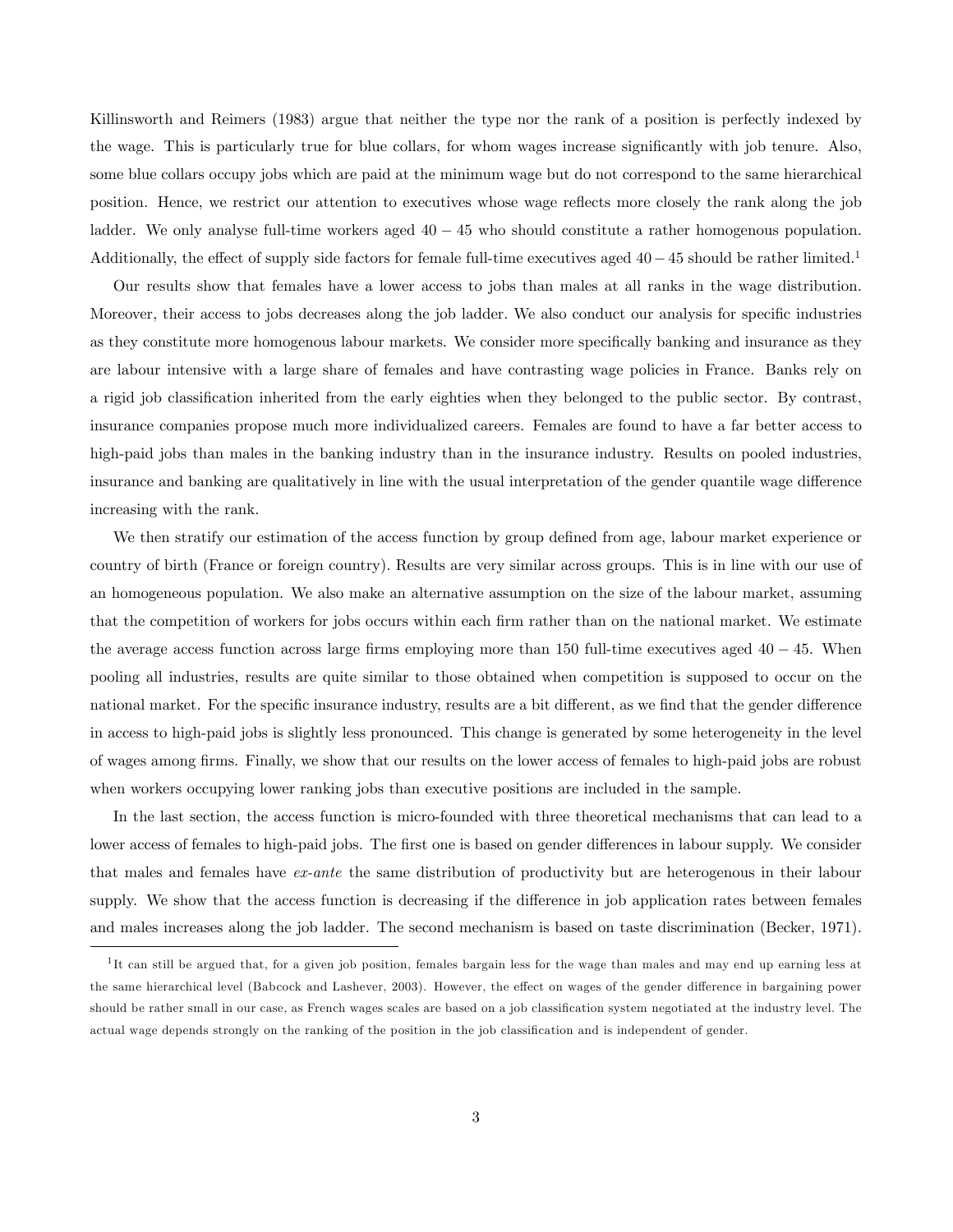Killinsworth and Reimers (1983) argue that neither the type nor the rank of a position is perfectly indexed by the wage. This is particularly true for blue collars, for whom wages increase significantly with job tenure. Also, some blue collars occupy jobs which are paid at the minimum wage but do not correspond to the same hierarchical position. Hence, we restrict our attention to executives whose wage reflects more closely the rank along the job ladder. We only analyse full-time workers aged $40 - 45$ who should constitute a rather homogenous population. Additionally, the effect of supply side factors for female full-time executives aged $40 - 45$ should be rather limited.[1]

Our results show that females have a lower access to jobs than males at all ranks in the wage distribution. Moreover, their access to jobs decreases along the job ladder. We also conduct our analysis for specific industries as they constitute more homogenous labour markets. We consider more specifically banking and insurance as they are labour intensive with a large share of females and have contrasting wage policies in France. Banks rely on a rigid job classification inherited from the early eighties when they belonged to the public sector. By contrast, insurance companies propose much more individualized careers. Females are found to have a far better access to high-paid jobs than males in the banking industry than in the insurance industry. Results on pooled industries, insurance and banking are qualitatively in line with the usual interpretation of the gender quantile wage difference increasing with the rank.

We then stratify our estimation of the access function by group defined from age, labour market experience or country of birth (France or foreign country). Results are very similar across groups. This is in line with our use of an homogeneous population. We also make an alternative assumption on the size of the labour market, assuming that the competition of workers for jobs occurs within each firm rather than on the national market. We estimate the average access function across large firms employing more than 150 full-time executives aged $40 - 45$. When pooling all industries, results are quite similar to those obtained when competition is supposed to occur on the national market. For the specific insurance industry, results are a bit different, as we find that the gender difference in access to high-paid jobs is slightly less pronounced. This change is generated by some heterogeneity in the level of wages among firms. Finally, we show that our results on the lower access of females to high-paid jobs are robust when workers occupying lower ranking jobs than executive positions are included in the sample.

In the last section, the access function is micro-founded with three theoretical mechanisms that can lead to a lower access of females to high-paid jobs. The first one is based on gender differences in labour supply. We consider that males and females have *ex-ante* the same distribution of productivity but are heterogenous in their labour supply. We show that the access function is decreasing if the difference in job application rates between females and males increases along the job ladder. The second mechanism is based on taste discrimination (Becker, 1971).

[1] It can still be argued that, for a given job position, females bargain less for the wage than males and may end up earning less at the same hierarchical level (Babcock and Lashever, 2003). However, the effect on wages of the gender difference in bargaining power should be rather small in our case, as French wages scales are based on a job classification system negotiated at the industry level. The actual wage depends strongly on the ranking of the position in the job classification and is independent of gender.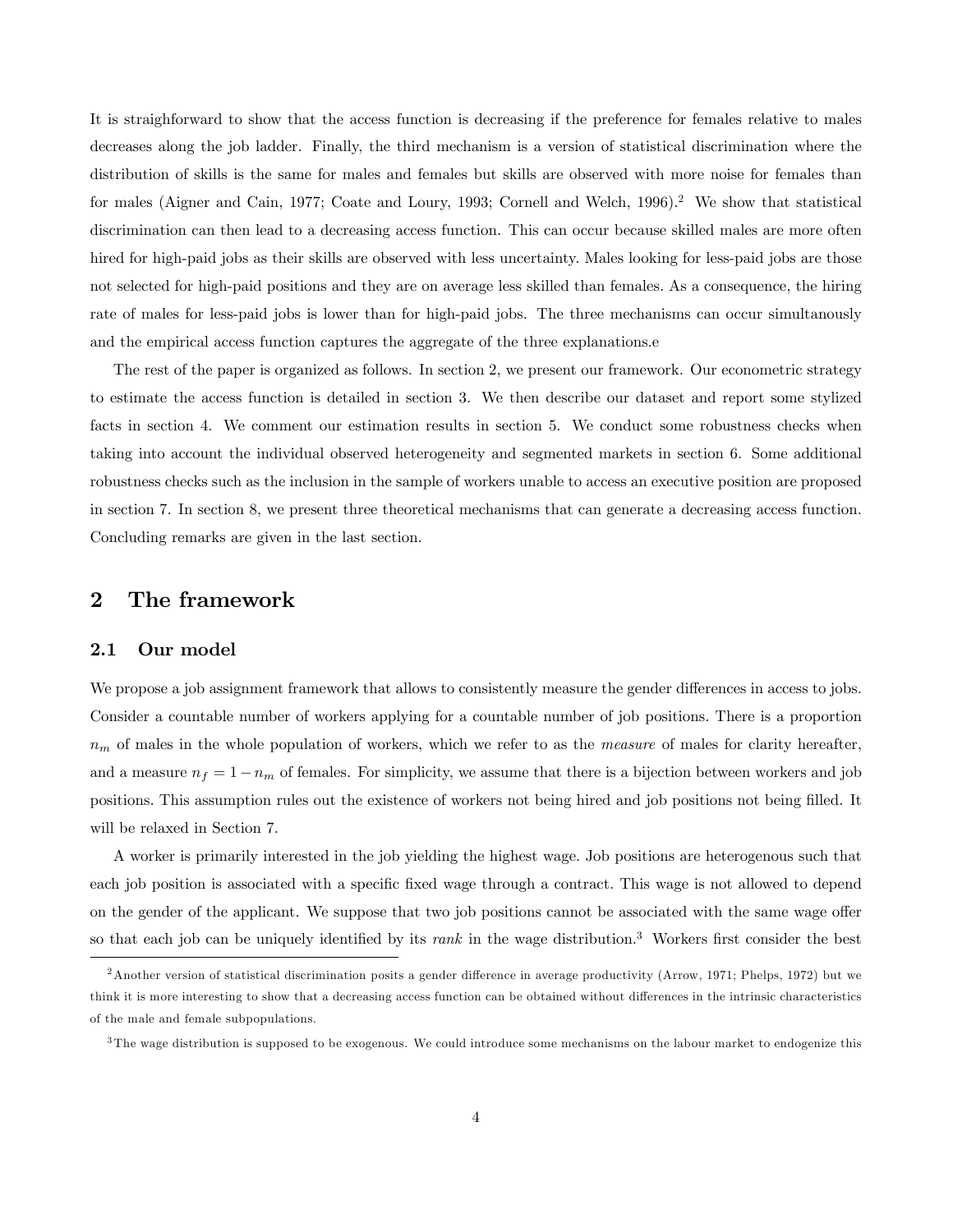It is straightforward to show that the access function is decreasing if the preference for females relative to males decreases along the job ladder. Finally, the third mechanism is a version of statistical discrimination where the distribution of skills is the same for males and females but skills are observed with more noise for females than for males (Aigner and Cain, 1977; Coate and Loury, 1993; Cornell and Welch, 1996).[2] We show that statistical discrimination can then lead to a decreasing access function. This can occur because skilled males are more often hired for high-paid jobs as their skills are observed with less uncertainty. Males looking for less-paid jobs are those not selected for high-paid positions and they are on average less skilled than females. As a consequence, the hiring rate of males for less-paid jobs is lower than for high-paid jobs. The three mechanisms can occur simultanously and the empirical access function captures the aggregate of the three explanations.e

The rest of the paper is organized as follows. In section 2, we present our framework. Our econometric strategy to estimate the access function is detailed in section 3. We then describe our dataset and report some stylized facts in section 4. We comment our estimation results in section 5. We conduct some robustness checks when taking into account the individual observed heterogeneity and segmented markets in section 6. Some additional robustness checks such as the inclusion in the sample of workers unable to access an executive position are proposed in section 7. In section 8, we present three theoretical mechanisms that can generate a decreasing access function. Concluding remarks are given in the last section.

# 2 The framework

## 2.1 Our model

We propose a job assignment framework that allows to consistently measure the gender differences in access to jobs. Consider a countable number of workers applying for a countable number of job positions. There is a proportion $n_m$ of males in the whole population of workers, which we refer to as the *measure* of males for clarity hereafter, and a measure $n_f = 1 - n_m$ of females. For simplicity, we assume that there is a bijection between workers and job positions. This assumption rules out the existence of workers not being hired and job positions not being filled. It will be relaxed in Section 7.

A worker is primarily interested in the job yielding the highest wage. Job positions are heterogenous such that each job position is associated with a specific fixed wage through a contract. This wage is not allowed to depend on the gender of the applicant. We suppose that two job positions cannot be associated with the same wage offer so that each job can be uniquely identified by its *rank* in the wage distribution.[3] Workers first consider the best

[2] Another version of statistical discrimination posits a gender difference in average productivity (Arrow, 1971; Phelps, 1972) but we think it is more interesting to show that a decreasing access function can be obtained without differences in the intrinsic characteristics of the male and female subpopulations.

[3] The wage distribution is supposed to be exogenous. We could introduce some mechanisms on the labour market to endogenize this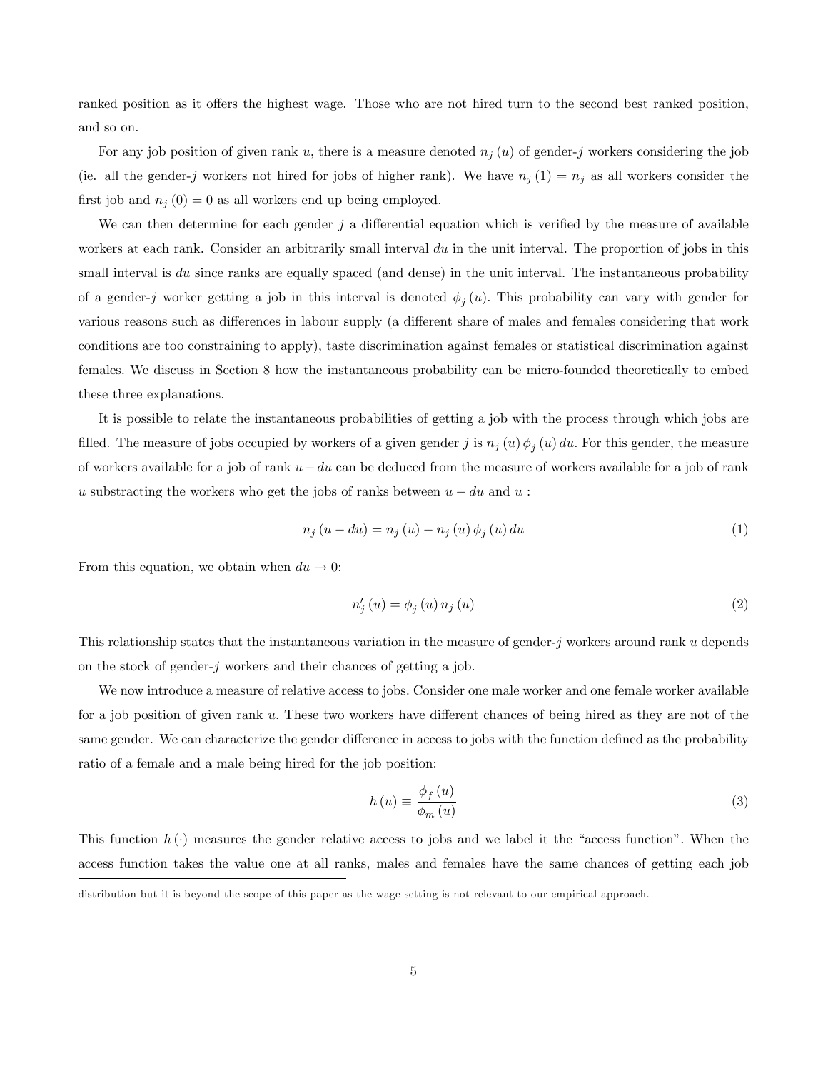ranked position as it offers the highest wage. Those who are not hired turn to the second best ranked position, and so on.

For any job position of given rank $u$, there is a measure denoted $n_j(u)$ of gender-$j$ workers considering the job (ie. all the gender-$j$ workers not hired for jobs of higher rank). We have $n_j(1) = n_j$ as all workers consider the first job and $n_j(0) = 0$ as all workers end up being employed.

We can then determine for each gender $j$ a differential equation which is verified by the measure of available workers at each rank. Consider an arbitrarily small interval $du$ in the unit interval. The proportion of jobs in this small interval is $du$ since ranks are equally spaced (and dense) in the unit interval. The instantaneous probability of a gender-$j$ worker getting a job in this interval is denoted $\phi_j(u)$. This probability can vary with gender for various reasons such as differences in labour supply (a different share of males and females considering that work conditions are too constraining to apply), taste discrimination against females or statistical discrimination against females. We discuss in Section 8 how the instantaneous probability can be micro-founded theoretically to embed these three explanations.

It is possible to relate the instantaneous probabilities of getting a job with the process through which jobs are filled. The measure of jobs occupied by workers of a given gender $j$ is $n_j(u)\phi_j(u)\,du$. For this gender, the measure of workers available for a job of rank $u - du$ can be deduced from the measure of workers available for a job of rank $u$ substracting the workers who get the jobs of ranks between $u - du$ and $u$ :

$$n_j(u - du) = n_j(u) - n_j(u)\phi_j(u)\,du \tag{1}$$

From this equation, we obtain when $du \to 0$:

$$n_j'(u) = \phi_j(u)\,n_j(u) \tag{2}$$

This relationship states that the instantaneous variation in the measure of gender-$j$ workers around rank $u$ depends on the stock of gender-$j$ workers and their chances of getting a job.

We now introduce a measure of relative access to jobs. Consider one male worker and one female worker available for a job position of given rank $u$. These two workers have different chances of being hired as they are not of the same gender. We can characterize the gender difference in access to jobs with the function defined as the probability ratio of a female and a male being hired for the job position:

$$h(u) \equiv \frac{\phi_f(u)}{\phi_m(u)} \tag{3}$$

This function $h(\cdot)$ measures the gender relative access to jobs and we label it the "access function". When the access function takes the value one at all ranks, males and females have the same chances of getting each job

distribution but it is beyond the scope of this paper as the wage setting is not relevant to our empirical approach.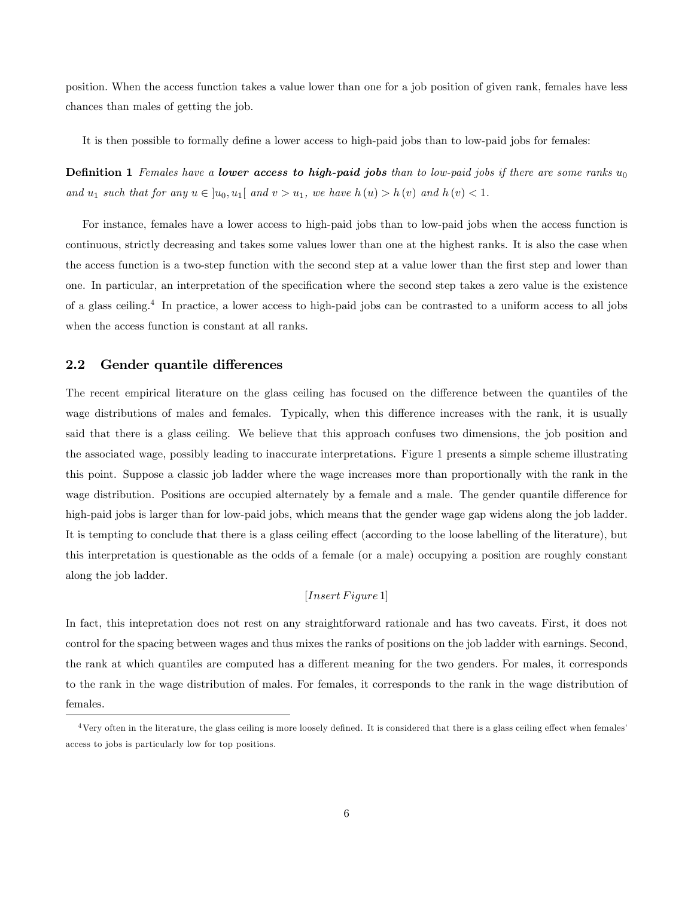position. When the access function takes a value lower than one for a job position of given rank, females have less chances than males of getting the job.

It is then possible to formally define a lower access to high-paid jobs than to low-paid jobs for females:

**Definition 1** *Females have a **lower access to high-paid jobs** than to low-paid jobs if there are some ranks $u_0$ and $u_1$ such that for any $u \in ]u_0, u_1[$ and $v > u_1$, we have $h(u) > h(v)$ and $h(v) < 1$.*

For instance, females have a lower access to high-paid jobs than to low-paid jobs when the access function is continuous, strictly decreasing and takes some values lower than one at the highest ranks. It is also the case when the access function is a two-step function with the second step at a value lower than the first step and lower than one. In particular, an interpretation of the specification where the second step takes a zero value is the existence of a glass ceiling.[4] In practice, a lower access to high-paid jobs can be contrasted to a uniform access to all jobs when the access function is constant at all ranks.

## 2.2 Gender quantile differences

The recent empirical literature on the glass ceiling has focused on the difference between the quantiles of the wage distributions of males and females. Typically, when this difference increases with the rank, it is usually said that there is a glass ceiling. We believe that this approach confuses two dimensions, the job position and the associated wage, possibly leading to inaccurate interpretations. Figure 1 presents a simple scheme illustrating this point. Suppose a classic job ladder where the wage increases more than proportionally with the rank in the wage distribution. Positions are occupied alternately by a female and a male. The gender quantile difference for high-paid jobs is larger than for low-paid jobs, which means that the gender wage gap widens along the job ladder. It is tempting to conclude that there is a glass ceiling effect (according to the loose labelling of the literature), but this interpretation is questionable as the odds of a female (or a male) occupying a position are roughly constant along the job ladder.

*[Insert Figure 1]*

In fact, this intepretation does not rest on any straightforward rationale and has two caveats. First, it does not control for the spacing between wages and thus mixes the ranks of positions on the job ladder with earnings. Second, the rank at which quantiles are computed has a different meaning for the two genders. For males, it corresponds to the rank in the wage distribution of males. For females, it corresponds to the rank in the wage distribution of females.

[4] Very often in the literature, the glass ceiling is more loosely defined. It is considered that there is a glass ceiling effect when females' access to jobs is particularly low for top positions.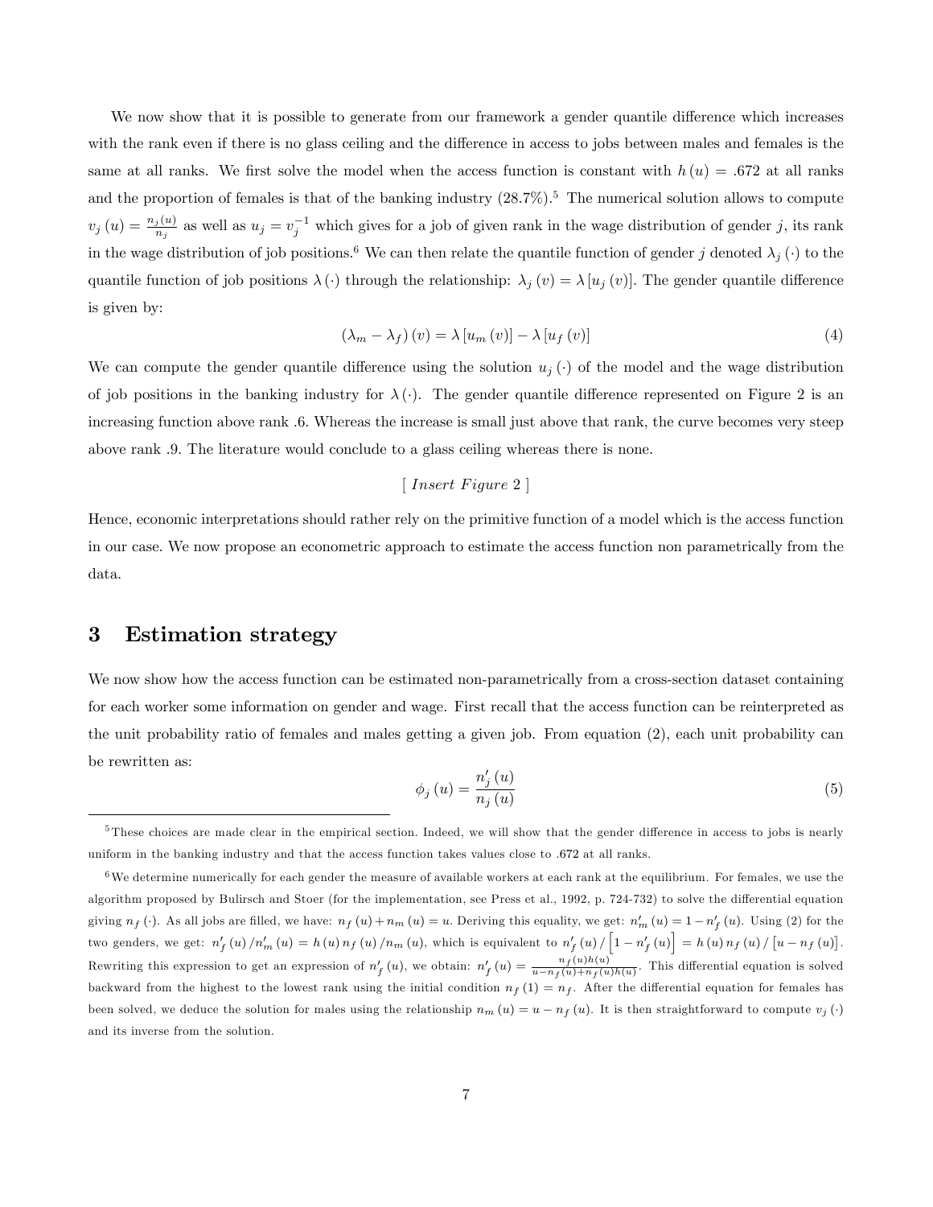We now show that it is possible to generate from our framework a gender quantile difference which increases with the rank even if there is no glass ceiling and the difference in access to jobs between males and females is the same at all ranks. We first solve the model when the access function is constant with $h(u) = .672$ at all ranks and the proportion of females is that of the banking industry (28.7%).[5] The numerical solution allows to compute $v_j(u) = \frac{n_j(u)}{n_j}$ as well as $u_j = v_j^{-1}$ which gives for a job of given rank in the wage distribution of gender $j$, its rank in the wage distribution of job positions.[6] We can then relate the quantile function of gender $j$ denoted $\lambda_j(\cdot)$ to the quantile function of job positions $\lambda(\cdot)$ through the relationship: $\lambda_j(v) = \lambda[u_j(v)]$. The gender quantile difference is given by:

$$(\lambda_m - \lambda_f)(v) = \lambda[u_m(v)] - \lambda[u_f(v)] \tag{4}$$

We can compute the gender quantile difference using the solution $u_j(\cdot)$ of the model and the wage distribution of job positions in the banking industry for $\lambda(\cdot)$. The gender quantile difference represented on Figure 2 is an increasing function above rank .6. Whereas the increase is small just above that rank, the curve becomes very steep above rank .9. The literature would conclude to a glass ceiling whereas there is none.

[ *Insert Figure* 2 ]

Hence, economic interpretations should rather rely on the primitive function of a model which is the access function in our case. We now propose an econometric approach to estimate the access function non parametrically from the data.

# 3 Estimation strategy

We now show how the access function can be estimated non-parametrically from a cross-section dataset containing for each worker some information on gender and wage. First recall that the access function can be reinterpreted as the unit probability ratio of females and males getting a given job. From equation (2), each unit probability can be rewritten as:

$$\phi_j(u) = \frac{n'_j(u)}{n_j(u)} \tag{5}$$

---

[5] These choices are made clear in the empirical section. Indeed, we will show that the gender difference in access to jobs is nearly uniform in the banking industry and that the access function takes values close to .672 at all ranks.

[6] We determine numerically for each gender the measure of available workers at each rank at the equilibrium. For females, we use the algorithm proposed by Bulirsch and Stoer (for the implementation, see Press et al., 1992, p. 724-732) to solve the differential equation giving $n_f(\cdot)$. As all jobs are filled, we have: $n_f(u) + n_m(u) = u$. Deriving this equality, we get: $n'_m(u) = 1 - n'_f(u)$. Using (2) for the two genders, we get: $n'_f(u)/n'_m(u) = h(u)\,n_f(u)/n_m(u)$, which is equivalent to $n'_f(u)/\left[1 - n'_f(u)\right] = h(u)\,n_f(u)/\left[u - n_f(u)\right]$. Rewriting this expression to get an expression of $n'_f(u)$, we obtain: $n'_f(u) = \frac{n_f(u)h(u)}{u - n_f(u) + n_f(u)h(u)}$. This differential equation is solved backward from the highest to the lowest rank using the initial condition $n_f(1) = n_f$. After the differential equation for females has been solved, we deduce the solution for males using the relationship $n_m(u) = u - n_f(u)$. It is then straightforward to compute $v_j(\cdot)$ and its inverse from the solution.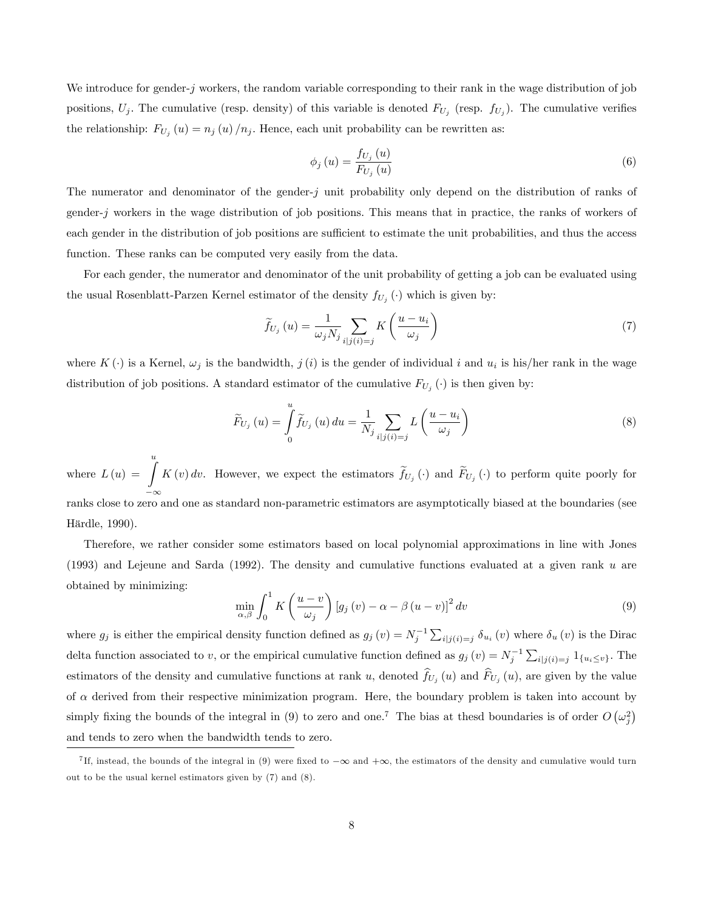We introduce for gender-$j$ workers, the random variable corresponding to their rank in the wage distribution of job positions, $U_j$. The cumulative (resp. density) of this variable is denoted $F_{U_j}$ (resp. $f_{U_j}$). The cumulative verifies the relationship: $F_{U_j}(u) = n_j(u)/n_j$. Hence, each unit probability can be rewritten as:

$$\phi_j(u) = \frac{f_{U_j}(u)}{F_{U_j}(u)} \tag{6}$$

The numerator and denominator of the gender-$j$ unit probability only depend on the distribution of ranks of gender-$j$ workers in the wage distribution of job positions. This means that in practice, the ranks of workers of each gender in the distribution of job positions are sufficient to estimate the unit probabilities, and thus the access function. These ranks can be computed very easily from the data.

For each gender, the numerator and denominator of the unit probability of getting a job can be evaluated using the usual Rosenblatt-Parzen Kernel estimator of the density $f_{U_j}(\cdot)$ which is given by:

$$\widetilde{f}_{U_j}(u) = \frac{1}{\omega_j N_j} \sum_{i|j(i)=j} K\left(\frac{u-u_i}{\omega_j}\right) \tag{7}$$

where $K(\cdot)$ is a Kernel, $\omega_j$ is the bandwidth, $j(i)$ is the gender of individual $i$ and $u_i$ is his/her rank in the wage distribution of job positions. A standard estimator of the cumulative $F_{U_j}(\cdot)$ is then given by:

$$\widetilde{F}_{U_j}(u) = \int_0^u \widetilde{f}_{U_j}(u)\,du = \frac{1}{N_j} \sum_{i|j(i)=j} L\left(\frac{u-u_i}{\omega_j}\right) \tag{8}$$

where $L(u) = \int_{-\infty}^{u} K(v)\,dv$. However, we expect the estimators $\widetilde{f}_{U_j}(\cdot)$ and $\widetilde{F}_{U_j}(\cdot)$ to perform quite poorly for ranks close to zero and one as standard non-parametric estimators are asymptotically biased at the boundaries (see Härdle, 1990).

Therefore, we rather consider some estimators based on local polynomial approximations in line with Jones (1993) and Lejeune and Sarda (1992). The density and cumulative functions evaluated at a given rank $u$ are obtained by minimizing:

$$\min_{\alpha,\beta} \int_0^1 K\left(\frac{u-v}{\omega_j}\right)\left[g_j(v) - \alpha - \beta(u-v)\right]^2 dv \tag{9}$$

where $g_j$ is either the empirical density function defined as $g_j(v) = N_j^{-1}\sum_{i|j(i)=j} \delta_{u_i}(v)$ where $\delta_u(v)$ is the Dirac delta function associated to $v$, or the empirical cumulative function defined as $g_j(v) = N_j^{-1}\sum_{i|j(i)=j} 1_{\{u_i \le v\}}$. The estimators of the density and cumulative functions at rank $u$, denoted $\widehat{f}_{U_j}(u)$ and $\widehat{F}_{U_j}(u)$, are given by the value of $\alpha$ derived from their respective minimization program. Here, the boundary problem is taken into account by simply fixing the bounds of the integral in (9) to zero and one.[7] The bias at thesd boundaries is of order $O(\omega_j^2)$ and tends to zero when the bandwidth tends to zero.

[7] If, instead, the bounds of the integral in (9) were fixed to $-\infty$ and $+\infty$, the estimators of the density and cumulative would turn out to be the usual kernel estimators given by (7) and (8).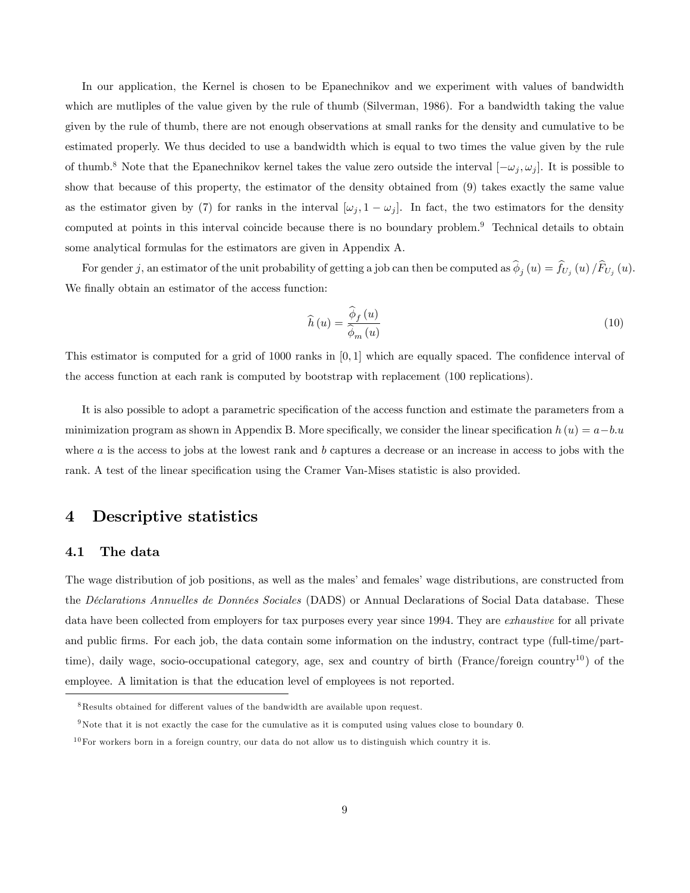In our application, the Kernel is chosen to be Epanechnikov and we experiment with values of bandwidth which are mutliples of the value given by the rule of thumb (Silverman, 1986). For a bandwidth taking the value given by the rule of thumb, there are not enough observations at small ranks for the density and cumulative to be estimated properly. We thus decided to use a bandwidth which is equal to two times the value given by the rule of thumb.[8] Note that the Epanechnikov kernel takes the value zero outside the interval $[-\omega_j, \omega_j]$. It is possible to show that because of this property, the estimator of the density obtained from (9) takes exactly the same value as the estimator given by (7) for ranks in the interval $[\omega_j, 1-\omega_j]$. In fact, the two estimators for the density computed at points in this interval coincide because there is no boundary problem.[9] Technical details to obtain some analytical formulas for the estimators are given in Appendix A.

For gender $j$, an estimator of the unit probability of getting a job can then be computed as $\widehat{\phi}_j(u) = \widehat{f}_{U_j}(u)/\widehat{F}_{U_j}(u)$. We finally obtain an estimator of the access function:

$$\widehat{h}(u) = \frac{\widehat{\phi}_f(u)}{\widehat{\phi}_m(u)} \tag{10}$$

This estimator is computed for a grid of 1000 ranks in $[0,1]$ which are equally spaced. The confidence interval of the access function at each rank is computed by bootstrap with replacement (100 replications).

It is also possible to adopt a parametric specification of the access function and estimate the parameters from a minimization program as shown in Appendix B. More specifically, we consider the linear specification $h(u) = a - b.u$ where $a$ is the access to jobs at the lowest rank and $b$ captures a decrease or an increase in access to jobs with the rank. A test of the linear specification using the Cramer Van-Mises statistic is also provided.

# 4 Descriptive statistics

## 4.1 The data

The wage distribution of job positions, as well as the males' and females' wage distributions, are constructed from the *Déclarations Annuelles de Données Sociales* (DADS) or Annual Declarations of Social Data database. These data have been collected from employers for tax purposes every year since 1994. They are *exhaustive* for all private and public firms. For each job, the data contain some information on the industry, contract type (full-time/part-time), daily wage, socio-occupational category, age, sex and country of birth (France/foreign country[10]) of the employee. A limitation is that the education level of employees is not reported.

[8] Results obtained for different values of the bandwidth are available upon request.

[9] Note that it is not exactly the case for the cumulative as it is computed using values close to boundary 0.

[10] For workers born in a foreign country, our data do not allow us to distinguish which country it is.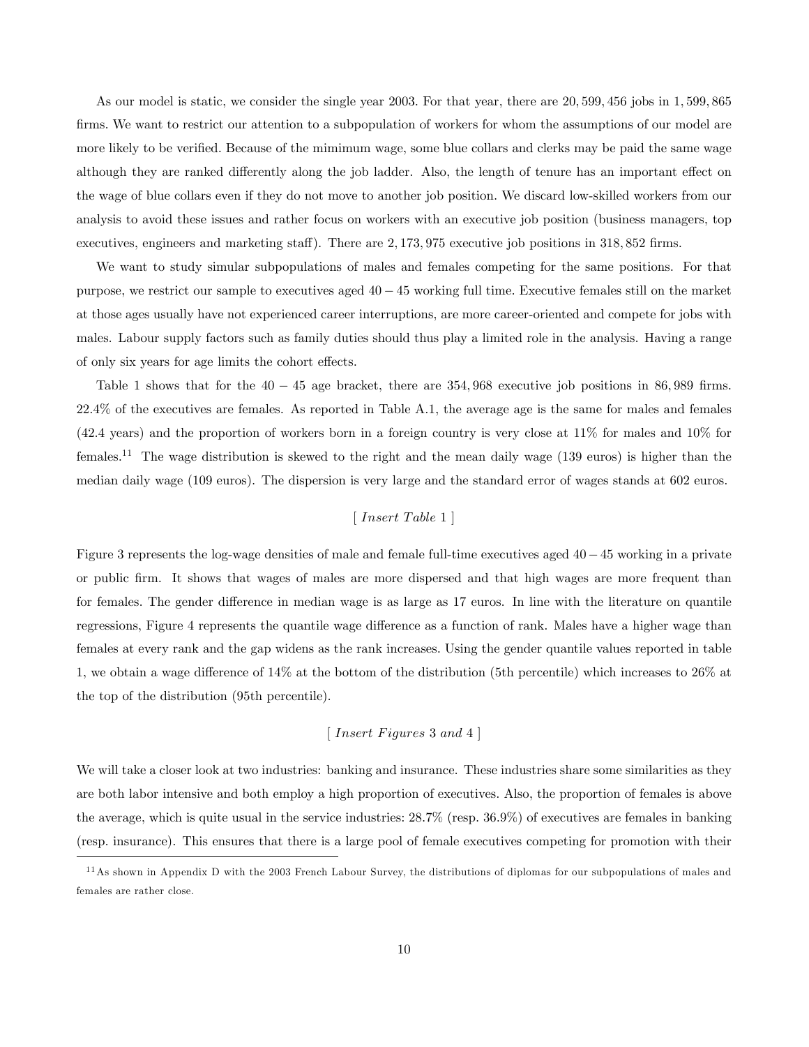As our model is static, we consider the single year 2003. For that year, there are 20,599,456 jobs in 1,599,865 firms. We want to restrict our attention to a subpopulation of workers for whom the assumptions of our model are more likely to be verified. Because of the mimimum wage, some blue collars and clerks may be paid the same wage although they are ranked differently along the job ladder. Also, the length of tenure has an important effect on the wage of blue collars even if they do not move to another job position. We discard low-skilled workers from our analysis to avoid these issues and rather focus on workers with an executive job position (business managers, top executives, engineers and marketing staff). There are 2,173,975 executive job positions in 318,852 firms.

We want to study simular subpopulations of males and females competing for the same positions. For that purpose, we restrict our sample to executives aged $40-45$ working full time. Executive females still on the market at those ages usually have not experienced career interruptions, are more career-oriented and compete for jobs with males. Labour supply factors such as family duties should thus play a limited role in the analysis. Having a range of only six years for age limits the cohort effects.

Table 1 shows that for the $40-45$ age bracket, there are 354,968 executive job positions in 86,989 firms. 22.4% of the executives are females. As reported in Table A.1, the average age is the same for males and females (42.4 years) and the proportion of workers born in a foreign country is very close at 11% for males and 10% for females.[11] The wage distribution is skewed to the right and the mean daily wage (139 euros) is higher than the median daily wage (109 euros). The dispersion is very large and the standard error of wages stands at 602 euros.

[ *Insert Table* 1 ]

Figure 3 represents the log-wage densities of male and female full-time executives aged $40-45$ working in a private or public firm. It shows that wages of males are more dispersed and that high wages are more frequent than for females. The gender difference in median wage is as large as 17 euros. In line with the literature on quantile regressions, Figure 4 represents the quantile wage difference as a function of rank. Males have a higher wage than females at every rank and the gap widens as the rank increases. Using the gender quantile values reported in table 1, we obtain a wage difference of 14% at the bottom of the distribution (5th percentile) which increases to 26% at the top of the distribution (95th percentile).

[ *Insert Figures* 3 *and* 4 ]

We will take a closer look at two industries: banking and insurance. These industries share some similarities as they are both labor intensive and both employ a high proportion of executives. Also, the proportion of females is above the average, which is quite usual in the service industries: 28.7% (resp. 36.9%) of executives are females in banking (resp. insurance). This ensures that there is a large pool of female executives competing for promotion with their

[11] As shown in Appendix D with the 2003 French Labour Survey, the distributions of diplomas for our subpopulations of males and females are rather close.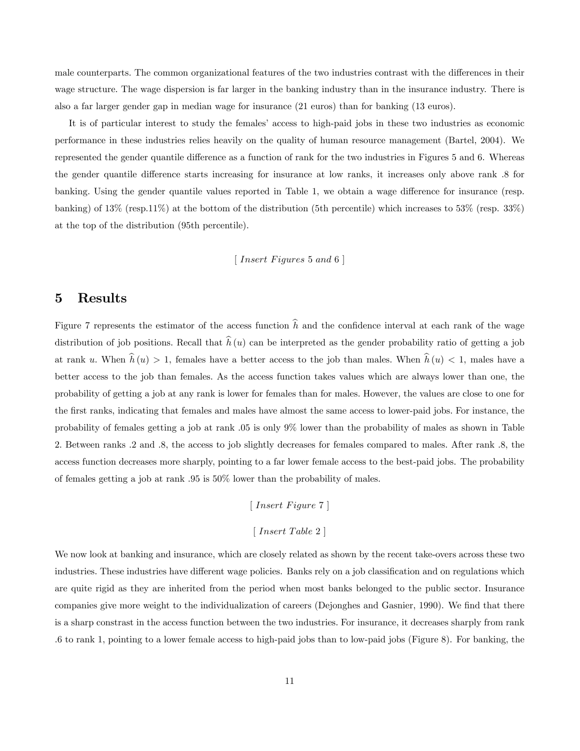male counterparts. The common organizational features of the two industries contrast with the differences in their wage structure. The wage dispersion is far larger in the banking industry than in the insurance industry. There is also a far larger gender gap in median wage for insurance (21 euros) than for banking (13 euros).

It is of particular interest to study the females' access to high-paid jobs in these two industries as economic performance in these industries relies heavily on the quality of human resource management (Bartel, 2004). We represented the gender quantile difference as a function of rank for the two industries in Figures 5 and 6. Whereas the gender quantile difference starts increasing for insurance at low ranks, it increases only above rank .8 for banking. Using the gender quantile values reported in Table 1, we obtain a wage difference for insurance (resp. banking) of 13% (resp.11%) at the bottom of the distribution (5th percentile) which increases to 53% (resp. 33%) at the top of the distribution (95th percentile).

[ *Insert Figures* 5 *and* 6 ]

## 5 Results

Figure 7 represents the estimator of the access function $\widehat{h}$ and the confidence interval at each rank of the wage distribution of job positions. Recall that $\widehat{h}(u)$ can be interpreted as the gender probability ratio of getting a job at rank $u$. When $\widehat{h}(u) > 1$, females have a better access to the job than males. When $\widehat{h}(u) < 1$, males have a better access to the job than females. As the access function takes values which are always lower than one, the probability of getting a job at any rank is lower for females than for males. However, the values are close to one for the first ranks, indicating that females and males have almost the same access to lower-paid jobs. For instance, the probability of females getting a job at rank .05 is only 9% lower than the probability of males as shown in Table 2. Between ranks .2 and .8, the access to job slightly decreases for females compared to males. After rank .8, the access function decreases more sharply, pointing to a far lower female access to the best-paid jobs. The probability of females getting a job at rank .95 is 50% lower than the probability of males.

[ *Insert Figure* 7 ]

[ *Insert Table* 2 ]

We now look at banking and insurance, which are closely related as shown by the recent take-overs across these two industries. These industries have different wage policies. Banks rely on a job classification and on regulations which are quite rigid as they are inherited from the period when most banks belonged to the public sector. Insurance companies give more weight to the individualization of careers (Dejonghes and Gasnier, 1990). We find that there is a sharp constrast in the access function between the two industries. For insurance, it decreases sharply from rank .6 to rank 1, pointing to a lower female access to high-paid jobs than to low-paid jobs (Figure 8). For banking, the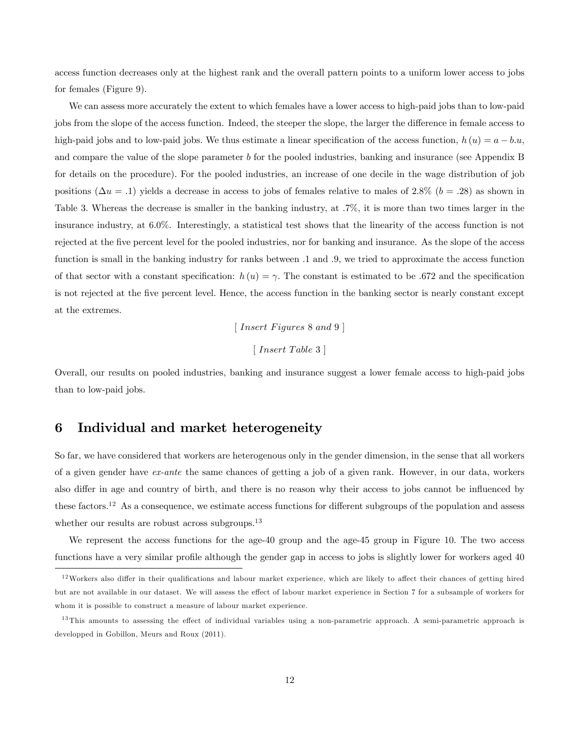access function decreases only at the highest rank and the overall pattern points to a uniform lower access to jobs for females (Figure 9).

We can assess more accurately the extent to which females have a lower access to high-paid jobs than to low-paid jobs from the slope of the access function. Indeed, the steeper the slope, the larger the difference in female access to high-paid jobs and to low-paid jobs. We thus estimate a linear specification of the access function, $h(u) = a - b.u$, and compare the value of the slope parameter $b$ for the pooled industries, banking and insurance (see Appendix B for details on the procedure). For the pooled industries, an increase of one decile in the wage distribution of job positions ($\Delta u = .1$) yields a decrease in access to jobs of females relative to males of 2.8% ($b = .28$) as shown in Table 3. Whereas the decrease is smaller in the banking industry, at .7%, it is more than two times larger in the insurance industry, at 6.0%. Interestingly, a statistical test shows that the linearity of the access function is not rejected at the five percent level for the pooled industries, nor for banking and insurance. As the slope of the access function is small in the banking industry for ranks between .1 and .9, we tried to approximate the access function of that sector with a constant specification: $h(u) = \gamma$. The constant is estimated to be .672 and the specification is not rejected at the five percent level. Hence, the access function in the banking sector is nearly constant except at the extremes.

[ *Insert Figures* 8 *and* 9 ]

[ *Insert Table* 3 ]

Overall, our results on pooled industries, banking and insurance suggest a lower female access to high-paid jobs than to low-paid jobs.

## 6 Individual and market heterogeneity

So far, we have considered that workers are heterogenous only in the gender dimension, in the sense that all workers of a given gender have *ex-ante* the same chances of getting a job of a given rank. However, in our data, workers also differ in age and country of birth, and there is no reason why their access to jobs cannot be influenced by these factors.[12] As a consequence, we estimate access functions for different subgroups of the population and assess whether our results are robust across subgroups.[13]

We represent the access functions for the age-40 group and the age-45 group in Figure 10. The two access functions have a very similar profile although the gender gap in access to jobs is slightly lower for workers aged 40

[12] Workers also differ in their qualifications and labour market experience, which are likely to affect their chances of getting hired but are not available in our dataset. We will assess the effect of labour market experience in Section 7 for a subsample of workers for whom it is possible to construct a measure of labour market experience.

[13] This amounts to assessing the effect of individual variables using a non-parametric approach. A semi-parametric approach is developped in Gobillon, Meurs and Roux (2011).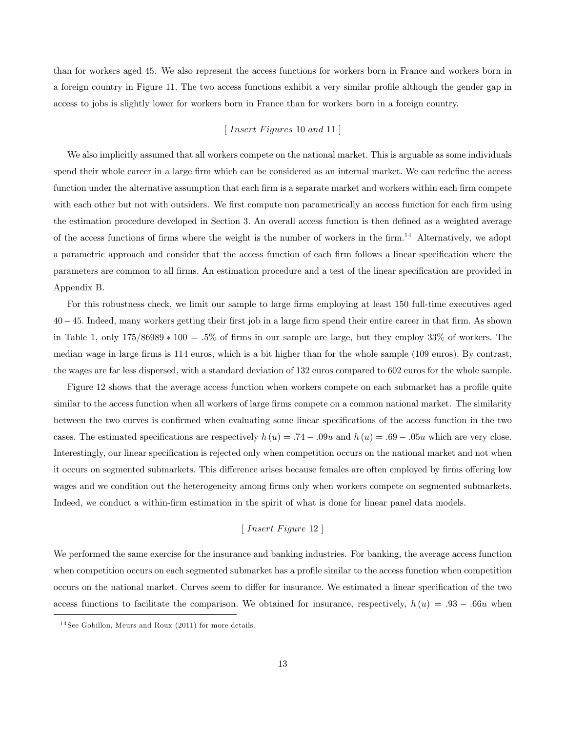than for workers aged 45. We also represent the access functions for workers born in France and workers born in a foreign country in Figure 11. The two access functions exhibit a very similar profile although the gender gap in access to jobs is slightly lower for workers born in France than for workers born in a foreign country.

[ *Insert Figures* 10 *and* 11 ]

We also implicitly assumed that all workers compete on the national market. This is arguable as some individuals spend their whole career in a large firm which can be considered as an internal market. We can redefine the access function under the alternative assumption that each firm is a separate market and workers within each firm compete with each other but not with outsiders. We first compute non parametrically an access function for each firm using the estimation procedure developed in Section 3. An overall access function is then defined as a weighted average of the access functions of firms where the weight is the number of workers in the firm.[14] Alternatively, we adopt a parametric approach and consider that the access function of each firm follows a linear specification where the parameters are common to all firms. An estimation procedure and a test of the linear specification are provided in Appendix B.

For this robustness check, we limit our sample to large firms employing at least 150 full-time executives aged $40-45$. Indeed, many workers getting their first job in a large firm spend their entire career in that firm. As shown in Table 1, only $175/86989 * 100 = .5\%$ of firms in our sample are large, but they employ 33% of workers. The median wage in large firms is 114 euros, which is a bit higher than for the whole sample (109 euros). By contrast, the wages are far less dispersed, with a standard deviation of 132 euros compared to 602 euros for the whole sample.

Figure 12 shows that the average access function when workers compete on each submarket has a profile quite similar to the access function when all workers of large firms compete on a common national market. The similarity between the two curves is confirmed when evaluating some linear specifications of the access function in the two cases. The estimated specifications are respectively $h(u) = .74 - .09u$ and $h(u) = .69 - .05u$ which are very close. Interestingly, our linear specification is rejected only when competition occurs on the national market and not when it occurs on segmented submarkets. This difference arises because females are often employed by firms offering low wages and we condition out the heterogeneity among firms only when workers compete on segmented submarkets. Indeed, we conduct a within-firm estimation in the spirit of what is done for linear panel data models.

[ *Insert Figure* 12 ]

We performed the same exercise for the insurance and banking industries. For banking, the average access function when competition occurs on each segmented submarket has a profile similar to the access function when competition occurs on the national market. Curves seem to differ for insurance. We estimated a linear specification of the two access functions to facilitate the comparison. We obtained for insurance, respectively, $h(u) = .93 - .66u$ when

[14] See Gobillon, Meurs and Roux (2011) for more details.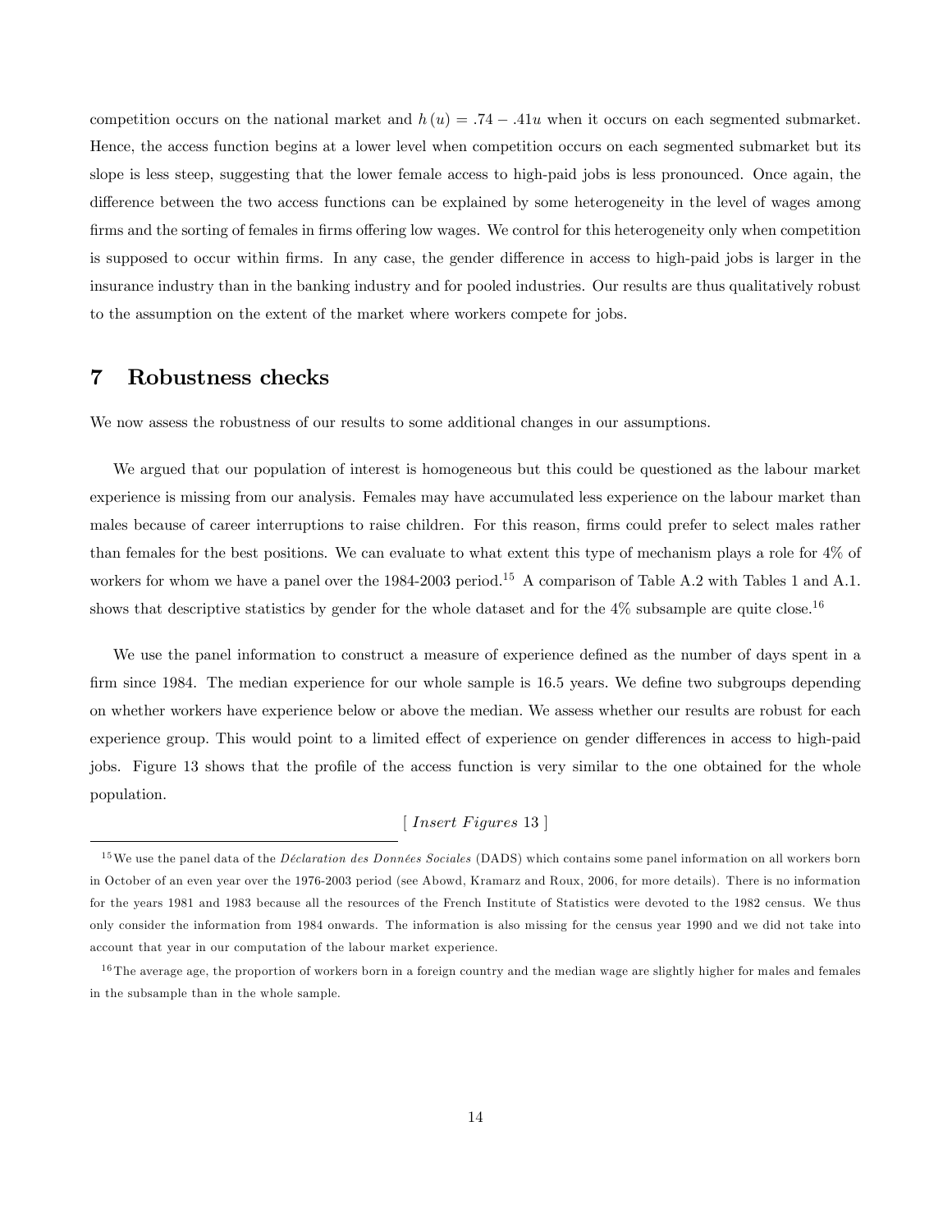competition occurs on the national market and $h(u) = .74 - .41u$ when it occurs on each segmented submarket. Hence, the access function begins at a lower level when competition occurs on each segmented submarket but its slope is less steep, suggesting that the lower female access to high-paid jobs is less pronounced. Once again, the difference between the two access functions can be explained by some heterogeneity in the level of wages among firms and the sorting of females in firms offering low wages. We control for this heterogeneity only when competition is supposed to occur within firms. In any case, the gender difference in access to high-paid jobs is larger in the insurance industry than in the banking industry and for pooled industries. Our results are thus qualitatively robust to the assumption on the extent of the market where workers compete for jobs.

# 7 Robustness checks

We now assess the robustness of our results to some additional changes in our assumptions.

We argued that our population of interest is homogeneous but this could be questioned as the labour market experience is missing from our analysis. Females may have accumulated less experience on the labour market than males because of career interruptions to raise children. For this reason, firms could prefer to select males rather than females for the best positions. We can evaluate to what extent this type of mechanism plays a role for 4% of workers for whom we have a panel over the 1984-2003 period.[15] A comparison of Table A.2 with Tables 1 and A.1. shows that descriptive statistics by gender for the whole dataset and for the 4% subsample are quite close.[16]

We use the panel information to construct a measure of experience defined as the number of days spent in a firm since 1984. The median experience for our whole sample is 16.5 years. We define two subgroups depending on whether workers have experience below or above the median. We assess whether our results are robust for each experience group. This would point to a limited effect of experience on gender differences in access to high-paid jobs. Figure 13 shows that the profile of the access function is very similar to the one obtained for the whole population.

[ *Insert Figures* 13 ]

[15] We use the panel data of the *Déclaration des Données Sociales* (DADS) which contains some panel information on all workers born in October of an even year over the 1976-2003 period (see Abowd, Kramarz and Roux, 2006, for more details). There is no information for the years 1981 and 1983 because all the resources of the French Institute of Statistics were devoted to the 1982 census. We thus only consider the information from 1984 onwards. The information is also missing for the census year 1990 and we did not take into account that year in our computation of the labour market experience.

[16] The average age, the proportion of workers born in a foreign country and the median wage are slightly higher for males and females in the subsample than in the whole sample.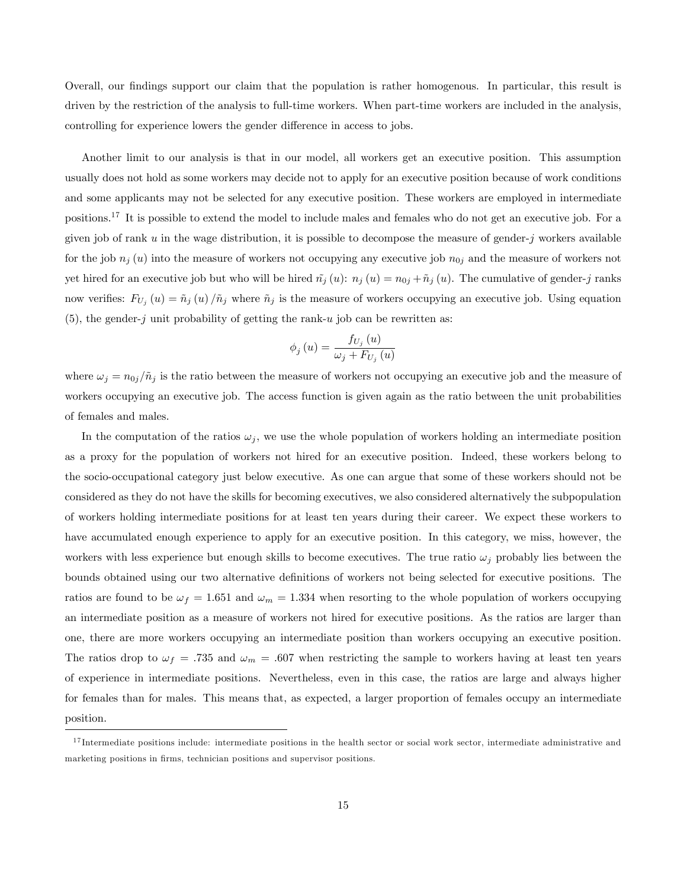Overall, our findings support our claim that the population is rather homogenous. In particular, this result is driven by the restriction of the analysis to full-time workers. When part-time workers are included in the analysis, controlling for experience lowers the gender difference in access to jobs.

Another limit to our analysis is that in our model, all workers get an executive position. This assumption usually does not hold as some workers may decide not to apply for an executive position because of work conditions and some applicants may not be selected for any executive position. These workers are employed in intermediate positions.[17] It is possible to extend the model to include males and females who do not get an executive job. For a given job of rank $u$ in the wage distribution, it is possible to decompose the measure of gender-$j$ workers available for the job $n_j(u)$ into the measure of workers not occupying any executive job $n_{0j}$ and the measure of workers not yet hired for an executive job but who will be hired $\tilde{n}_j(u)$: $n_j(u) = n_{0j} + \tilde{n}_j(u)$. The cumulative of gender-$j$ ranks now verifies: $F_{U_j}(u) = \tilde{n}_j(u)/\tilde{n}_j$ where $\tilde{n}_j$ is the measure of workers occupying an executive job. Using equation (5), the gender-$j$ unit probability of getting the rank-$u$ job can be rewritten as:

$$\phi_j(u) = \frac{f_{U_j}(u)}{\omega_j + F_{U_j}(u)}$$

where $\omega_j = n_{0j}/\tilde{n}_j$ is the ratio between the measure of workers not occupying an executive job and the measure of workers occupying an executive job. The access function is given again as the ratio between the unit probabilities of females and males.

In the computation of the ratios $\omega_j$, we use the whole population of workers holding an intermediate position as a proxy for the population of workers not hired for an executive position. Indeed, these workers belong to the socio-occupational category just below executive. As one can argue that some of these workers should not be considered as they do not have the skills for becoming executives, we also considered alternatively the subpopulation of workers holding intermediate positions for at least ten years during their career. We expect these workers to have accumulated enough experience to apply for an executive position. In this category, we miss, however, the workers with less experience but enough skills to become executives. The true ratio $\omega_j$ probably lies between the bounds obtained using our two alternative definitions of workers not being selected for executive positions. The ratios are found to be $\omega_f = 1.651$ and $\omega_m = 1.334$ when resorting to the whole population of workers occupying an intermediate position as a measure of workers not hired for executive positions. As the ratios are larger than one, there are more workers occupying an intermediate position than workers occupying an executive position. The ratios drop to $\omega_f = .735$ and $\omega_m = .607$ when restricting the sample to workers having at least ten years of experience in intermediate positions. Nevertheless, even in this case, the ratios are large and always higher for females than for males. This means that, as expected, a larger proportion of females occupy an intermediate position.

[17] Intermediate positions include: intermediate positions in the health sector or social work sector, intermediate administrative and marketing positions in firms, technician positions and supervisor positions.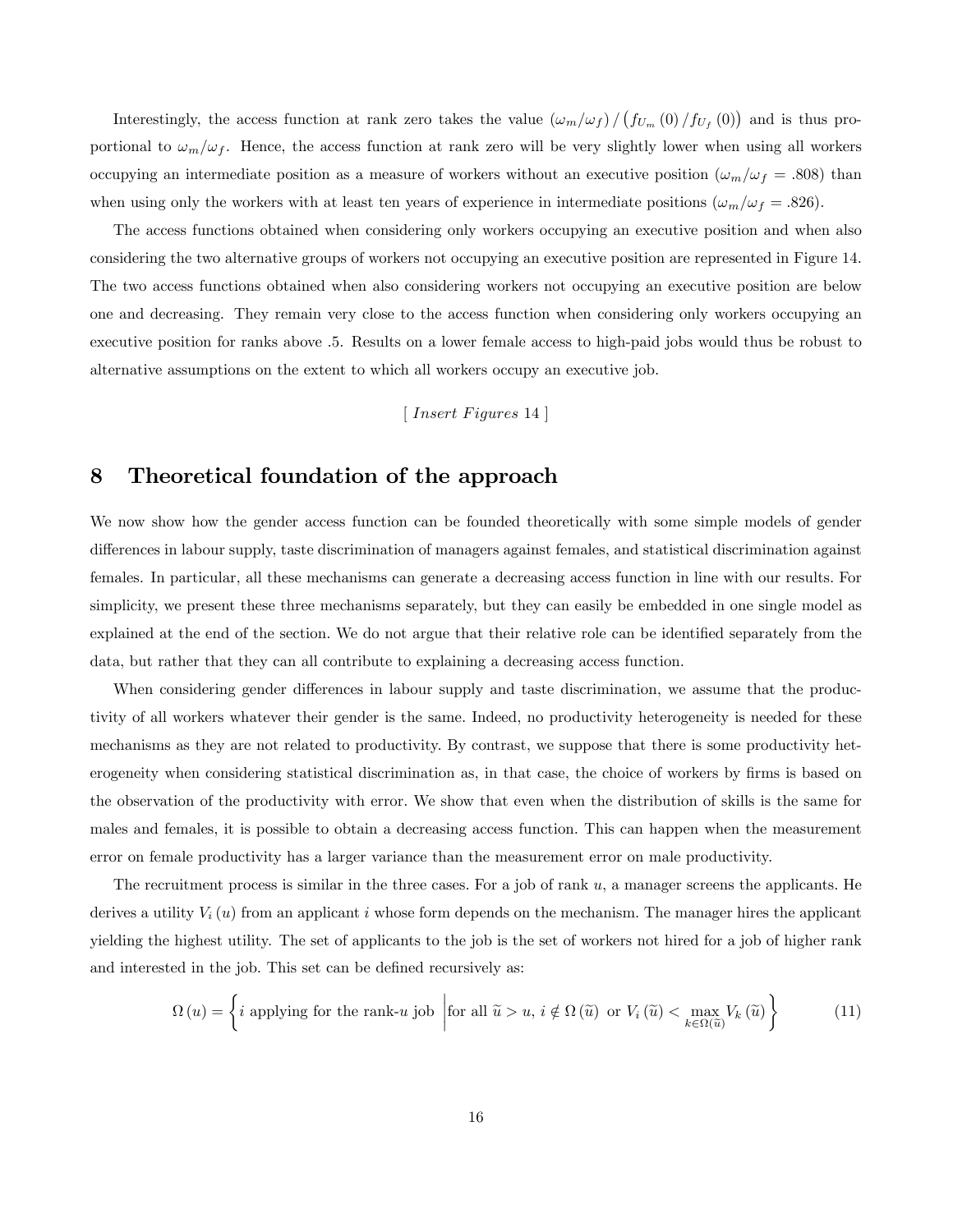Interestingly, the access function at rank zero takes the value $(\omega_m/\omega_f)/\left(f_{U_m}(0)/f_{U_f}(0)\right)$ and is thus proportional to $\omega_m/\omega_f$. Hence, the access function at rank zero will be very slightly lower when using all workers occupying an intermediate position as a measure of workers without an executive position ($\omega_m/\omega_f = .808$) than when using only the workers with at least ten years of experience in intermediate positions ($\omega_m/\omega_f = .826$).

The access functions obtained when considering only workers occupying an executive position and when also considering the two alternative groups of workers not occupying an executive position are represented in Figure 14. The two access functions obtained when also considering workers not occupying an executive position are below one and decreasing. They remain very close to the access function when considering only workers occupying an executive position for ranks above .5. Results on a lower female access to high-paid jobs would thus be robust to alternative assumptions on the extent to which all workers occupy an executive job.

[ *Insert Figures* 14 ]

# 8 Theoretical foundation of the approach

We now show how the gender access function can be founded theoretically with some simple models of gender differences in labour supply, taste discrimination of managers against females, and statistical discrimination against females. In particular, all these mechanisms can generate a decreasing access function in line with our results. For simplicity, we present these three mechanisms separately, but they can easily be embedded in one single model as explained at the end of the section. We do not argue that their relative role can be identified separately from the data, but rather that they can all contribute to explaining a decreasing access function.

When considering gender differences in labour supply and taste discrimination, we assume that the productivity of all workers whatever their gender is the same. Indeed, no productivity heterogeneity is needed for these mechanisms as they are not related to productivity. By contrast, we suppose that there is some productivity heterogeneity when considering statistical discrimination as, in that case, the choice of workers by firms is based on the observation of the productivity with error. We show that even when the distribution of skills is the same for males and females, it is possible to obtain a decreasing access function. This can happen when the measurement error on female productivity has a larger variance than the measurement error on male productivity.

The recruitment process is similar in the three cases. For a job of rank $u$, a manager screens the applicants. He derives a utility $V_i(u)$ from an applicant $i$ whose form depends on the mechanism. The manager hires the applicant yielding the highest utility. The set of applicants to the job is the set of workers not hired for a job of higher rank and interested in the job. This set can be defined recursively as:

$$\Omega(u) = \left\{ i \text{ applying for the rank-}u \text{ job } \middle| \text{for all } \widetilde{u} > u,\ i \notin \Omega(\widetilde{u}) \text{ or } V_i(\widetilde{u}) < \max_{k \in \Omega(\widetilde{u})} V_k(\widetilde{u}) \right\} \tag{11}$$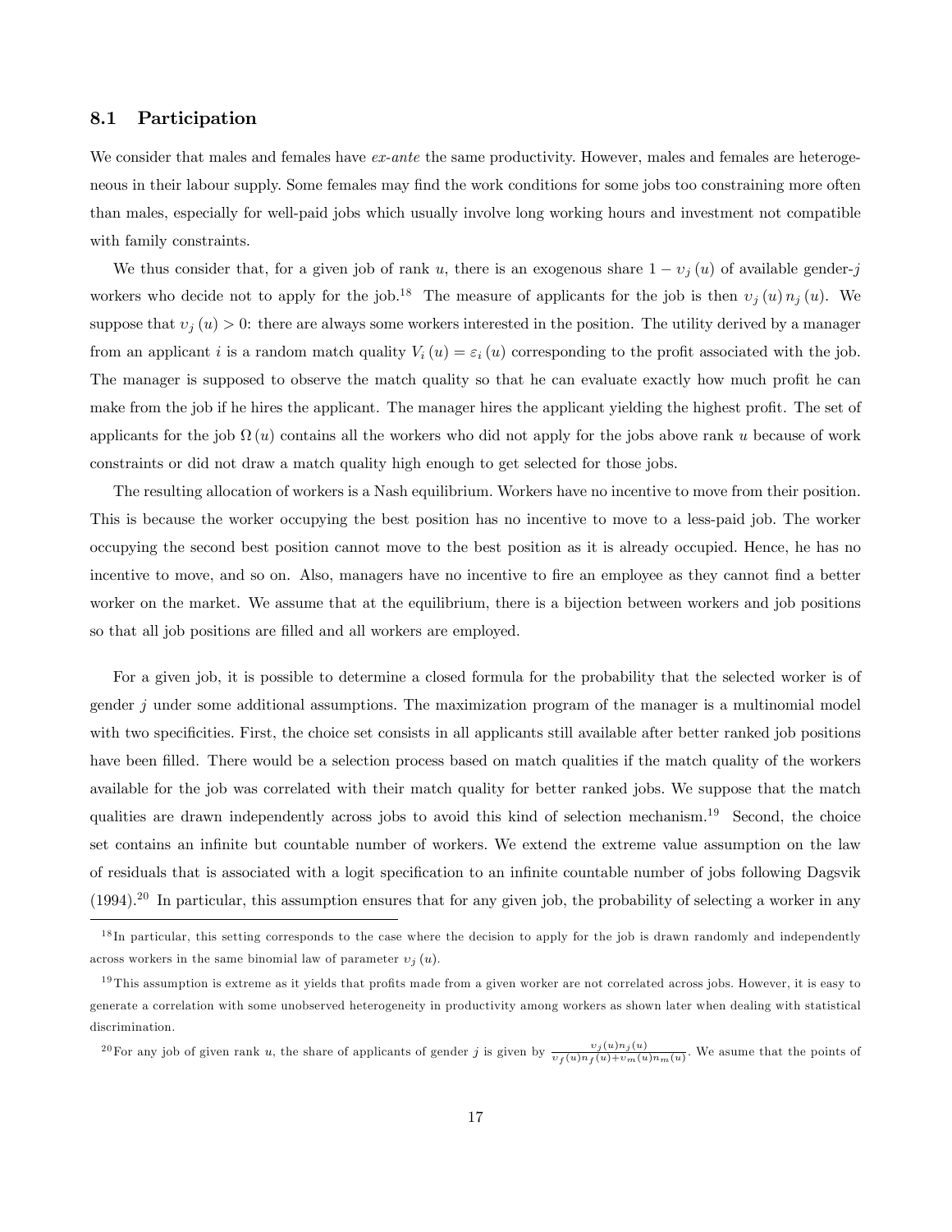### 8.1 Participation

We consider that males and females have *ex-ante* the same productivity. However, males and females are heterogeneous in their labour supply. Some females may find the work conditions for some jobs too constraining more often than males, especially for well-paid jobs which usually involve long working hours and investment not compatible with family constraints.

We thus consider that, for a given job of rank $u$, there is an exogenous share $1 - \upsilon_j(u)$ of available gender-$j$ workers who decide not to apply for the job.[18] The measure of applicants for the job is then $\upsilon_j(u)\, n_j(u)$. We suppose that $\upsilon_j(u) > 0$: there are always some workers interested in the position. The utility derived by a manager from an applicant $i$ is a random match quality $V_i(u) = \varepsilon_i(u)$ corresponding to the profit associated with the job. The manager is supposed to observe the match quality so that he can evaluate exactly how much profit he can make from the job if he hires the applicant. The manager hires the applicant yielding the highest profit. The set of applicants for the job $\Omega(u)$ contains all the workers who did not apply for the jobs above rank $u$ because of work constraints or did not draw a match quality high enough to get selected for those jobs.

The resulting allocation of workers is a Nash equilibrium. Workers have no incentive to move from their position. This is because the worker occupying the best position has no incentive to move to a less-paid job. The worker occupying the second best position cannot move to the best position as it is already occupied. Hence, he has no incentive to move, and so on. Also, managers have no incentive to fire an employee as they cannot find a better worker on the market. We assume that at the equilibrium, there is a bijection between workers and job positions so that all job positions are filled and all workers are employed.

For a given job, it is possible to determine a closed formula for the probability that the selected worker is of gender $j$ under some additional assumptions. The maximization program of the manager is a multinomial model with two specificities. First, the choice set consists in all applicants still available after better ranked job positions have been filled. There would be a selection process based on match qualities if the match quality of the workers available for the job was correlated with their match quality for better ranked jobs. We suppose that the match qualities are drawn independently across jobs to avoid this kind of selection mechanism.[19] Second, the choice set contains an infinite but countable number of workers. We extend the extreme value assumption on the law of residuals that is associated with a logit specification to an infinite countable number of jobs following Dagsvik (1994).[20] In particular, this assumption ensures that for any given job, the probability of selecting a worker in any

---

[18] In particular, this setting corresponds to the case where the decision to apply for the job is drawn randomly and independently across workers in the same binomial law of parameter $\upsilon_j(u)$.

[19] This assumption is extreme as it yields that profits made from a given worker are not correlated across jobs. However, it is easy to generate a correlation with some unobserved heterogeneity in productivity among workers as shown later when dealing with statistical discrimination.

[20] For any job of given rank $u$, the share of applicants of gender $j$ is given by $\frac{\upsilon_j(u) n_j(u)}{\upsilon_f(u) n_f(u) + \upsilon_m(u) n_m(u)}$. We asume that the points of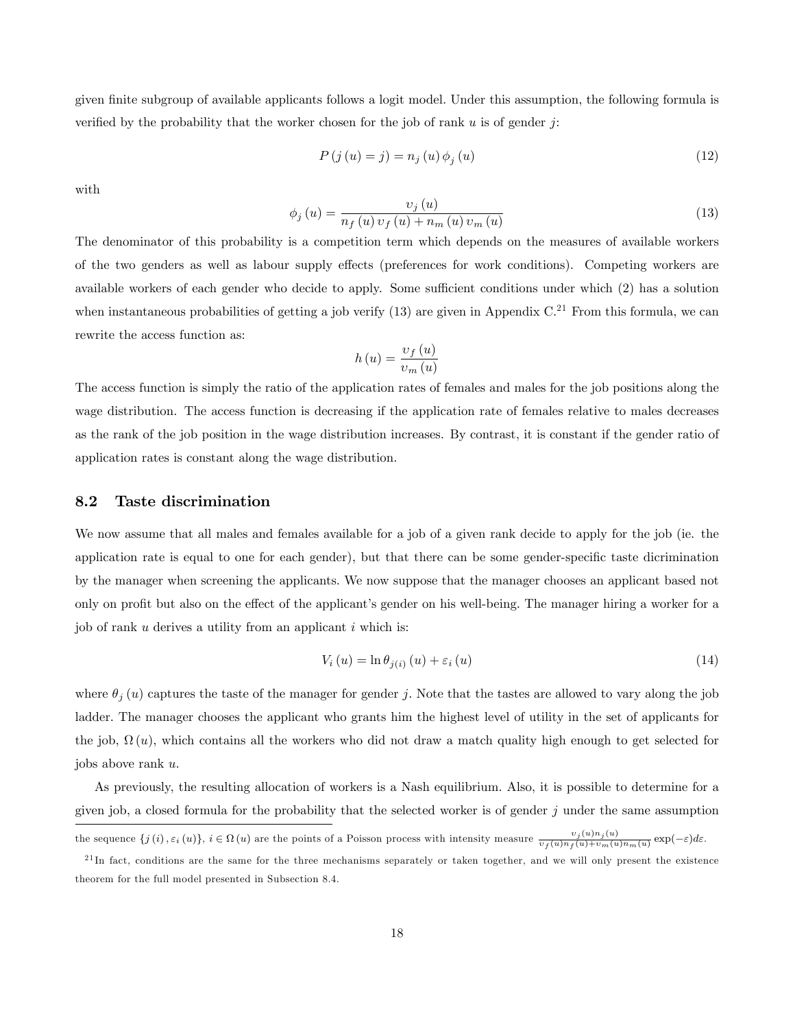given finite subgroup of available applicants follows a logit model. Under this assumption, the following formula is verified by the probability that the worker chosen for the job of rank $u$ is of gender $j$:

$$P(j(u) = j) = n_j(u)\,\phi_j(u) \tag{12}$$

with

$$\phi_j(u) = \frac{\upsilon_j(u)}{n_f(u)\,\upsilon_f(u) + n_m(u)\,\upsilon_m(u)} \tag{13}$$

The denominator of this probability is a competition term which depends on the measures of available workers of the two genders as well as labour supply effects (preferences for work conditions). Competing workers are available workers of each gender who decide to apply. Some sufficient conditions under which (2) has a solution when instantaneous probabilities of getting a job verify (13) are given in Appendix C.[21] From this formula, we can rewrite the access function as:

$$h(u) = \frac{\upsilon_f(u)}{\upsilon_m(u)}$$

The access function is simply the ratio of the application rates of females and males for the job positions along the wage distribution. The access function is decreasing if the application rate of females relative to males decreases as the rank of the job position in the wage distribution increases. By contrast, it is constant if the gender ratio of application rates is constant along the wage distribution.

## 8.2 Taste discrimination

We now assume that all males and females available for a job of a given rank decide to apply for the job (ie. the application rate is equal to one for each gender), but that there can be some gender-specific taste dicrimination by the manager when screening the applicants. We now suppose that the manager chooses an applicant based not only on profit but also on the effect of the applicant's gender on his well-being. The manager hiring a worker for a job of rank $u$ derives a utility from an applicant $i$ which is:

$$V_i(u) = \ln\theta_{j(i)}(u) + \varepsilon_i(u) \tag{14}$$

where $\theta_j(u)$ captures the taste of the manager for gender $j$. Note that the tastes are allowed to vary along the job ladder. The manager chooses the applicant who grants him the highest level of utility in the set of applicants for the job, $\Omega(u)$, which contains all the workers who did not draw a match quality high enough to get selected for jobs above rank $u$.

As previously, the resulting allocation of workers is a Nash equilibrium. Also, it is possible to determine for a given job, a closed formula for the probability that the selected worker is of gender $j$ under the same assumption

---

the sequence $\{j(i), \varepsilon_i(u)\}$, $i \in \Omega(u)$ are the points of a Poisson process with intensity measure $\frac{\upsilon_j(u)n_j(u)}{\upsilon_f(u)n_f(u)+\upsilon_m(u)n_m(u)}\exp(-\varepsilon)d\varepsilon$.

[21] In fact, conditions are the same for the three mechanisms separately or taken together, and we will only present the existence theorem for the full model presented in Subsection 8.4.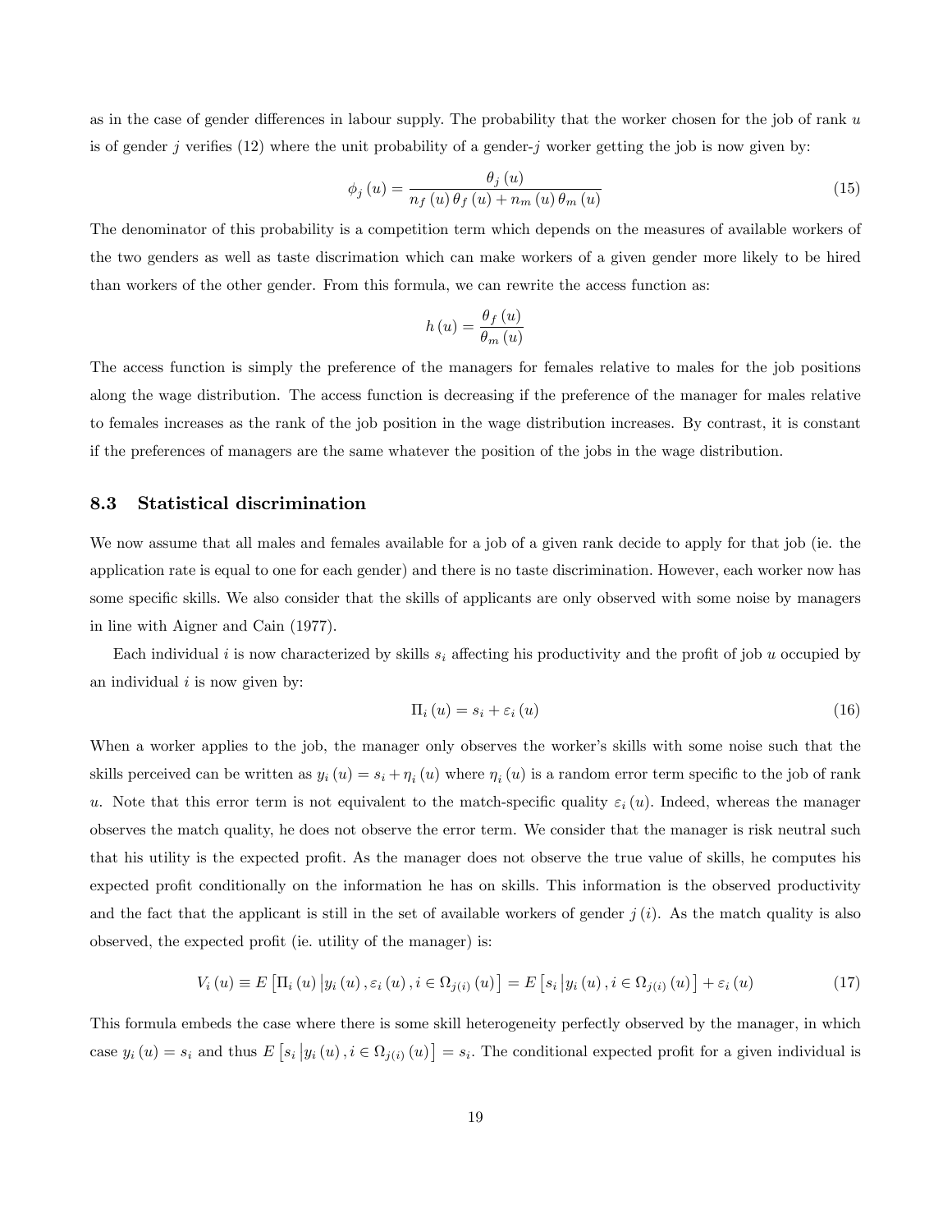as in the case of gender differences in labour supply. The probability that the worker chosen for the job of rank $u$ is of gender $j$ verifies (12) where the unit probability of a gender-$j$ worker getting the job is now given by:

$$\phi_j(u) = \frac{\theta_j(u)}{n_f(u)\,\theta_f(u) + n_m(u)\,\theta_m(u)} \tag{15}$$

The denominator of this probability is a competition term which depends on the measures of available workers of the two genders as well as taste discrimination which can make workers of a given gender more likely to be hired than workers of the other gender. From this formula, we can rewrite the access function as:

$$h(u) = \frac{\theta_f(u)}{\theta_m(u)}$$

The access function is simply the preference of the managers for females relative to males for the job positions along the wage distribution. The access function is decreasing if the preference of the manager for males relative to females increases as the rank of the job position in the wage distribution increases. By contrast, it is constant if the preferences of managers are the same whatever the position of the jobs in the wage distribution.

### 8.3 Statistical discrimination

We now assume that all males and females available for a job of a given rank decide to apply for that job (ie. the application rate is equal to one for each gender) and there is no taste discrimination. However, each worker now has some specific skills. We also consider that the skills of applicants are only observed with some noise by managers in line with Aigner and Cain (1977).

Each individual $i$ is now characterized by skills $s_i$ affecting his productivity and the profit of job $u$ occupied by an individual $i$ is now given by:

$$\Pi_i(u) = s_i + \varepsilon_i(u) \tag{16}$$

When a worker applies to the job, the manager only observes the worker's skills with some noise such that the skills perceived can be written as $y_i(u) = s_i + \eta_i(u)$ where $\eta_i(u)$ is a random error term specific to the job of rank $u$. Note that this error term is not equivalent to the match-specific quality $\varepsilon_i(u)$. Indeed, whereas the manager observes the match quality, he does not observe the error term. We consider that the manager is risk neutral such that his utility is the expected profit. As the manager does not observe the true value of skills, he computes his expected profit conditionally on the information he has on skills. This information is the observed productivity and the fact that the applicant is still in the set of available workers of gender $j(i)$. As the match quality is also observed, the expected profit (ie. utility of the manager) is:

$$V_i(u) \equiv E\left[\Pi_i(u)\,\middle|\,y_i(u), \varepsilon_i(u), i \in \Omega_{j(i)}(u)\right] = E\left[s_i\,\middle|\,y_i(u), i \in \Omega_{j(i)}(u)\right] + \varepsilon_i(u) \tag{17}$$

This formula embeds the case where there is some skill heterogeneity perfectly observed by the manager, in which case $y_i(u) = s_i$ and thus $E\left[s_i\,\middle|\,y_i(u), i \in \Omega_{j(i)}(u)\right] = s_i$. The conditional expected profit for a given individual is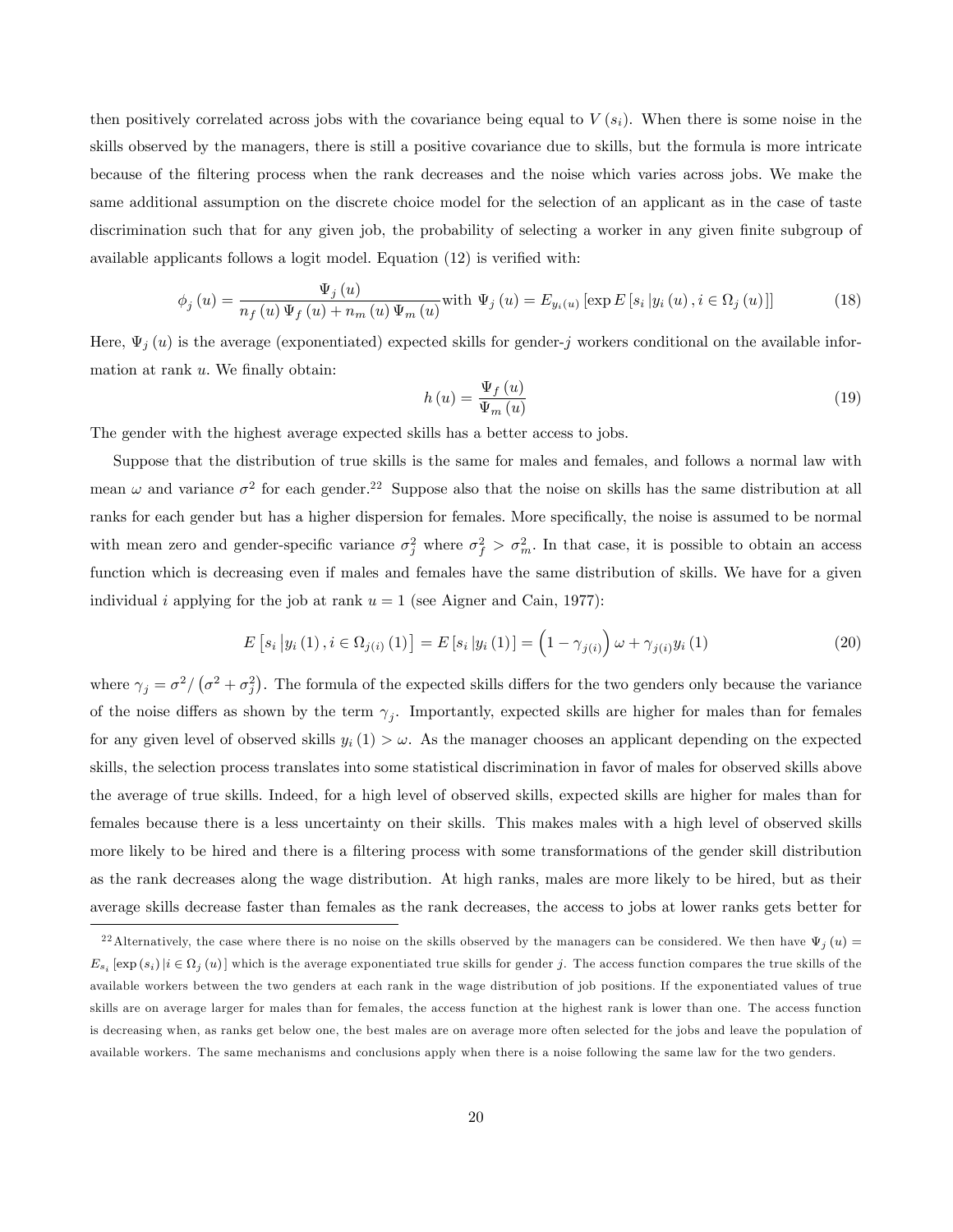then positively correlated across jobs with the covariance being equal to $V(s_i)$. When there is some noise in the skills observed by the managers, there is still a positive covariance due to skills, but the formula is more intricate because of the filtering process when the rank decreases and the noise which varies across jobs. We make the same additional assumption on the discrete choice model for the selection of an applicant as in the case of taste discrimination such that for any given job, the probability of selecting a worker in any given finite subgroup of available applicants follows a logit model. Equation (12) is verified with:

$$\phi_j(u) = \frac{\Psi_j(u)}{n_f(u)\Psi_f(u) + n_m(u)\Psi_m(u)} \text{with } \Psi_j(u) = E_{y_i(u)}\left[\exp E\left[s_i \,|y_i(u), i \in \Omega_j(u)\right]\right] \tag{18}$$

Here, $\Psi_j(u)$ is the average (exponentiated) expected skills for gender-$j$ workers conditional on the available information at rank $u$. We finally obtain:

$$h(u) = \frac{\Psi_f(u)}{\Psi_m(u)} \tag{19}$$

The gender with the highest average expected skills has a better access to jobs.

Suppose that the distribution of true skills is the same for males and females, and follows a normal law with mean $\omega$ and variance $\sigma^2$ for each gender.[22] Suppose also that the noise on skills has the same distribution at all ranks for each gender but has a higher dispersion for females. More specifically, the noise is assumed to be normal with mean zero and gender-specific variance $\sigma_j^2$ where $\sigma_f^2 > \sigma_m^2$. In that case, it is possible to obtain an access function which is decreasing even if males and females have the same distribution of skills. We have for a given individual $i$ applying for the job at rank $u = 1$ (see Aigner and Cain, 1977):

$$E\left[s_i \,|y_i(1), i \in \Omega_{j(i)}(1)\right] = E\left[s_i \,|y_i(1)\right] = \left(1 - \gamma_{j(i)}\right)\omega + \gamma_{j(i)} y_i(1) \tag{20}$$

where $\gamma_j = \sigma^2 / \left(\sigma^2 + \sigma_j^2\right)$. The formula of the expected skills differs for the two genders only because the variance of the noise differs as shown by the term $\gamma_j$. Importantly, expected skills are higher for males than for females for any given level of observed skills $y_i(1) > \omega$. As the manager chooses an applicant depending on the expected skills, the selection process translates into some statistical discrimination in favor of males for observed skills above the average of true skills. Indeed, for a high level of observed skills, expected skills are higher for males than for females because there is a less uncertainty on their skills. This makes males with a high level of observed skills more likely to be hired and there is a filtering process with some transformations of the gender skill distribution as the rank decreases along the wage distribution. At high ranks, males are more likely to be hired, but as their average skills decrease faster than females as the rank decreases, the access to jobs at lower ranks gets better for

---

[22] Alternatively, the case where there is no noise on the skills observed by the managers can be considered. We then have $\Psi_j(u) = E_{s_i}\left[\exp(s_i) \,| i \in \Omega_j(u)\right]$ which is the average exponentiated true skills for gender $j$. The access function compares the true skills of the available workers between the two genders at each rank in the wage distribution of job positions. If the exponentiated values of true skills are on average larger for males than for females, the access function at the highest rank is lower than one. The access function is decreasing when, as ranks get below one, the best males are on average more often selected for the jobs and leave the population of available workers. The same mechanisms and conclusions apply when there is a noise following the same law for the two genders.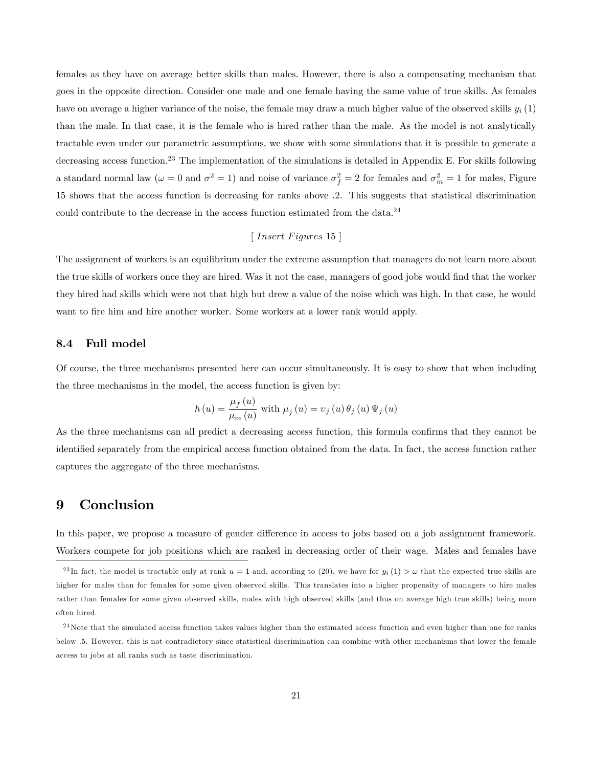females as they have on average better skills than males. However, there is also a compensating mechanism that goes in the opposite direction. Consider one male and one female having the same value of true skills. As females have on average a higher variance of the noise, the female may draw a much higher value of the observed skills $y_i(1)$ than the male. In that case, it is the female who is hired rather than the male. As the model is not analytically tractable even under our parametric assumptions, we show with some simulations that it is possible to generate a decreasing access function.[23] The implementation of the simulations is detailed in Appendix E. For skills following a standard normal law ($\omega = 0$ and $\sigma^2 = 1$) and noise of variance $\sigma_f^2 = 2$ for females and $\sigma_m^2 = 1$ for males, Figure 15 shows that the access function is decreasing for ranks above .2. This suggests that statistical discrimination could contribute to the decrease in the access function estimated from the data.[24]

[ *Insert Figures* 15 ]

The assignment of workers is an equilibrium under the extreme assumption that managers do not learn more about the true skills of workers once they are hired. Was it not the case, managers of good jobs would find that the worker they hired had skills which were not that high but drew a value of the noise which was high. In that case, he would want to fire him and hire another worker. Some workers at a lower rank would apply.

### 8.4 Full model

Of course, the three mechanisms presented here can occur simultaneously. It is easy to show that when including the three mechanisms in the model, the access function is given by:

$$h(u) = \frac{\mu_f(u)}{\mu_m(u)} \text{ with } \mu_j(u) = \upsilon_j(u)\,\theta_j(u)\,\Psi_j(u)$$

As the three mechanisms can all predict a decreasing access function, this formula confirms that they cannot be identified separately from the empirical access function obtained from the data. In fact, the access function rather captures the aggregate of the three mechanisms.

## 9 Conclusion

In this paper, we propose a measure of gender difference in access to jobs based on a job assignment framework. Workers compete for job positions which are ranked in decreasing order of their wage. Males and females have

---

[23] In fact, the model is tractable only at rank $u = 1$ and, according to (20), we have for $y_i(1) > \omega$ that the expected true skills are higher for males than for females for some given observed skills. This translates into a higher propensity of managers to hire males rather than females for some given observed skills, males with high observed skills (and thus on average high true skills) being more often hired.

[24] Note that the simulated access function takes values higher than the estimated access function and even higher than one for ranks below .5. However, this is not contradictory since statistical discrimination can combine with other mechanisms that lower the female access to jobs at all ranks such as taste discrimination.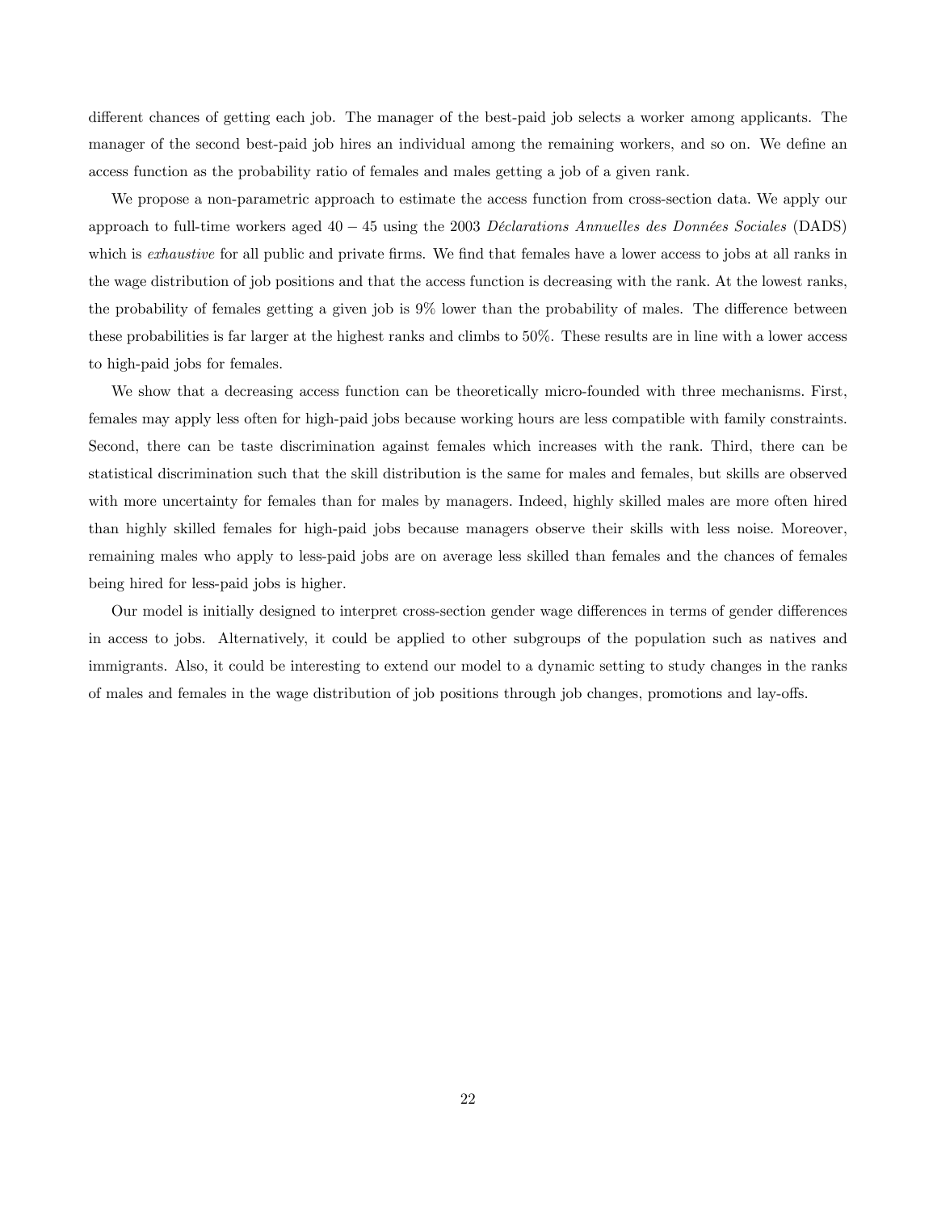different chances of getting each job. The manager of the best-paid job selects a worker among applicants. The manager of the second best-paid job hires an individual among the remaining workers, and so on. We define an access function as the probability ratio of females and males getting a job of a given rank.

We propose a non-parametric approach to estimate the access function from cross-section data. We apply our approach to full-time workers aged $40-45$ using the 2003 *Déclarations Annuelles des Données Sociales* (DADS) which is *exhaustive* for all public and private firms. We find that females have a lower access to jobs at all ranks in the wage distribution of job positions and that the access function is decreasing with the rank. At the lowest ranks, the probability of females getting a given job is 9% lower than the probability of males. The difference between these probabilities is far larger at the highest ranks and climbs to 50%. These results are in line with a lower access to high-paid jobs for females.

We show that a decreasing access function can be theoretically micro-founded with three mechanisms. First, females may apply less often for high-paid jobs because working hours are less compatible with family constraints. Second, there can be taste discrimination against females which increases with the rank. Third, there can be statistical discrimination such that the skill distribution is the same for males and females, but skills are observed with more uncertainty for females than for males by managers. Indeed, highly skilled males are more often hired than highly skilled females for high-paid jobs because managers observe their skills with less noise. Moreover, remaining males who apply to less-paid jobs are on average less skilled than females and the chances of females being hired for less-paid jobs is higher.

Our model is initially designed to interpret cross-section gender wage differences in terms of gender differences in access to jobs. Alternatively, it could be applied to other subgroups of the population such as natives and immigrants. Also, it could be interesting to extend our model to a dynamic setting to study changes in the ranks of males and females in the wage distribution of job positions through job changes, promotions and lay-offs.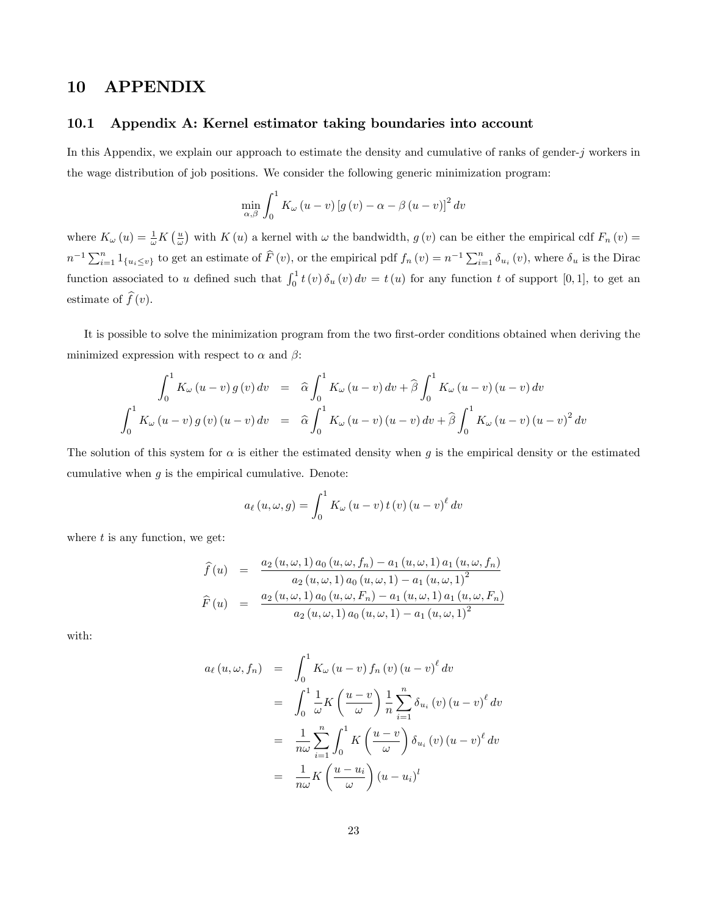# 10 APPENDIX

## 10.1 Appendix A: Kernel estimator taking boundaries into account

In this Appendix, we explain our approach to estimate the density and cumulative of ranks of gender-$j$ workers in the wage distribution of job positions. We consider the following generic minimization program:

$$\min_{\alpha,\beta} \int_0^1 K_\omega (u-v) \left[g(v) - \alpha - \beta (u-v)\right]^2 dv$$

where $K_\omega(u) = \frac{1}{\omega} K\left(\frac{u}{\omega}\right)$ with $K(u)$ a kernel with $\omega$ the bandwidth, $g(v)$ can be either the empirical cdf $F_n(v) = n^{-1}\sum_{i=1}^n 1_{\{u_i \leq v\}}$ to get an estimate of $\widehat{F}(v)$, or the empirical pdf $f_n(v) = n^{-1}\sum_{i=1}^n \delta_{u_i}(v)$, where $\delta_u$ is the Dirac function associated to $u$ defined such that $\int_0^1 t(v)\,\delta_u(v)\,dv = t(u)$ for any function $t$ of support $[0,1]$, to get an estimate of $\widehat{f}(v)$.

It is possible to solve the minimization program from the two first-order conditions obtained when deriving the minimized expression with respect to $\alpha$ and $\beta$:

$$\begin{aligned}
\int_0^1 K_\omega(u-v)\,g(v)\,dv &= \widehat{\alpha}\int_0^1 K_\omega(u-v)\,dv + \widehat{\beta}\int_0^1 K_\omega(u-v)(u-v)\,dv \\
\int_0^1 K_\omega(u-v)\,g(v)(u-v)\,dv &= \widehat{\alpha}\int_0^1 K_\omega(u-v)(u-v)\,dv + \widehat{\beta}\int_0^1 K_\omega(u-v)(u-v)^2\,dv
\end{aligned}$$

The solution of this system for $\alpha$ is either the estimated density when $g$ is the empirical density or the estimated cumulative when $g$ is the empirical cumulative. Denote:

$$a_\ell(u,\omega,g) = \int_0^1 K_\omega(u-v)\,t(v)\,(u-v)^\ell\,dv$$

where $t$ is any function, we get:

$$\begin{aligned}
\widehat{f}(u) &= \frac{a_2(u,\omega,1)\,a_0(u,\omega,f_n) - a_1(u,\omega,1)\,a_1(u,\omega,f_n)}{a_2(u,\omega,1)\,a_0(u,\omega,1) - a_1(u,\omega,1)^2} \\
\widehat{F}(u) &= \frac{a_2(u,\omega,1)\,a_0(u,\omega,F_n) - a_1(u,\omega,1)\,a_1(u,\omega,F_n)}{a_2(u,\omega,1)\,a_0(u,\omega,1) - a_1(u,\omega,1)^2}
\end{aligned}$$

with:

$$\begin{aligned}
a_\ell(u,\omega,f_n) &= \int_0^1 K_\omega(u-v)\,f_n(v)\,(u-v)^\ell\,dv \\
&= \int_0^1 \frac{1}{\omega}K\left(\frac{u-v}{\omega}\right)\frac{1}{n}\sum_{i=1}^n \delta_{u_i}(v)\,(u-v)^\ell\,dv \\
&= \frac{1}{n\omega}\sum_{i=1}^n \int_0^1 K\left(\frac{u-v}{\omega}\right)\delta_{u_i}(v)\,(u-v)^\ell\,dv \\
&= \frac{1}{n\omega}K\left(\frac{u-u_i}{\omega}\right)(u-u_i)^l
\end{aligned}$$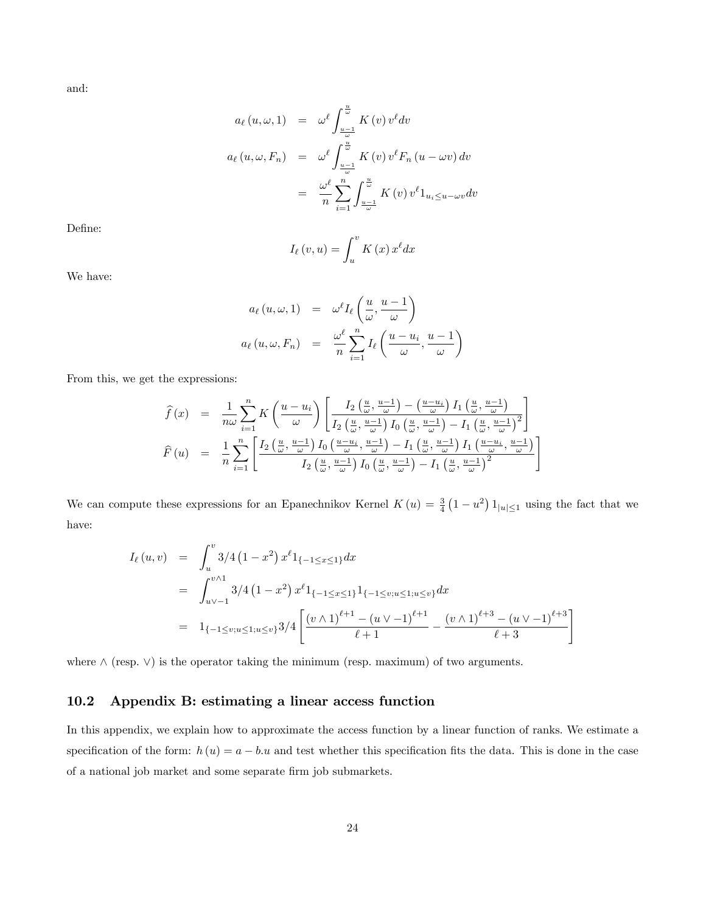and:

$$
\begin{aligned}
a_\ell(u,\omega,1) &= \omega^\ell \int_{\frac{u-1}{\omega}}^{\frac{u}{\omega}} K(v)\, v^\ell dv \\
a_\ell(u,\omega,F_n) &= \omega^\ell \int_{\frac{u-1}{\omega}}^{\frac{u}{\omega}} K(v)\, v^\ell F_n(u-\omega v)\, dv \\
&= \frac{\omega^\ell}{n} \sum_{i=1}^{n} \int_{\frac{u-1}{\omega}}^{\frac{u}{\omega}} K(v)\, v^\ell 1_{u_i \le u-\omega v} dv
\end{aligned}
$$

Define:

$$
I_\ell(v,u) = \int_u^v K(x)\, x^\ell dx
$$

We have:

$$
\begin{aligned}
a_\ell(u,\omega,1) &= \omega^\ell I_\ell\left(\frac{u}{\omega}, \frac{u-1}{\omega}\right) \\
a_\ell(u,\omega,F_n) &= \frac{\omega^\ell}{n} \sum_{i=1}^{n} I_\ell\left(\frac{u-u_i}{\omega}, \frac{u-1}{\omega}\right)
\end{aligned}
$$

From this, we get the expressions:

$$
\begin{aligned}
\widehat{f}(x) &= \frac{1}{n\omega} \sum_{i=1}^{n} K\left(\frac{u-u_i}{\omega}\right) \left[ \frac{I_2\left(\frac{u}{\omega}, \frac{u-1}{\omega}\right) - \left(\frac{u-u_i}{\omega}\right) I_1\left(\frac{u}{\omega}, \frac{u-1}{\omega}\right)}{I_2\left(\frac{u}{\omega}, \frac{u-1}{\omega}\right) I_0\left(\frac{u}{\omega}, \frac{u-1}{\omega}\right) - I_1\left(\frac{u}{\omega}, \frac{u-1}{\omega}\right)^2} \right] \\
\widehat{F}(u) &= \frac{1}{n} \sum_{i=1}^{n} \left[ \frac{I_2\left(\frac{u}{\omega}, \frac{u-1}{\omega}\right) I_0\left(\frac{u-u_i}{\omega}, \frac{u-1}{\omega}\right) - I_1\left(\frac{u}{\omega}, \frac{u-1}{\omega}\right) I_1\left(\frac{u-u_i}{\omega}, \frac{u-1}{\omega}\right)}{I_2\left(\frac{u}{\omega}, \frac{u-1}{\omega}\right) I_0\left(\frac{u}{\omega}, \frac{u-1}{\omega}\right) - I_1\left(\frac{u}{\omega}, \frac{u-1}{\omega}\right)^2} \right]
\end{aligned}
$$

We can compute these expressions for an Epanechnikov Kernel $K(u) = \frac{3}{4}\left(1-u^2\right) 1_{|u|\le 1}$ using the fact that we have:

$$
\begin{aligned}
I_\ell(u,v) &= \int_u^v 3/4\left(1-x^2\right) x^\ell 1_{\{-1\le x\le 1\}} dx \\
&= \int_{u\vee -1}^{v\wedge 1} 3/4\left(1-x^2\right) x^\ell 1_{\{-1\le x\le 1\}} 1_{\{-1\le v; u\le 1; u\le v\}} dx \\
&= 1_{\{-1\le v; u\le 1; u\le v\}} 3/4 \left[ \frac{(v\wedge 1)^{\ell+1} - (u\vee -1)^{\ell+1}}{\ell+1} - \frac{(v\wedge 1)^{\ell+3} - (u\vee -1)^{\ell+3}}{\ell+3} \right]
\end{aligned}
$$

where $\wedge$ (resp. $\vee$) is the operator taking the minimum (resp. maximum) of two arguments.

## 10.2 Appendix B: estimating a linear access function

In this appendix, we explain how to approximate the access function by a linear function of ranks. We estimate a specification of the form: $h(u) = a - b.u$ and test whether this specification fits the data. This is done in the case of a national job market and some separate firm job submarkets.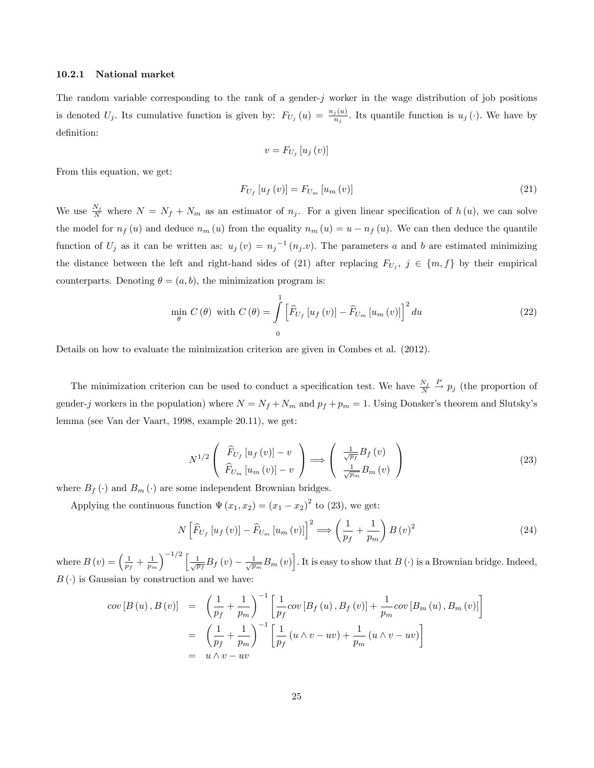#### 10.2.1 National market

The random variable corresponding to the rank of a gender-$j$ worker in the wage distribution of job positions is denoted $U_j$. Its cumulative function is given by: $F_{U_j}(u) = \frac{n_j(u)}{n_j}$. Its quantile function is $u_j(\cdot)$. We have by definition:

$$v = F_{U_j}[u_j(v)]$$

From this equation, we get:

$$F_{U_f}[u_f(v)] = F_{U_m}[u_m(v)] \tag{21}$$

We use $\frac{N_j}{N}$ where $N = N_f + N_m$ as an estimator of $n_j$. For a given linear specification of $h(u)$, we can solve the model for $n_f(u)$ and deduce $n_m(u)$ from the equality $n_m(u) = u - n_f(u)$. We can then deduce the quantile function of $U_j$ as it can be written as: $u_j(v) = {n_j}^{-1}(n_j.v)$. The parameters $a$ and $b$ are estimated minimizing the distance between the left and right-hand sides of (21) after replacing $F_{U_j}$, $j \in \{m, f\}$ by their empirical counterparts. Denoting $\theta = (a, b)$, the minimization program is:

$$\min_{\theta} C(\theta) \text{ with } C(\theta) = \int_0^1 \left[\widehat{F}_{U_f}[u_f(v)] - \widehat{F}_{U_m}[u_m(v)]\right]^2 du \tag{22}$$

Details on how to evaluate the minimization criterion are given in Combes et al. (2012).

The minimization criterion can be used to conduct a specification test. We have $\frac{N_j}{N} \xrightarrow{P} p_j$ (the proportion of gender-$j$ workers in the population) where $N = N_f + N_m$ and $p_f + p_m = 1$. Using Donsker's theorem and Slutsky's lemma (see Van der Vaart, 1998, example 20.11), we get:

$$N^{1/2} \begin{pmatrix} \widehat{F}_{U_f}[u_f(v)] - v \\ \widehat{F}_{U_m}[u_m(v)] - v \end{pmatrix} \Longrightarrow \begin{pmatrix} \frac{1}{\sqrt{p_f}} B_f(v) \\ \frac{1}{\sqrt{p_m}} B_m(v) \end{pmatrix} \tag{23}$$

where $B_f(\cdot)$ and $B_m(\cdot)$ are some independent Brownian bridges.

Applying the continuous function $\Psi(x_1, x_2) = (x_1 - x_2)^2$ to (23), we get:

$$N\left[\widehat{F}_{U_f}[u_f(v)] - \widehat{F}_{U_m}[u_m(v)]\right]^2 \Longrightarrow \left(\frac{1}{p_f} + \frac{1}{p_m}\right) B(v)^2 \tag{24}$$

where $B(v) = \left(\frac{1}{p_f} + \frac{1}{p_m}\right)^{-1/2} \left[\frac{1}{\sqrt{p_f}} B_f(v) - \frac{1}{\sqrt{p_m}} B_m(v)\right]$. It is easy to show that $B(\cdot)$ is a Brownian bridge. Indeed, $B(\cdot)$ is Gaussian by construction and we have:

$$\begin{aligned}
cov[B(u), B(v)] &= \left(\frac{1}{p_f} + \frac{1}{p_m}\right)^{-1} \left[\frac{1}{p_f} cov[B_f(u), B_f(v)] + \frac{1}{p_m} cov[B_m(u), B_m(v)]\right] \\
&= \left(\frac{1}{p_f} + \frac{1}{p_m}\right)^{-1} \left[\frac{1}{p_f}(u \wedge v - uv) + \frac{1}{p_m}(u \wedge v - uv)\right] \\
&= u \wedge v - uv
\end{aligned}$$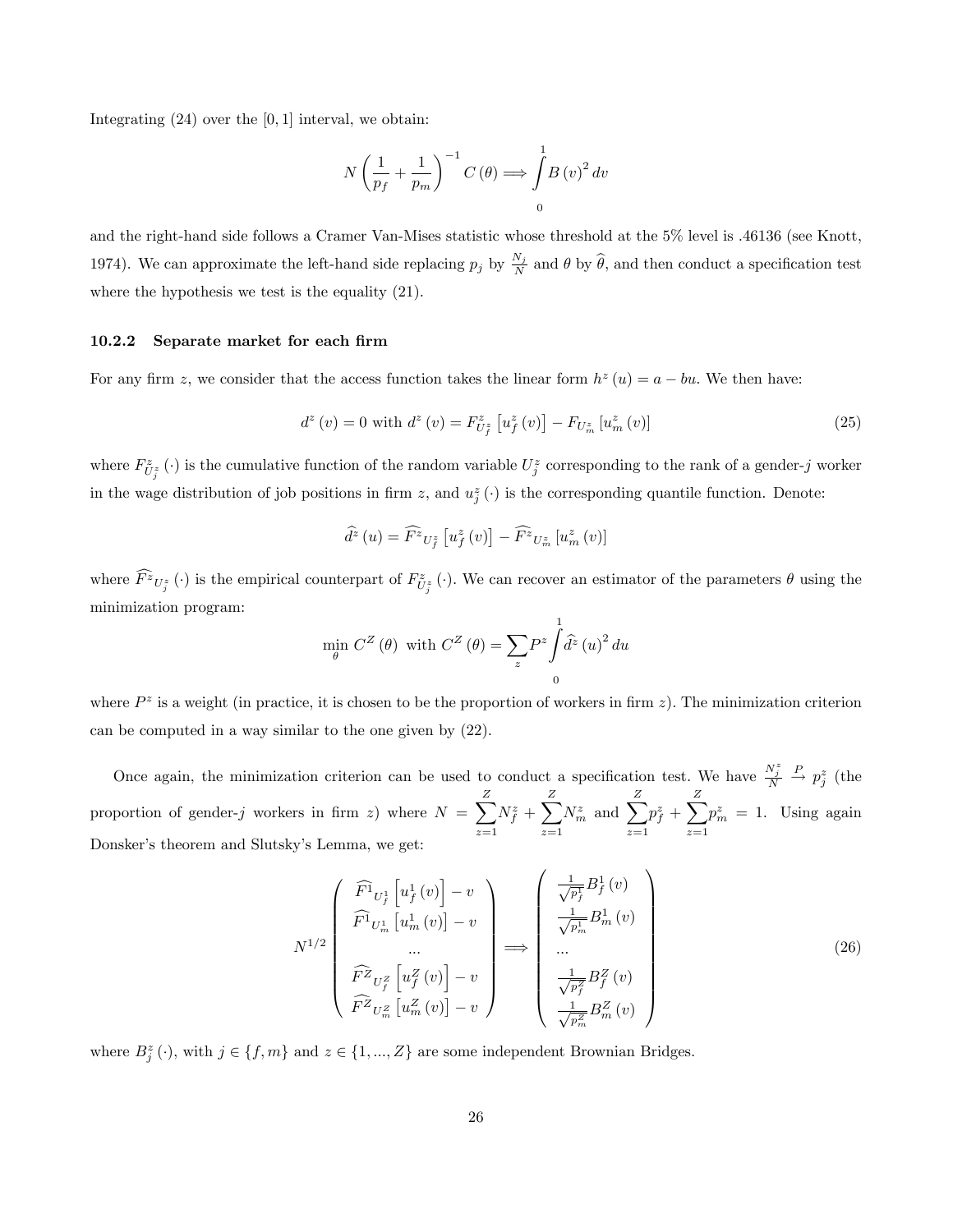Integrating (24) over the $[0,1]$ interval, we obtain:

$$N\left(\frac{1}{p_f}+\frac{1}{p_m}\right)^{-1}C(\theta)\Longrightarrow\int_0^1 B(v)^2\,dv$$

and the right-hand side follows a Cramer Van-Mises statistic whose threshold at the 5% level is .46136 (see Knott, 1974). We can approximate the left-hand side replacing $p_j$ by $\frac{N_j}{N}$ and $\theta$ by $\widehat{\theta}$, and then conduct a specification test where the hypothesis we test is the equality (21).

### 10.2.2 Separate market for each firm

For any firm $z$, we consider that the access function takes the linear form $h^z(u)=a-bu$. We then have:

$$d^z(v)=0 \text{ with } d^z(v)=F^z_{U^z_f}\left[u^z_f(v)\right]-F_{U^z_m}\left[u^z_m(v)\right] \tag{25}$$

where $F^z_{U^z_j}(\cdot)$ is the cumulative function of the random variable $U^z_j$ corresponding to the rank of a gender-$j$ worker in the wage distribution of job positions in firm $z$, and $u^z_j(\cdot)$ is the corresponding quantile function. Denote:

$$\widehat{d}^z(u)=\widehat{F^z}_{U^z_f}\left[u^z_f(v)\right]-\widehat{F^z}_{U^z_m}\left[u^z_m(v)\right]$$

where $\widehat{F^z}_{U^z_j}(\cdot)$ is the empirical counterpart of $F^z_{U^z_j}(\cdot)$. We can recover an estimator of the parameters $\theta$ using the minimization program:

$$\min_{\theta} C^Z(\theta) \text{ with } C^Z(\theta)=\sum_z P^z\int_0^1\widehat{d}^z(u)^2\,du$$

where $P^z$ is a weight (in practice, it is chosen to be the proportion of workers in firm $z$). The minimization criterion can be computed in a way similar to the one given by (22).

Once again, the minimization criterion can be used to conduct a specification test. We have $\frac{N^z_j}{N}\xrightarrow{P}p^z_j$ (the proportion of gender-$j$ workers in firm $z$) where $N=\sum_{z=1}^{Z}N^z_f+\sum_{z=1}^{Z}N^z_m$ and $\sum_{z=1}^{Z}p^z_f+\sum_{z=1}^{Z}p^z_m=1$. Using again Donsker's theorem and Slutsky's Lemma, we get:

$$N^{1/2}\begin{pmatrix}\widehat{F^1}_{U^1_f}\left[u^1_f(v)\right]-v\\ \widehat{F^1}_{U^1_m}\left[u^1_m(v)\right]-v\\ \dots\\ \widehat{F^Z}_{U^Z_f}\left[u^Z_f(v)\right]-v\\ \widehat{F^Z}_{U^Z_m}\left[u^Z_m(v)\right]-v\end{pmatrix}\Longrightarrow\begin{pmatrix}\frac{1}{\sqrt{p^1_f}}B^1_f(v)\\ \frac{1}{\sqrt{p^1_m}}B^1_m(v)\\ \dots\\ \frac{1}{\sqrt{p^Z_f}}B^Z_f(v)\\ \frac{1}{\sqrt{p^Z_m}}B^Z_m(v)\end{pmatrix} \tag{26}$$

where $B^z_j(\cdot)$, with $j\in\{f,m\}$ and $z\in\{1,...,Z\}$ are some independent Brownian Bridges.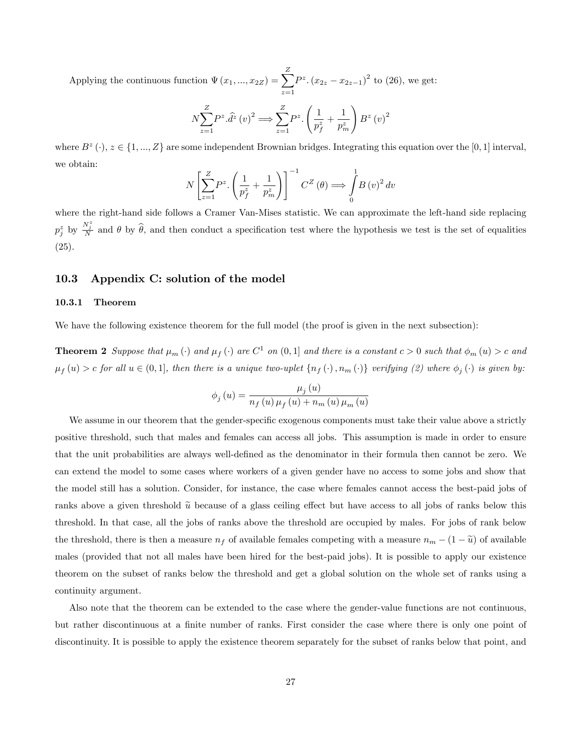Applying the continuous function $\Psi(x_1, ..., x_{2Z}) = \sum_{z=1}^{Z} P^z . (x_{2z} - x_{2z-1})^2$ to (26), we get:

$$N \sum_{z=1}^{Z} P^z . \widehat{d}^z (v)^2 \Longrightarrow \sum_{z=1}^{Z} P^z . \left( \frac{1}{p_f^z} + \frac{1}{p_m^z} \right) B^z (v)^2$$

where $B^z(\cdot)$, $z \in \{1, ..., Z\}$ are some independent Brownian bridges. Integrating this equation over the $[0, 1]$ interval, we obtain:

$$N \left[ \sum_{z=1}^{Z} P^z . \left( \frac{1}{p_f^z} + \frac{1}{p_m^z} \right) \right]^{-1} C^Z (\theta) \Longrightarrow \int_0^1 B(v)^2 dv$$

where the right-hand side follows a Cramer Van-Mises statistic. We can approximate the left-hand side replacing $p_j^z$ by $\frac{N_j^z}{N}$ and $\theta$ by $\widehat{\theta}$, and then conduct a specification test where the hypothesis we test is the set of equalities (25).

### 10.3 Appendix C: solution of the model

#### 10.3.1 Theorem

We have the following existence theorem for the full model (the proof is given in the next subsection):

**Theorem 2** *Suppose that $\mu_m(\cdot)$ and $\mu_f(\cdot)$ are $C^1$ on $(0, 1]$ and there is a constant $c > 0$ such that $\phi_m(u) > c$ and $\mu_f(u) > c$ for all $u \in (0, 1]$, then there is a unique two-uplet $\{n_f(\cdot), n_m(\cdot)\}$ verifying (2) where $\phi_j(\cdot)$ is given by:*

$$\phi_j(u) = \frac{\mu_j(u)}{n_f(u)\mu_f(u) + n_m(u)\mu_m(u)}$$

We assume in our theorem that the gender-specific exogenous components must take their value above a strictly positive threshold, such that males and females can access all jobs. This assumption is made in order to ensure that the unit probabilities are always well-defined as the denominator in their formula then cannot be zero. We can extend the model to some cases where workers of a given gender have no access to some jobs and show that the model still has a solution. Consider, for instance, the case where females cannot access the best-paid jobs of ranks above a given threshold $\widetilde{u}$ because of a glass ceiling effect but have access to all jobs of ranks below this threshold. In that case, all the jobs of ranks above the threshold are occupied by males. For jobs of rank below the threshold, there is then a measure $n_f$ of available females competing with a measure $n_m - (1 - \widetilde{u})$ of available males (provided that not all males have been hired for the best-paid jobs). It is possible to apply our existence theorem on the subset of ranks below the threshold and get a global solution on the whole set of ranks using a continuity argument.

Also note that the theorem can be extended to the case where the gender-value functions are not continuous, but rather discontinuous at a finite number of ranks. First consider the case where there is only one point of discontinuity. It is possible to apply the existence theorem separately for the subset of ranks below that point, and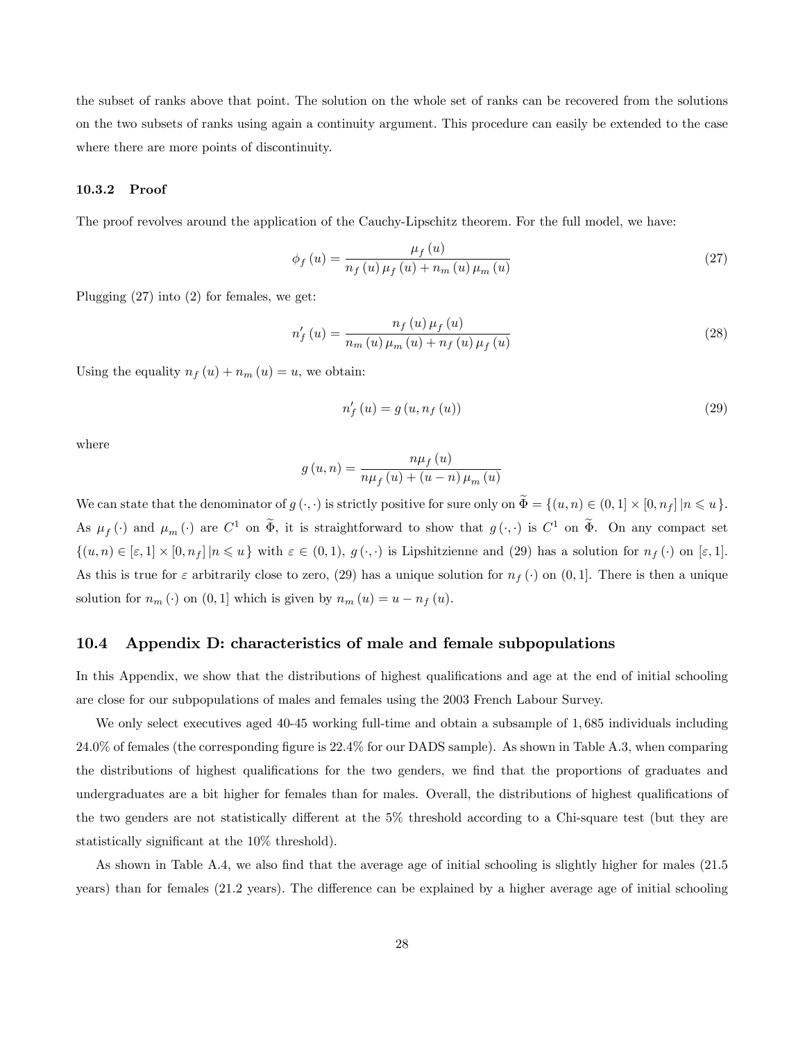the subset of ranks above that point. The solution on the whole set of ranks can be recovered from the solutions on the two subsets of ranks using again a continuity argument. This procedure can easily be extended to the case where there are more points of discontinuity.

#### 10.3.2 Proof

The proof revolves around the application of the Cauchy-Lipschitz theorem. For the full model, we have:

$$\phi_f(u) = \frac{\mu_f(u)}{n_f(u)\mu_f(u) + n_m(u)\mu_m(u)} \tag{27}$$

Plugging (27) into (2) for females, we get:

$$n'_f(u) = \frac{n_f(u)\mu_f(u)}{n_m(u)\mu_m(u) + n_f(u)\mu_f(u)} \tag{28}$$

Using the equality $n_f(u) + n_m(u) = u$, we obtain:

$$n'_f(u) = g(u, n_f(u)) \tag{29}$$

where

$$g(u,n) = \frac{n\mu_f(u)}{n\mu_f(u) + (u-n)\mu_m(u)}$$

We can state that the denominator of $g(\cdot,\cdot)$ is strictly positive for sure only on $\widetilde{\Phi} = \{(u,n) \in (0,1] \times [0,n_f] \,|n \leqslant u\}$. As $\mu_f(\cdot)$ and $\mu_m(\cdot)$ are $C^1$ on $\widetilde{\Phi}$, it is straightforward to show that $g(\cdot,\cdot)$ is $C^1$ on $\widetilde{\Phi}$. On any compact set $\{(u,n) \in [\varepsilon,1] \times [0,n_f] \,|n \leqslant u\}$ with $\varepsilon \in (0,1)$, $g(\cdot,\cdot)$ is Lipshitzienne and (29) has a solution for $n_f(\cdot)$ on $[\varepsilon,1]$. As this is true for $\varepsilon$ arbitrarily close to zero, (29) has a unique solution for $n_f(\cdot)$ on $(0,1]$. There is then a unique solution for $n_m(\cdot)$ on $(0,1]$ which is given by $n_m(u) = u - n_f(u)$.

### 10.4 Appendix D: characteristics of male and female subpopulations

In this Appendix, we show that the distributions of highest qualifications and age at the end of initial schooling are close for our subpopulations of males and females using the 2003 French Labour Survey.

We only select executives aged 40-45 working full-time and obtain a subsample of 1,685 individuals including 24.0% of females (the corresponding figure is 22.4% for our DADS sample). As shown in Table A.3, when comparing the distributions of highest qualifications for the two genders, we find that the proportions of graduates and undergraduates are a bit higher for females than for males. Overall, the distributions of highest qualifications of the two genders are not statistically different at the 5% threshold according to a Chi-square test (but they are statistically significant at the 10% threshold).

As shown in Table A.4, we also find that the average age of initial schooling is slightly higher for males (21.5 years) than for females (21.2 years). The difference can be explained by a higher average age of initial schooling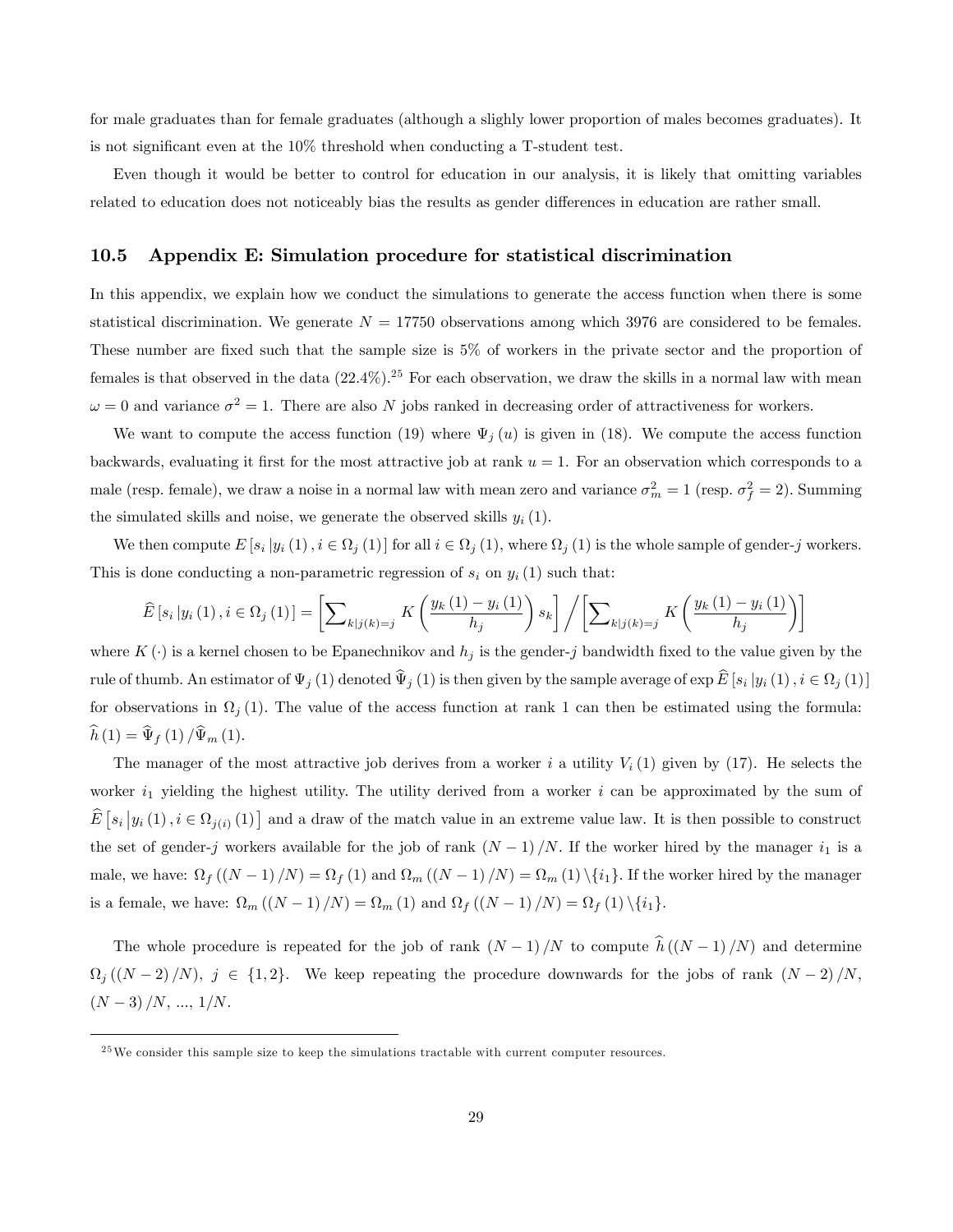for male graduates than for female graduates (although a slighly lower proportion of males becomes graduates). It is not significant even at the 10% threshold when conducting a T-student test.

Even though it would be better to control for education in our analysis, it is likely that omitting variables related to education does not noticeably bias the results as gender differences in education are rather small.

### 10.5 Appendix E: Simulation procedure for statistical discrimination

In this appendix, we explain how we conduct the simulations to generate the access function when there is some statistical discrimination. We generate $N = 17750$ observations among which 3976 are considered to be females. These number are fixed such that the sample size is 5% of workers in the private sector and the proportion of females is that observed in the data (22.4%).[25] For each observation, we draw the skills in a normal law with mean $\omega = 0$ and variance $\sigma^2 = 1$. There are also $N$ jobs ranked in decreasing order of attractiveness for workers.

We want to compute the access function (19) where $\Psi_j(u)$ is given in (18). We compute the access function backwards, evaluating it first for the most attractive job at rank $u = 1$. For an observation which corresponds to a male (resp. female), we draw a noise in a normal law with mean zero and variance $\sigma_m^2 = 1$ (resp. $\sigma_f^2 = 2$). Summing the simulated skills and noise, we generate the observed skills $y_i(1)$.

We then compute $E[s_i | y_i(1), i \in \Omega_j(1)]$ for all $i \in \Omega_j(1)$, where $\Omega_j(1)$ is the whole sample of gender-$j$ workers. This is done conducting a non-parametric regression of $s_i$ on $y_i(1)$ such that:

$$\widehat{E}[s_i | y_i(1), i \in \Omega_j(1)] = \left[\sum\nolimits_{k|j(k)=j} K\left(\frac{y_k(1) - y_i(1)}{h_j}\right) s_k\right] \Big/ \left[\sum\nolimits_{k|j(k)=j} K\left(\frac{y_k(1) - y_i(1)}{h_j}\right)\right]$$

where $K(\cdot)$ is a kernel chosen to be Epanechnikov and $h_j$ is the gender-$j$ bandwidth fixed to the value given by the rule of thumb. An estimator of $\Psi_j(1)$ denoted $\widehat{\Psi}_j(1)$ is then given by the sample average of $\exp \widehat{E}[s_i | y_i(1), i \in \Omega_j(1)]$ for observations in $\Omega_j(1)$. The value of the access function at rank 1 can then be estimated using the formula: $\widehat{h}(1) = \widehat{\Psi}_f(1) / \widehat{\Psi}_m(1)$.

The manager of the most attractive job derives from a worker $i$ a utility $V_i(1)$ given by (17). He selects the worker $i_1$ yielding the highest utility. The utility derived from a worker $i$ can be approximated by the sum of $\widehat{E}\left[s_i \left| y_i(1), i \in \Omega_{j(i)}(1)\right.\right]$ and a draw of the match value in an extreme value law. It is then possible to construct the set of gender-$j$ workers available for the job of rank $(N-1)/N$. If the worker hired by the manager $i_1$ is a male, we have: $\Omega_f((N-1)/N) = \Omega_f(1)$ and $\Omega_m((N-1)/N) = \Omega_m(1) \setminus \{i_1\}$. If the worker hired by the manager is a female, we have: $\Omega_m((N-1)/N) = \Omega_m(1)$ and $\Omega_f((N-1)/N) = \Omega_f(1) \setminus \{i_1\}$.

The whole procedure is repeated for the job of rank $(N-1)/N$ to compute $\widehat{h}((N-1)/N)$ and determine $\Omega_j((N-2)/N)$, $j \in \{1, 2\}$. We keep repeating the procedure downwards for the jobs of rank $(N-2)/N$, $(N-3)/N$, ..., $1/N$.

[25] We consider this sample size to keep the simulations tractable with current computer resources.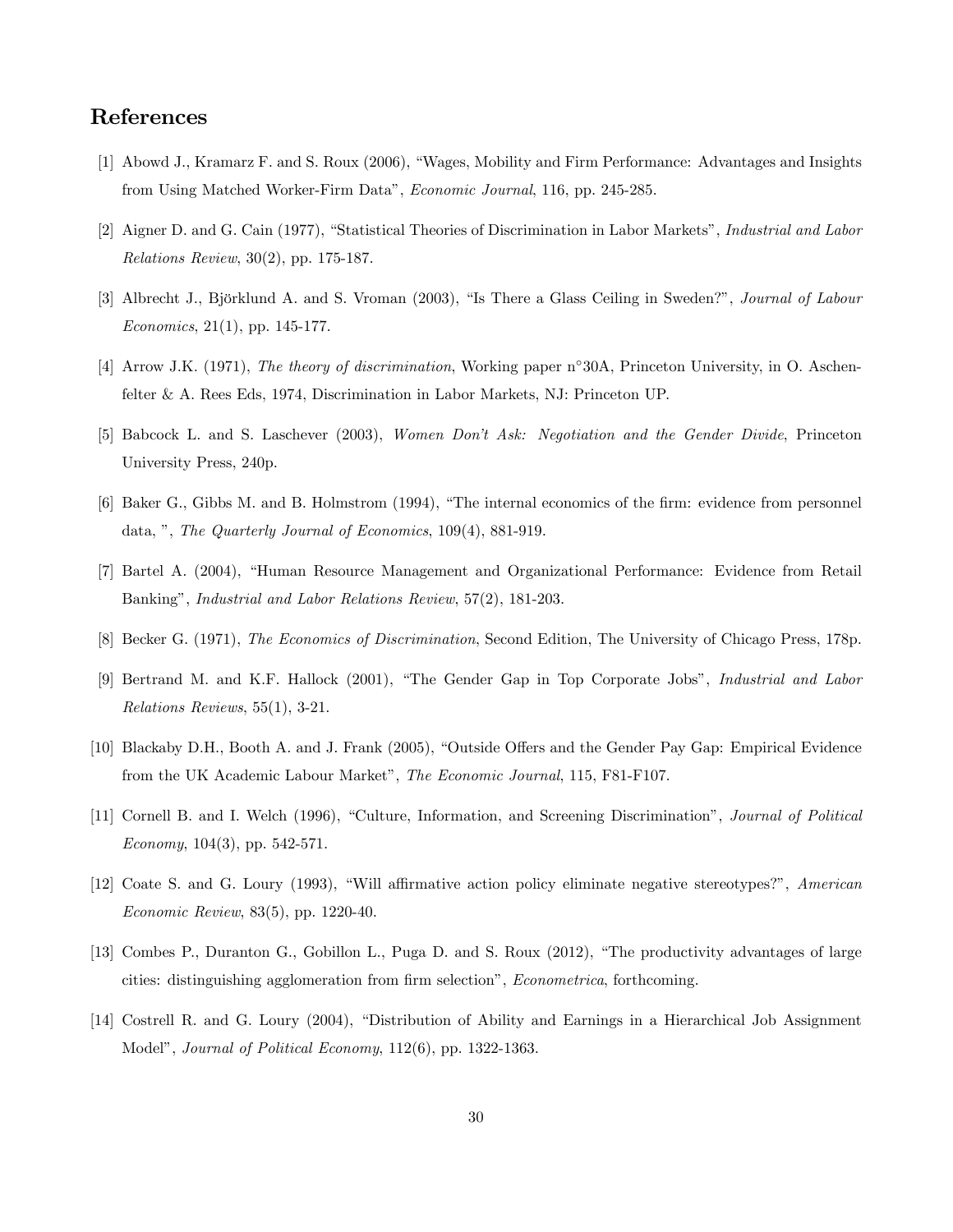# References

[1] Abowd J., Kramarz F. and S. Roux (2006), "Wages, Mobility and Firm Performance: Advantages and Insights from Using Matched Worker-Firm Data", *Economic Journal*, 116, pp. 245-285.

[2] Aigner D. and G. Cain (1977), "Statistical Theories of Discrimination in Labor Markets", *Industrial and Labor Relations Review*, 30(2), pp. 175-187.

[3] Albrecht J., Björklund A. and S. Vroman (2003), "Is There a Glass Ceiling in Sweden?", *Journal of Labour Economics*, 21(1), pp. 145-177.

[4] Arrow J.K. (1971), *The theory of discrimination*, Working paper n°30A, Princeton University, in O. Aschenfelter & A. Rees Eds, 1974, Discrimination in Labor Markets, NJ: Princeton UP.

[5] Babcock L. and S. Laschever (2003), *Women Don't Ask: Negotiation and the Gender Divide*, Princeton University Press, 240p.

[6] Baker G., Gibbs M. and B. Holmstrom (1994), "The internal economics of the firm: evidence from personnel data, ", *The Quarterly Journal of Economics*, 109(4), 881-919.

[7] Bartel A. (2004), "Human Resource Management and Organizational Performance: Evidence from Retail Banking", *Industrial and Labor Relations Review*, 57(2), 181-203.

[8] Becker G. (1971), *The Economics of Discrimination*, Second Edition, The University of Chicago Press, 178p.

[9] Bertrand M. and K.F. Hallock (2001), "The Gender Gap in Top Corporate Jobs", *Industrial and Labor Relations Reviews*, 55(1), 3-21.

[10] Blackaby D.H., Booth A. and J. Frank (2005), "Outside Offers and the Gender Pay Gap: Empirical Evidence from the UK Academic Labour Market", *The Economic Journal*, 115, F81-F107.

[11] Cornell B. and I. Welch (1996), "Culture, Information, and Screening Discrimination", *Journal of Political Economy*, 104(3), pp. 542-571.

[12] Coate S. and G. Loury (1993), "Will affirmative action policy eliminate negative stereotypes?", *American Economic Review*, 83(5), pp. 1220-40.

[13] Combes P., Duranton G., Gobillon L., Puga D. and S. Roux (2012), "The productivity advantages of large cities: distinguishing agglomeration from firm selection", *Econometrica*, forthcoming.

[14] Costrell R. and G. Loury (2004), "Distribution of Ability and Earnings in a Hierarchical Job Assignment Model", *Journal of Political Economy*, 112(6), pp. 1322-1363.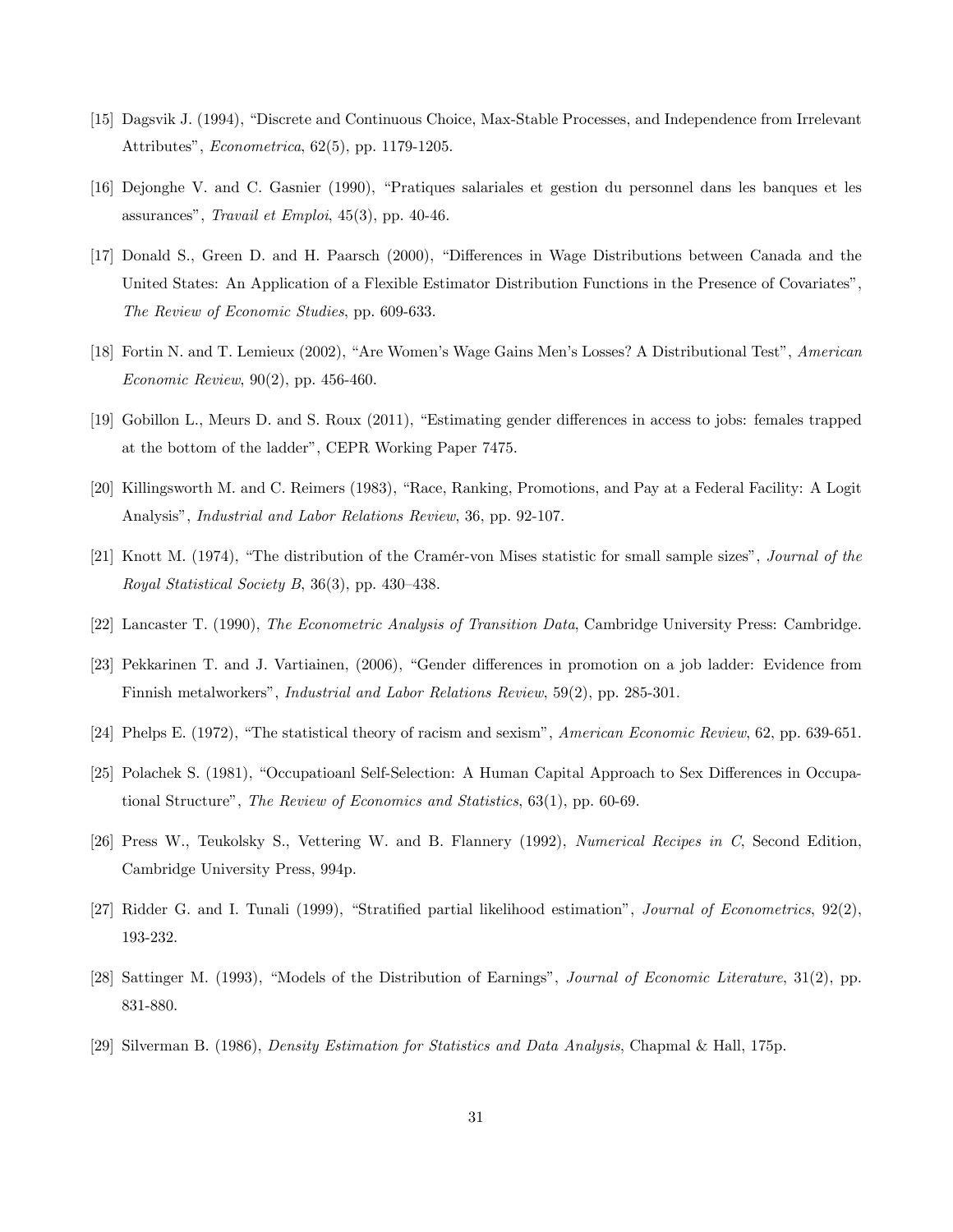[15] Dagsvik J. (1994), "Discrete and Continuous Choice, Max-Stable Processes, and Independence from Irrelevant Attributes", *Econometrica*, 62(5), pp. 1179-1205.

[16] Dejonghe V. and C. Gasnier (1990), "Pratiques salariales et gestion du personnel dans les banques et les assurances", *Travail et Emploi*, 45(3), pp. 40-46.

[17] Donald S., Green D. and H. Paarsch (2000), "Differences in Wage Distributions between Canada and the United States: An Application of a Flexible Estimator Distribution Functions in the Presence of Covariates", *The Review of Economic Studies*, pp. 609-633.

[18] Fortin N. and T. Lemieux (2002), "Are Women's Wage Gains Men's Losses? A Distributional Test", *American Economic Review*, 90(2), pp. 456-460.

[19] Gobillon L., Meurs D. and S. Roux (2011), "Estimating gender differences in access to jobs: females trapped at the bottom of the ladder", CEPR Working Paper 7475.

[20] Killingsworth M. and C. Reimers (1983), "Race, Ranking, Promotions, and Pay at a Federal Facility: A Logit Analysis", *Industrial and Labor Relations Review*, 36, pp. 92-107.

[21] Knott M. (1974), "The distribution of the Cramér-von Mises statistic for small sample sizes", *Journal of the Royal Statistical Society B*, 36(3), pp. 430–438.

[22] Lancaster T. (1990), *The Econometric Analysis of Transition Data*, Cambridge University Press: Cambridge.

[23] Pekkarinen T. and J. Vartiainen, (2006), "Gender differences in promotion on a job ladder: Evidence from Finnish metalworkers", *Industrial and Labor Relations Review*, 59(2), pp. 285-301.

[24] Phelps E. (1972), "The statistical theory of racism and sexism", *American Economic Review*, 62, pp. 639-651.

[25] Polachek S. (1981), "Occupatioanl Self-Selection: A Human Capital Approach to Sex Differences in Occupational Structure", *The Review of Economics and Statistics*, 63(1), pp. 60-69.

[26] Press W., Teukolsky S., Vettering W. and B. Flannery (1992), *Numerical Recipes in C*, Second Edition, Cambridge University Press, 994p.

[27] Ridder G. and I. Tunali (1999), "Stratified partial likelihood estimation", *Journal of Econometrics*, 92(2), 193-232.

[28] Sattinger M. (1993), "Models of the Distribution of Earnings", *Journal of Economic Literature*, 31(2), pp. 831-880.

[29] Silverman B. (1986), *Density Estimation for Statistics and Data Analysis*, Chapmal & Hall, 175p.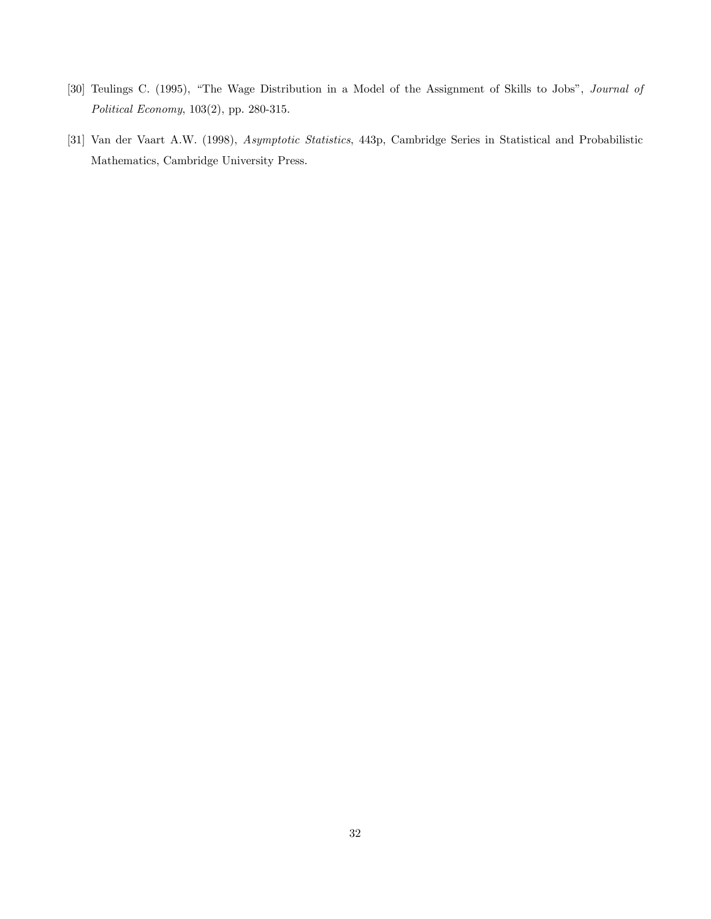[30] Teulings C. (1995), "The Wage Distribution in a Model of the Assignment of Skills to Jobs", *Journal of Political Economy*, 103(2), pp. 280-315.

[31] Van der Vaart A.W. (1998), *Asymptotic Statistics*, 443p, Cambridge Series in Statistical and Probabilistic Mathematics, Cambridge University Press.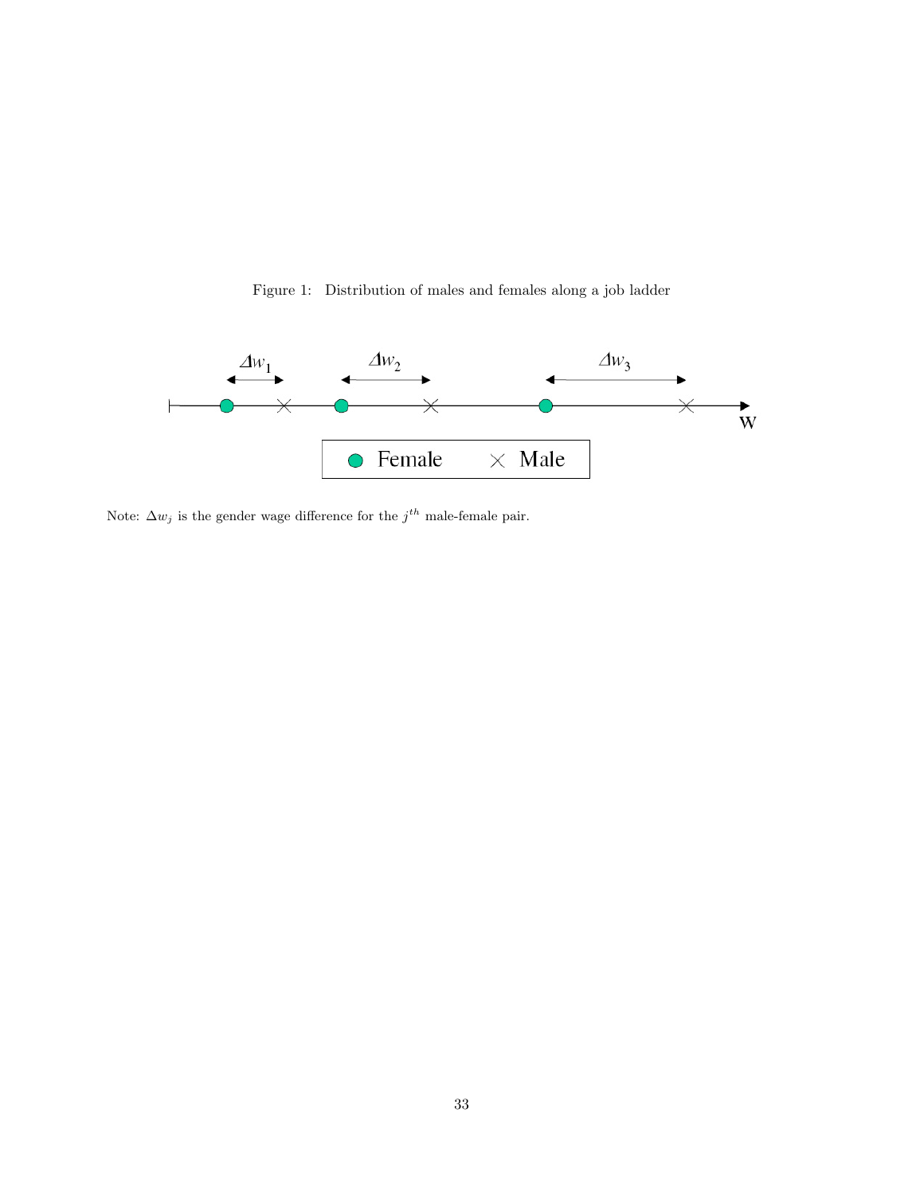Figure 1: Distribution of males and females along a job ladder

Note: $\Delta w_j$ is the gender wage difference for the $j^{th}$ male-female pair.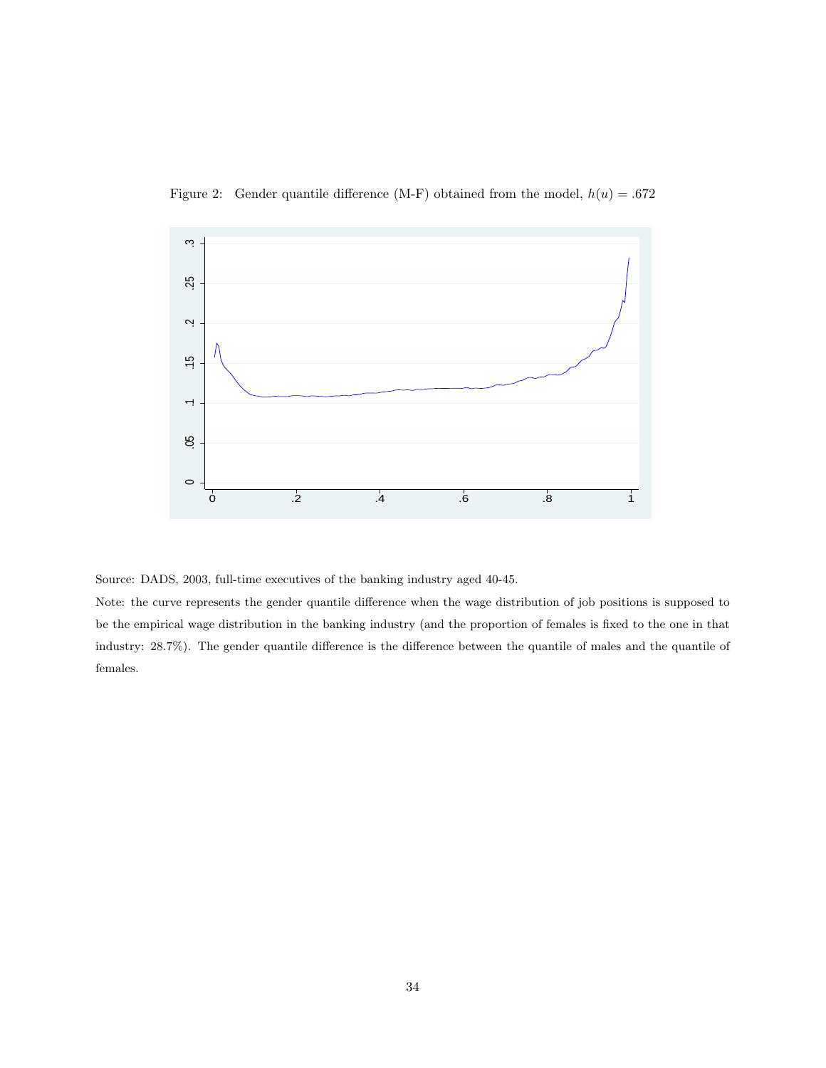Figure 2: Gender quantile difference (M-F) obtained from the model, $h(u) = .672$

Source: DADS, 2003, full-time executives of the banking industry aged 40-45.

Note: the curve represents the gender quantile difference when the wage distribution of job positions is supposed to be the empirical wage distribution in the banking industry (and the proportion of females is fixed to the one in that industry: 28.7%). The gender quantile difference is the difference between the quantile of males and the quantile of females.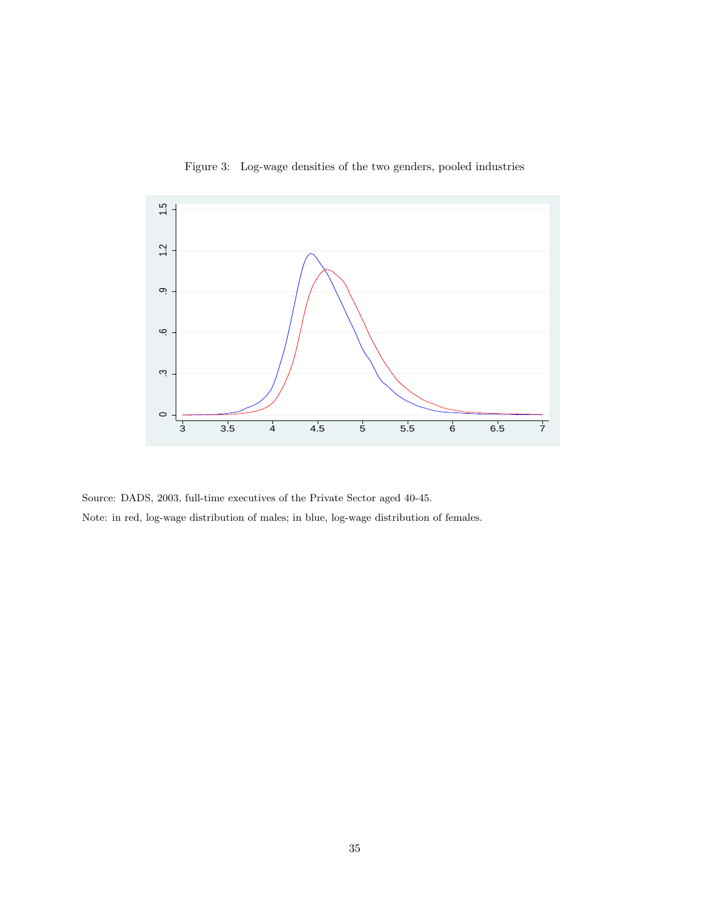Figure 3: Log-wage densities of the two genders, pooled industries

Source: DADS, 2003, full-time executives of the Private Sector aged 40-45.

Note: in red, log-wage distribution of males; in blue, log-wage distribution of females.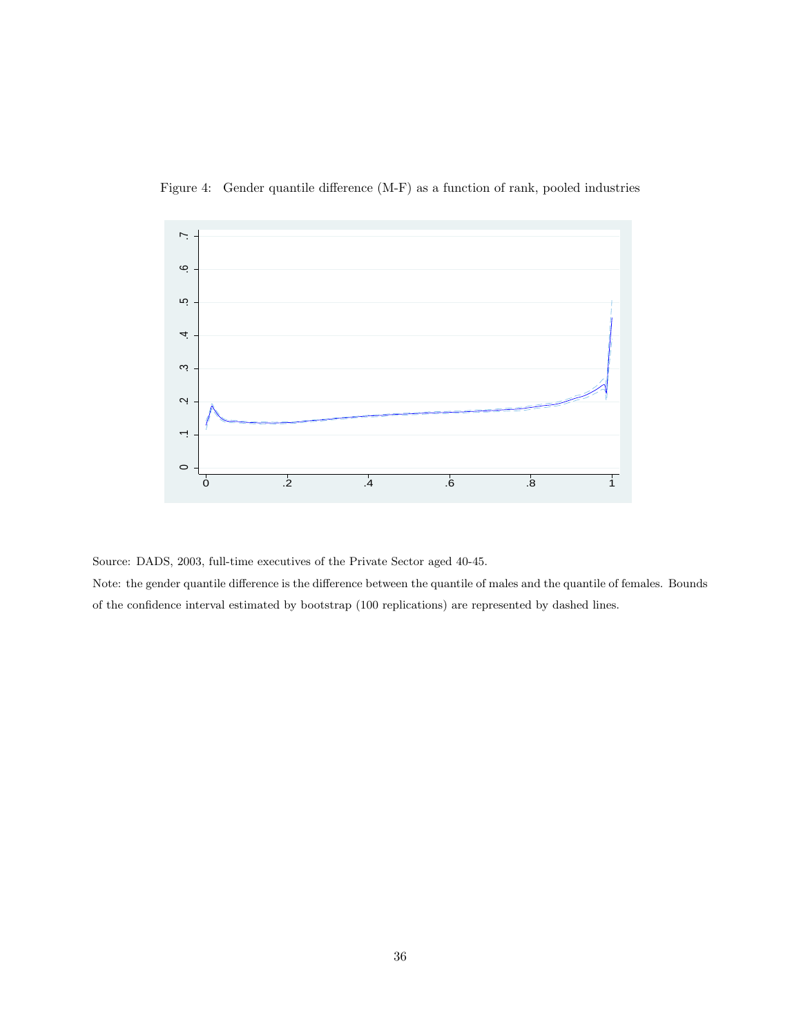Figure 4: Gender quantile difference (M-F) as a function of rank, pooled industries

Source: DADS, 2003, full-time executives of the Private Sector aged 40-45.

Note: the gender quantile difference is the difference between the quantile of males and the quantile of females. Bounds of the confidence interval estimated by bootstrap (100 replications) are represented by dashed lines.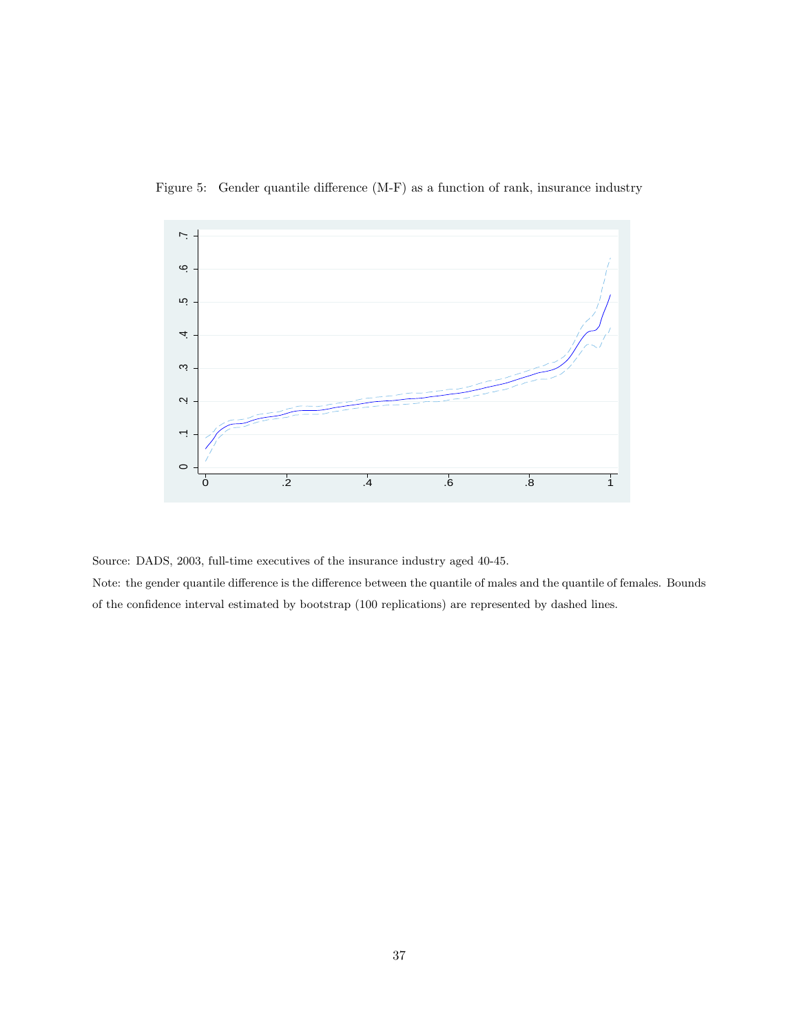Figure 5: Gender quantile difference (M-F) as a function of rank, insurance industry

Source: DADS, 2003, full-time executives of the insurance industry aged 40-45.

Note: the gender quantile difference is the difference between the quantile of males and the quantile of females. Bounds of the confidence interval estimated by bootstrap (100 replications) are represented by dashed lines.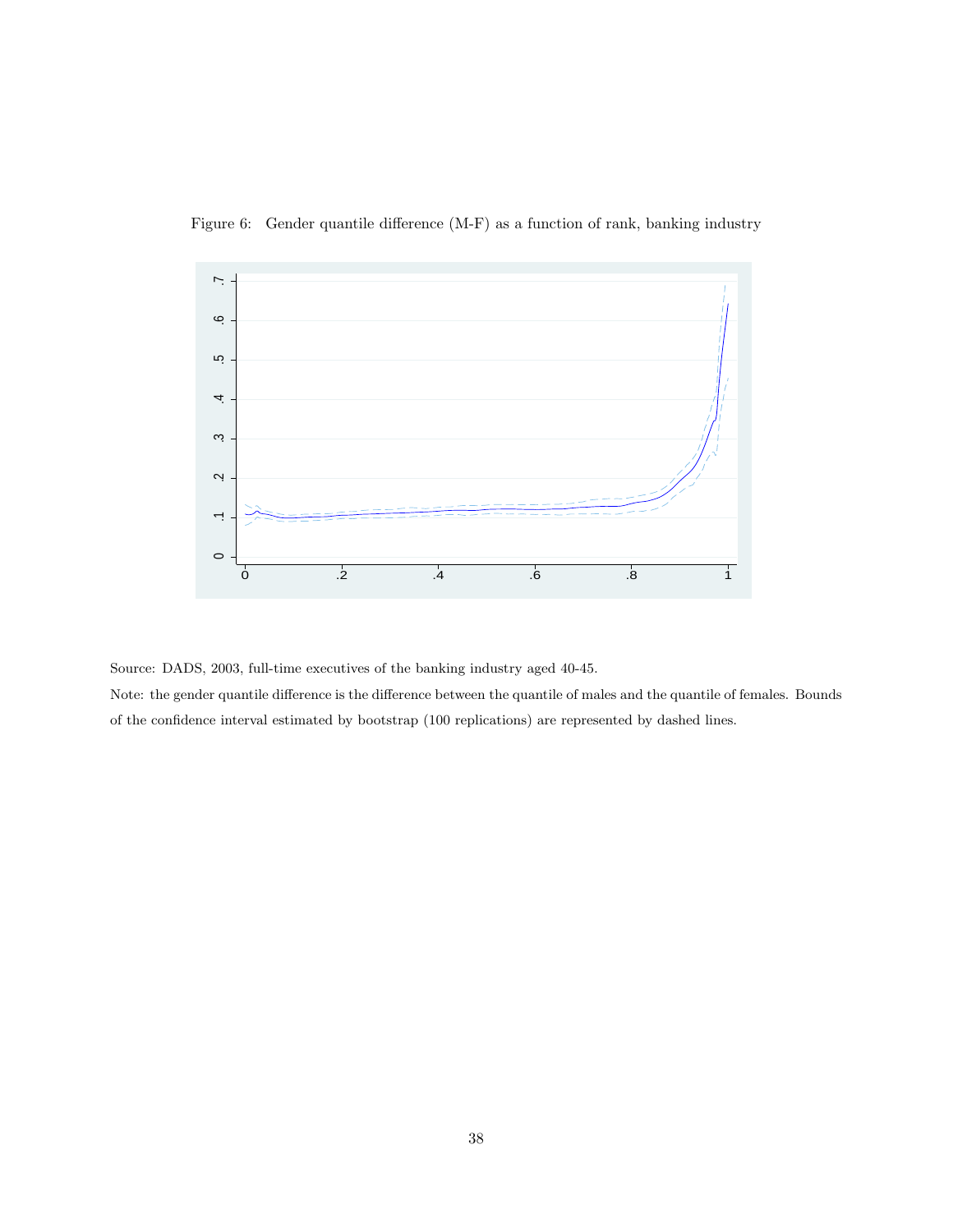Figure 6: Gender quantile difference (M-F) as a function of rank, banking industry

Source: DADS, 2003, full-time executives of the banking industry aged 40-45.

Note: the gender quantile difference is the difference between the quantile of males and the quantile of females. Bounds of the confidence interval estimated by bootstrap (100 replications) are represented by dashed lines.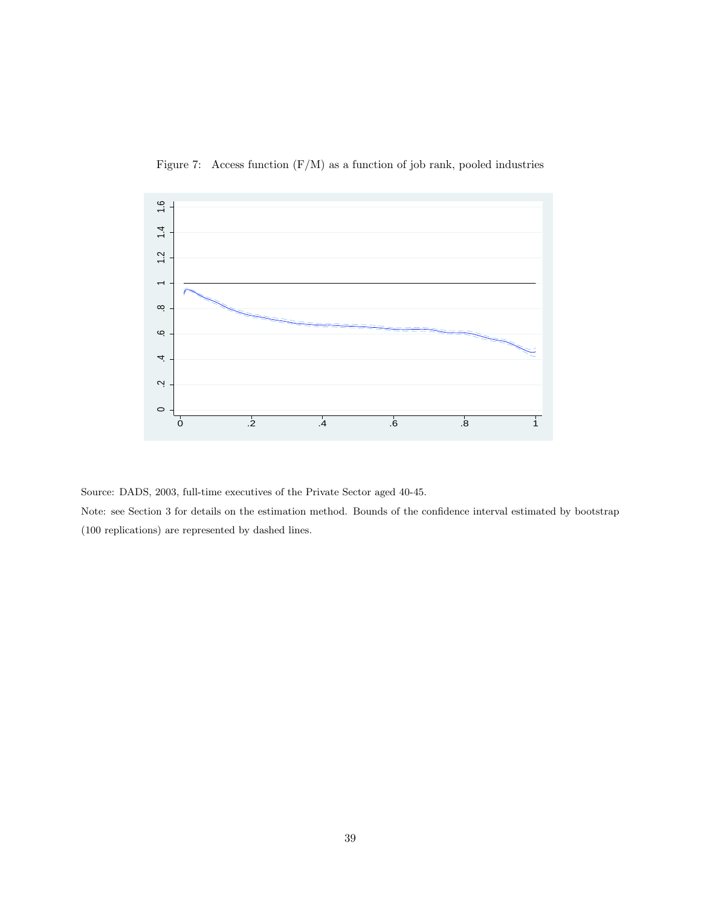Figure 7: Access function (F/M) as a function of job rank, pooled industries

Source: DADS, 2003, full-time executives of the Private Sector aged 40-45.

Note: see Section 3 for details on the estimation method. Bounds of the confidence interval estimated by bootstrap (100 replications) are represented by dashed lines.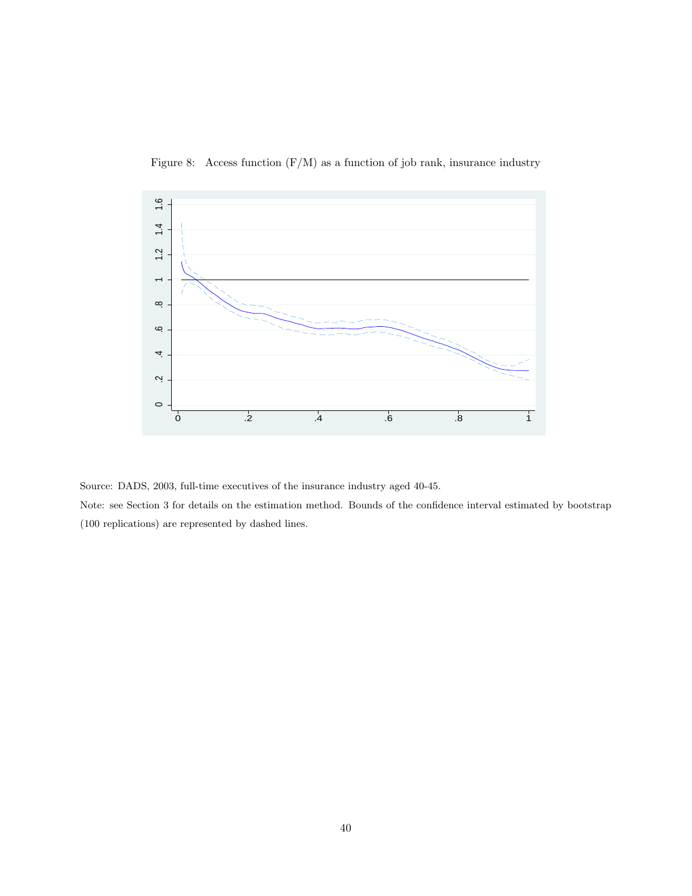Figure 8: Access function (F/M) as a function of job rank, insurance industry

Source: DADS, 2003, full-time executives of the insurance industry aged 40-45.

Note: see Section 3 for details on the estimation method. Bounds of the confidence interval estimated by bootstrap (100 replications) are represented by dashed lines.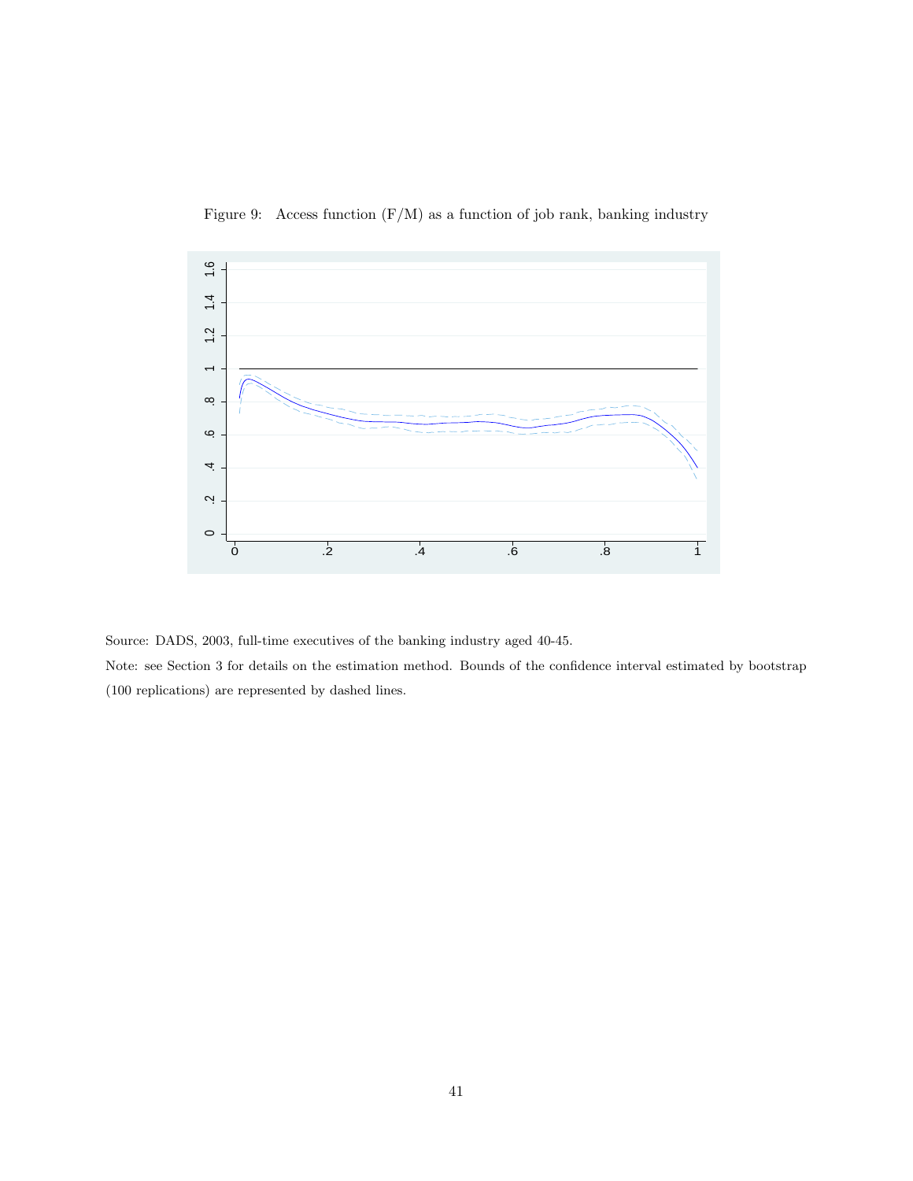Figure 9: Access function (F/M) as a function of job rank, banking industry

Source: DADS, 2003, full-time executives of the banking industry aged 40-45.

Note: see Section 3 for details on the estimation method. Bounds of the confidence interval estimated by bootstrap (100 replications) are represented by dashed lines.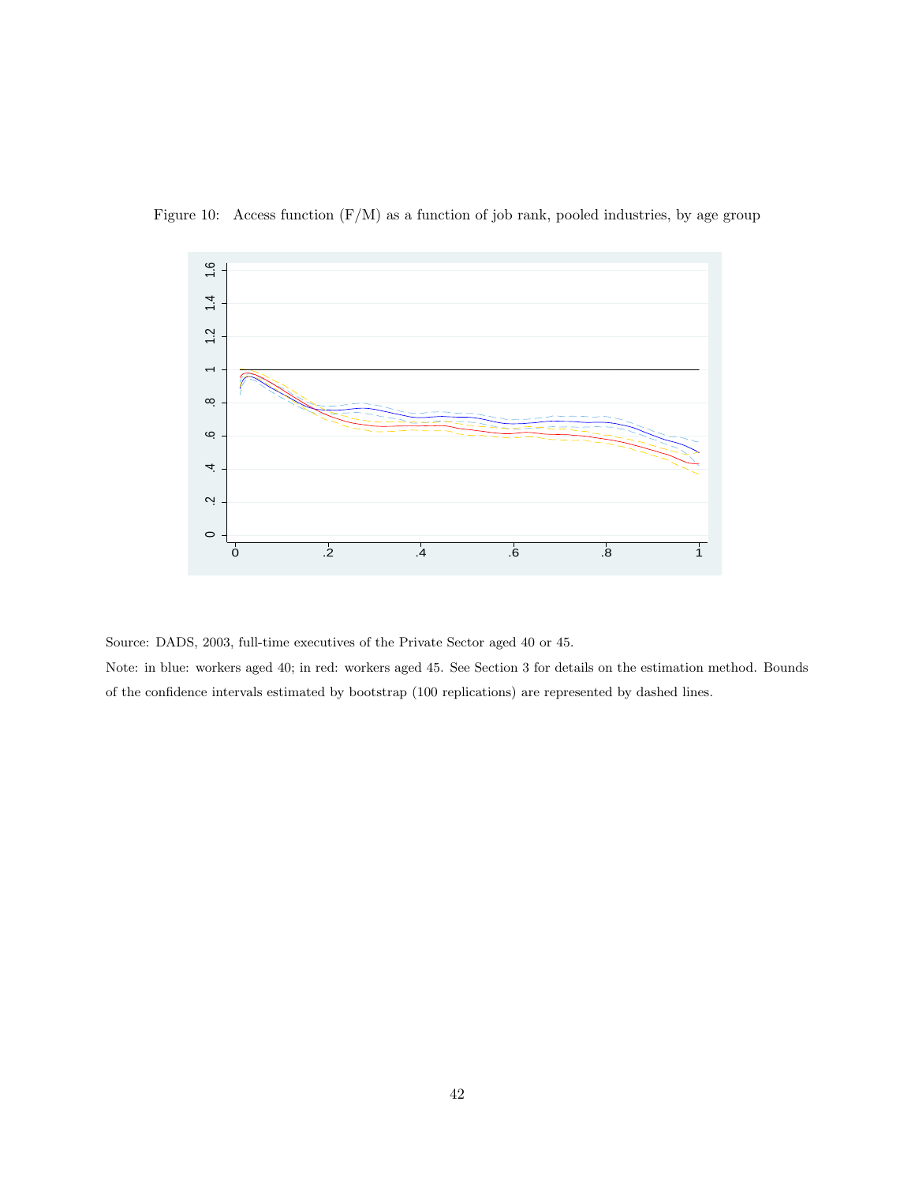Figure 10: Access function (F/M) as a function of job rank, pooled industries, by age group

Source: DADS, 2003, full-time executives of the Private Sector aged 40 or 45.

Note: in blue: workers aged 40; in red: workers aged 45. See Section 3 for details on the estimation method. Bounds of the confidence intervals estimated by bootstrap (100 replications) are represented by dashed lines.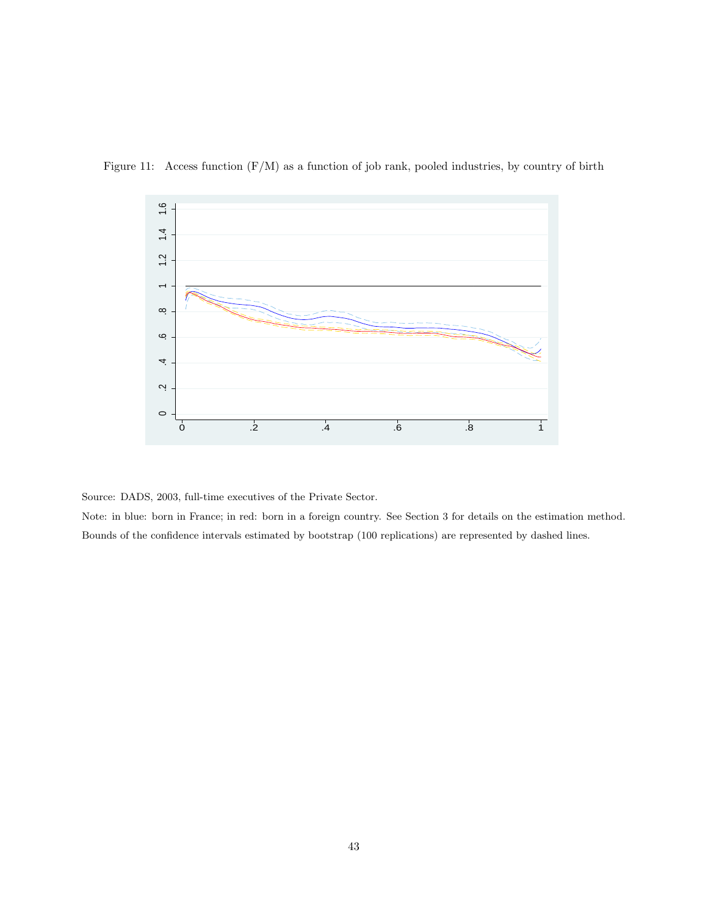Figure 11: Access function (F/M) as a function of job rank, pooled industries, by country of birth

Source: DADS, 2003, full-time executives of the Private Sector.

Note: in blue: born in France; in red: born in a foreign country. See Section 3 for details on the estimation method. Bounds of the confidence intervals estimated by bootstrap (100 replications) are represented by dashed lines.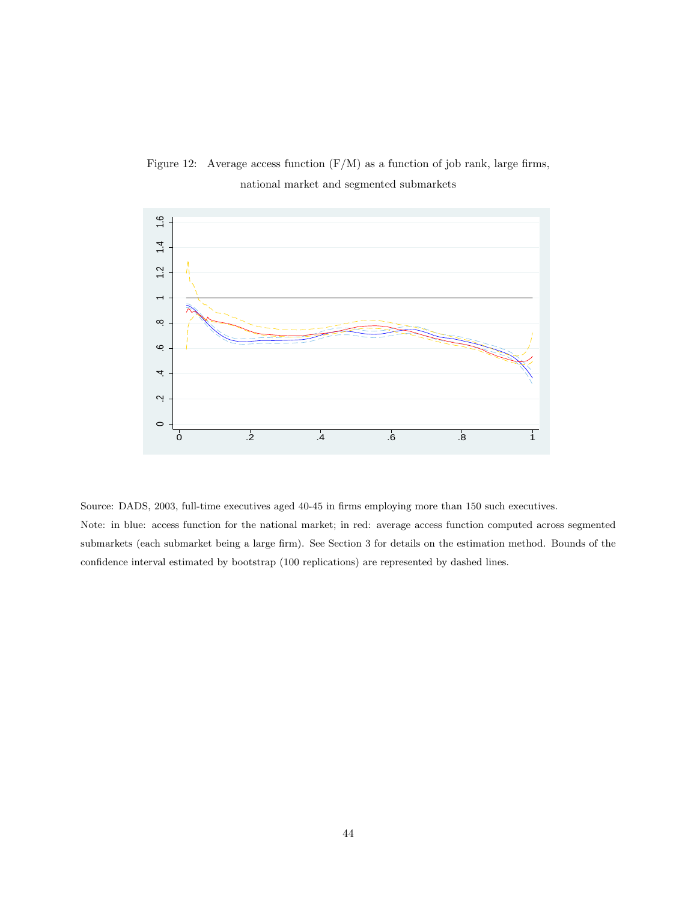Figure 12: Average access function (F/M) as a function of job rank, large firms, national market and segmented submarkets

Source: DADS, 2003, full-time executives aged 40-45 in firms employing more than 150 such executives.

Note: in blue: access function for the national market; in red: average access function computed across segmented submarkets (each submarket being a large firm). See Section 3 for details on the estimation method. Bounds of the confidence interval estimated by bootstrap (100 replications) are represented by dashed lines.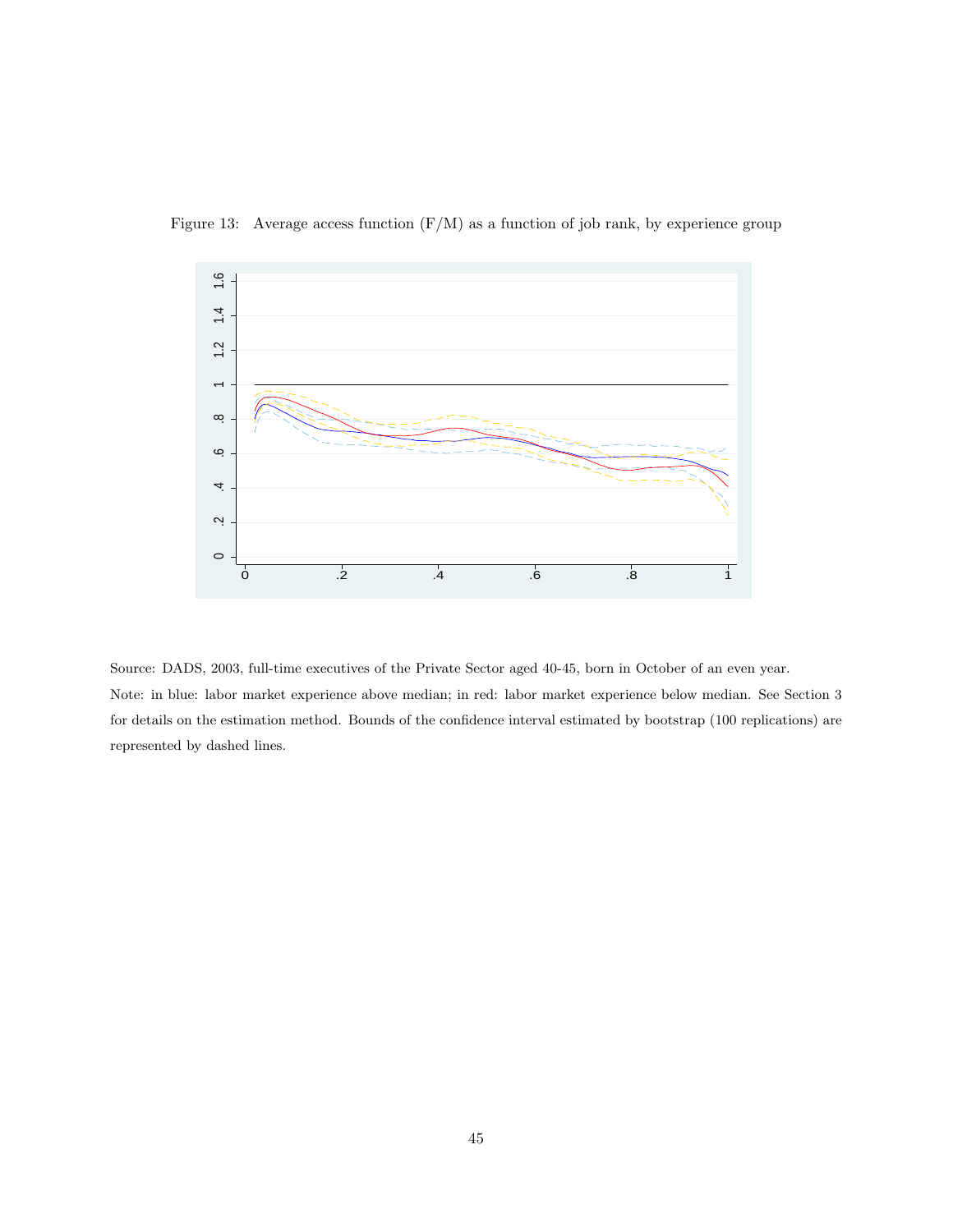Figure 13: Average access function (F/M) as a function of job rank, by experience group

Source: DADS, 2003, full-time executives of the Private Sector aged 40-45, born in October of an even year.

Note: in blue: labor market experience above median; in red: labor market experience below median. See Section 3 for details on the estimation method. Bounds of the confidence interval estimated by bootstrap (100 replications) are represented by dashed lines.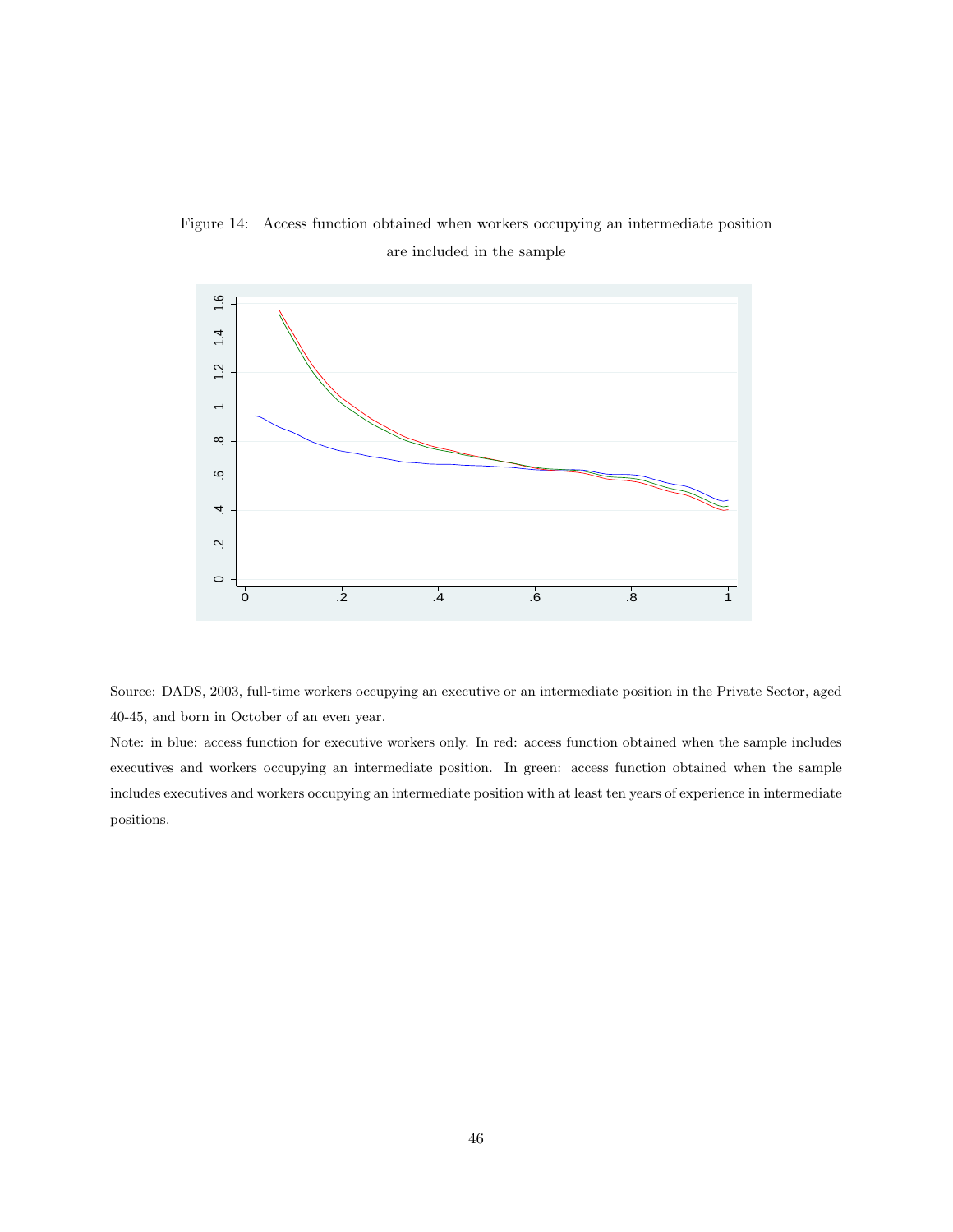Figure 14: Access function obtained when workers occupying an intermediate position are included in the sample

Source: DADS, 2003, full-time workers occupying an executive or an intermediate position in the Private Sector, aged 40-45, and born in October of an even year.

Note: in blue: access function for executive workers only. In red: access function obtained when the sample includes executives and workers occupying an intermediate position. In green: access function obtained when the sample includes executives and workers occupying an intermediate position with at least ten years of experience in intermediate positions.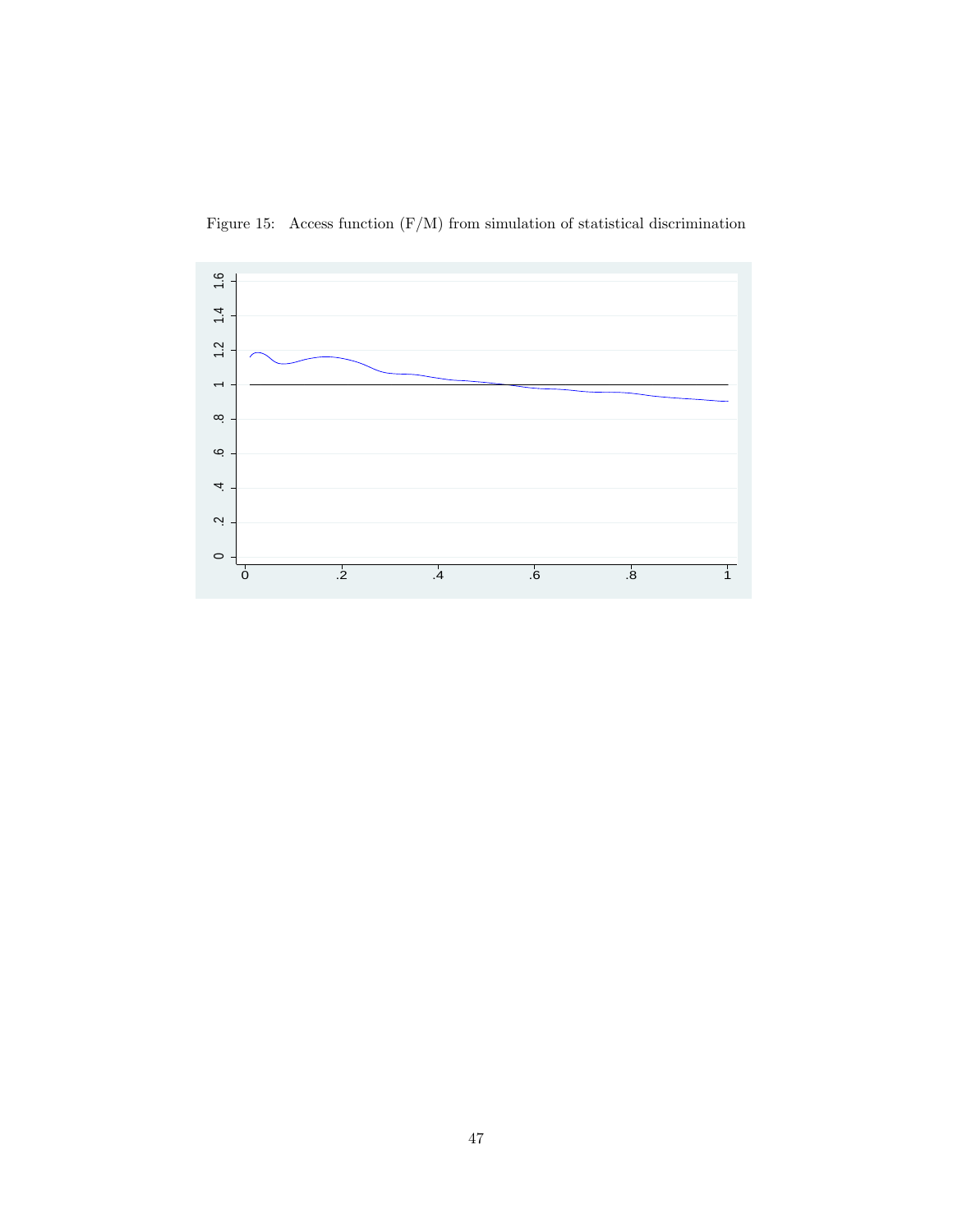Figure 15: Access function (F/M) from simulation of statistical discrimination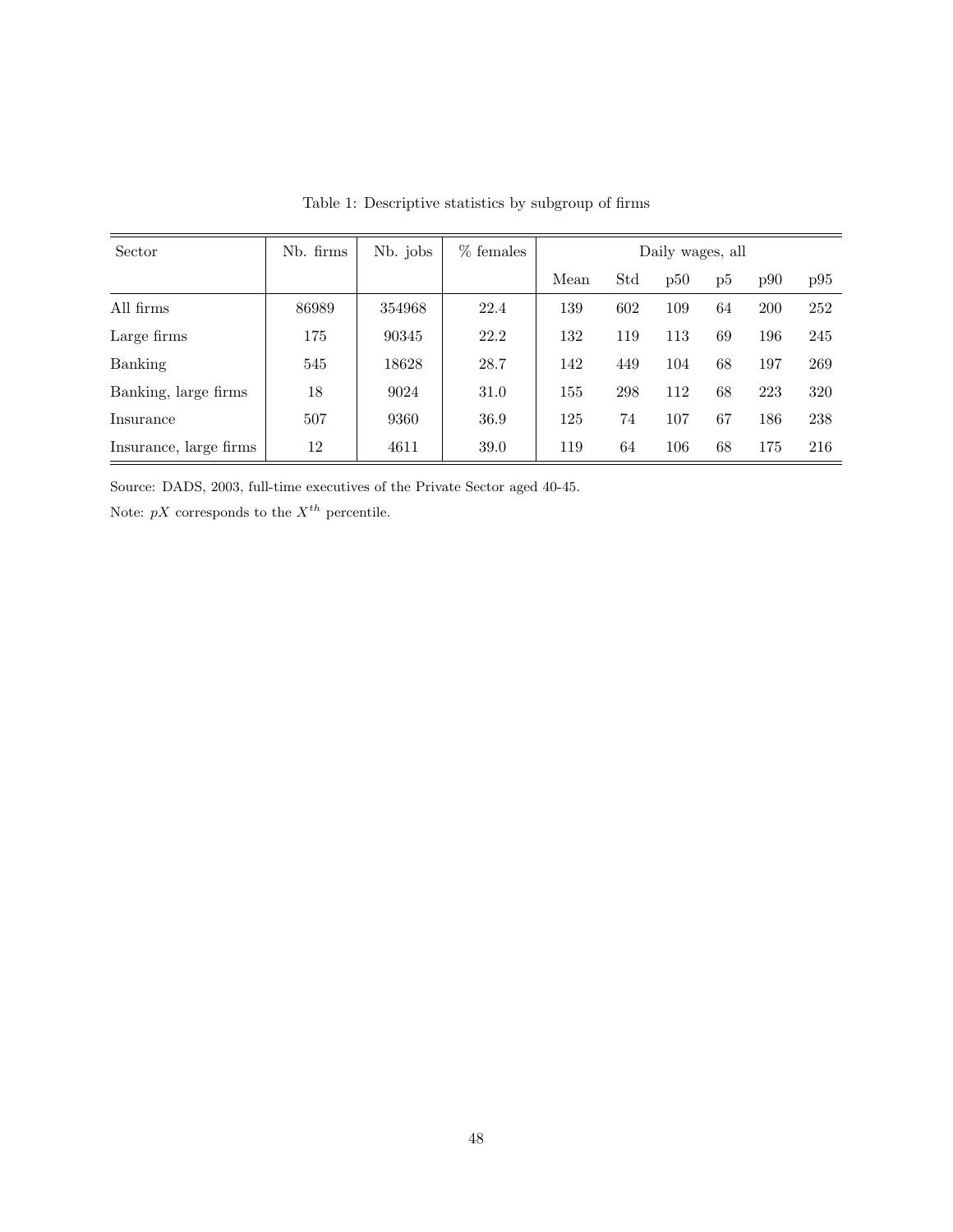Table 1: Descriptive statistics by subgroup of firms

| Sector | Nb. firms | Nb. jobs | % females | Daily wages, all | | | | | |
|---|---|---|---|---|---|---|---|---|---|
| | | | | Mean | Std | p50 | p5 | p90 | p95 |
| All firms | 86989 | 354968 | 22.4 | 139 | 602 | 109 | 64 | 200 | 252 |
| Large firms | 175 | 90345 | 22.2 | 132 | 119 | 113 | 69 | 196 | 245 |
| Banking | 545 | 18628 | 28.7 | 142 | 449 | 104 | 68 | 197 | 269 |
| Banking, large firms | 18 | 9024 | 31.0 | 155 | 298 | 112 | 68 | 223 | 320 |
| Insurance | 507 | 9360 | 36.9 | 125 | 74 | 107 | 67 | 186 | 238 |
| Insurance, large firms | 12 | 4611 | 39.0 | 119 | 64 | 106 | 68 | 175 | 216 |

Source: DADS, 2003, full-time executives of the Private Sector aged 40-45.

Note: $pX$ corresponds to the $X^{th}$ percentile.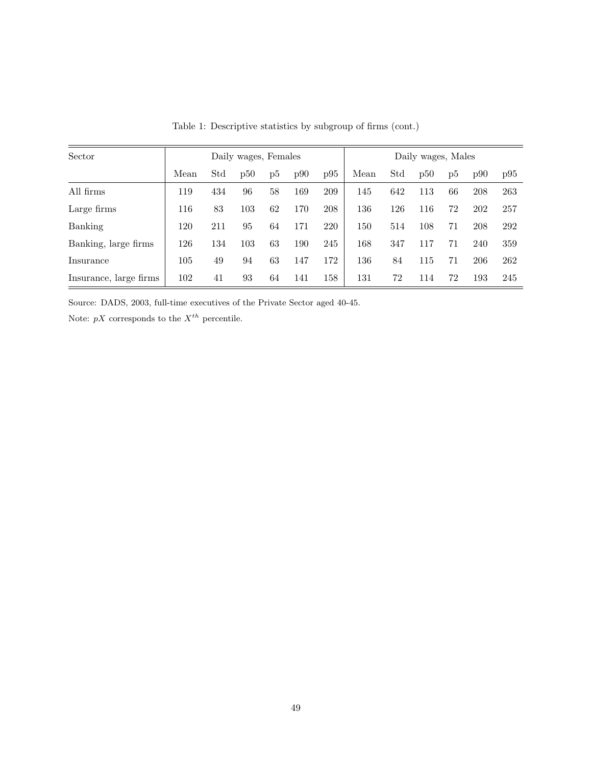Table 1: Descriptive statistics by subgroup of firms (cont.)

| Sector | Daily wages, Females | | | | | | Daily wages, Males | | | | | |
|---|---|---|---|---|---|---|---|---|---|---|---|---|
| | Mean | Std | p50 | p5 | p90 | p95 | Mean | Std | p50 | p5 | p90 | p95 |
| All firms | 119 | 434 | 96 | 58 | 169 | 209 | 145 | 642 | 113 | 66 | 208 | 263 |
| Large firms | 116 | 83 | 103 | 62 | 170 | 208 | 136 | 126 | 116 | 72 | 202 | 257 |
| Banking | 120 | 211 | 95 | 64 | 171 | 220 | 150 | 514 | 108 | 71 | 208 | 292 |
| Banking, large firms | 126 | 134 | 103 | 63 | 190 | 245 | 168 | 347 | 117 | 71 | 240 | 359 |
| Insurance | 105 | 49 | 94 | 63 | 147 | 172 | 136 | 84 | 115 | 71 | 206 | 262 |
| Insurance, large firms | 102 | 41 | 93 | 64 | 141 | 158 | 131 | 72 | 114 | 72 | 193 | 245 |

Source: DADS, 2003, full-time executives of the Private Sector aged 40-45.

Note: $pX$ corresponds to the $X^{th}$ percentile.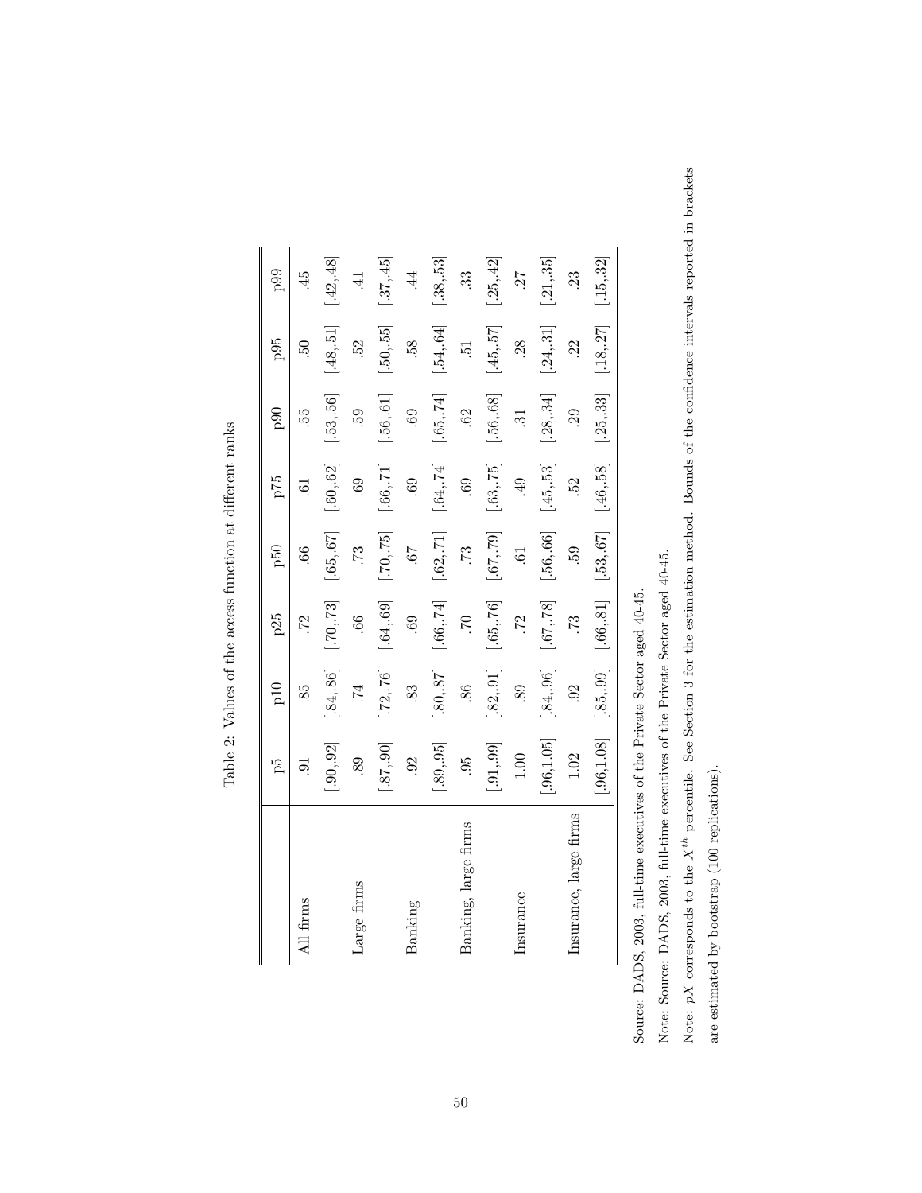Table 2: Values of the access function at different ranks

| | p5 | p10 | p25 | p50 | p75 | p90 | p95 | p99 |
|---|---|---|---|---|---|---|---|---|
| All firms | .91 | .85 | .72 | .66 | .61 | .55 | .50 | .45 |
| | [.90,.92] | [.84,.86] | [.70,.73] | [.65,.67] | [.60,.62] | [.53,.56] | [.48,.51] | [.42,.48] |
| Large firms | .89 | .74 | .66 | .73 | .69 | .59 | .52 | .41 |
| | [.87,.90] | [.72,.76] | [.64,.69] | [.70,.75] | [.66,.71] | [.56,.61] | [.50,.55] | [.37,.45] |
| Banking | .92 | .83 | .69 | .67 | .69 | .69 | .58 | .44 |
| | [.89,.95] | [.80,.87] | [.66,.74] | [.62,.71] | [.64,.74] | [.65,.74] | [.54,.64] | [.38,.53] |
| Banking, large firms | .95 | .86 | .70 | .73 | .69 | .62 | .51 | .33 |
| | [.91,.99] | [.82,.91] | [.65,.76] | [.67,.79] | [.63,.75] | [.56,.68] | [.45,.57] | [.25,.42] |
| Insurance | 1.00 | .89 | .72 | .61 | .49 | .31 | .28 | .27 |
| | [.96,1.05] | [.84,.96] | [.67,.78] | [.56,.66] | [.45,.53] | [.28,.34] | [.24,.31] | [.21,.35] |
| Insurance, large firms | 1.02 | .92 | .73 | .59 | .52 | .29 | .22 | .23 |
| | [.96,1.08] | [.85,.99] | [.66,.81] | [.53,.67] | [.46,.58] | [.25,.33] | [.18,.27] | [.15,.32] |

Source: DADS, 2003, full-time executives of the Private Sector aged 40-45.

Note: Source: DADS, 2003, full-time executives of the Private Sector aged 40-45.

Note: $pX$ corresponds to the $X^{th}$ percentile. See Section 3 for the estimation method. Bounds of the confidence intervals reported in brackets are estimated by bootstrap (100 replications).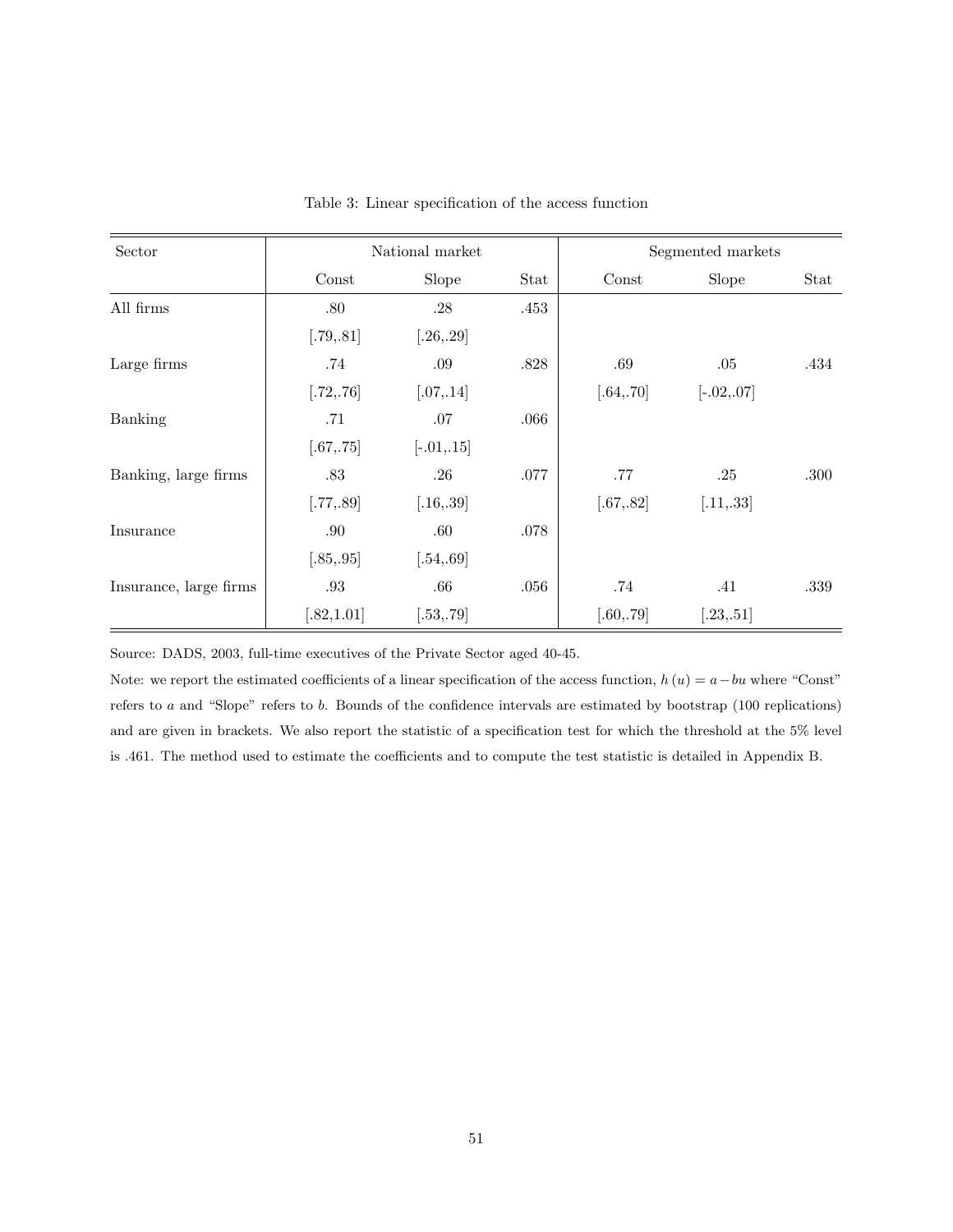Table 3: Linear specification of the access function

| Sector | National market | | | Segmented markets | | |
|---|---|---|---|---|---|---|
| | Const | Slope | Stat | Const | Slope | Stat |
| All firms | .80 | .28 | .453 | | | |
| | [.79,.81] | [.26,.29] | | | | |
| Large firms | .74 | .09 | .828 | .69 | .05 | .434 |
| | [.72,.76] | [.07,.14] | | [.64,.70] | [-.02,.07] | |
| Banking | .71 | .07 | .066 | | | |
| | [.67,.75] | [-.01,.15] | | | | |
| Banking, large firms | .83 | .26 | .077 | .77 | .25 | .300 |
| | [.77,.89] | [.16,.39] | | [.67,.82] | [.11,.33] | |
| Insurance | .90 | .60 | .078 | | | |
| | [.85,.95] | [.54,.69] | | | | |
| Insurance, large firms | .93 | .66 | .056 | .74 | .41 | .339 |
| | [.82,1.01] | [.53,.79] | | [.60,.79] | [.23,.51] | |

Source: DADS, 2003, full-time executives of the Private Sector aged 40-45.

Note: we report the estimated coefficients of a linear specification of the access function, $h(u) = a - bu$ where "Const" refers to $a$ and "Slope" refers to $b$. Bounds of the confidence intervals are estimated by bootstrap (100 replications) and are given in brackets. We also report the statistic of a specification test for which the threshold at the 5% level is .461. The method used to estimate the coefficients and to compute the test statistic is detailed in Appendix B.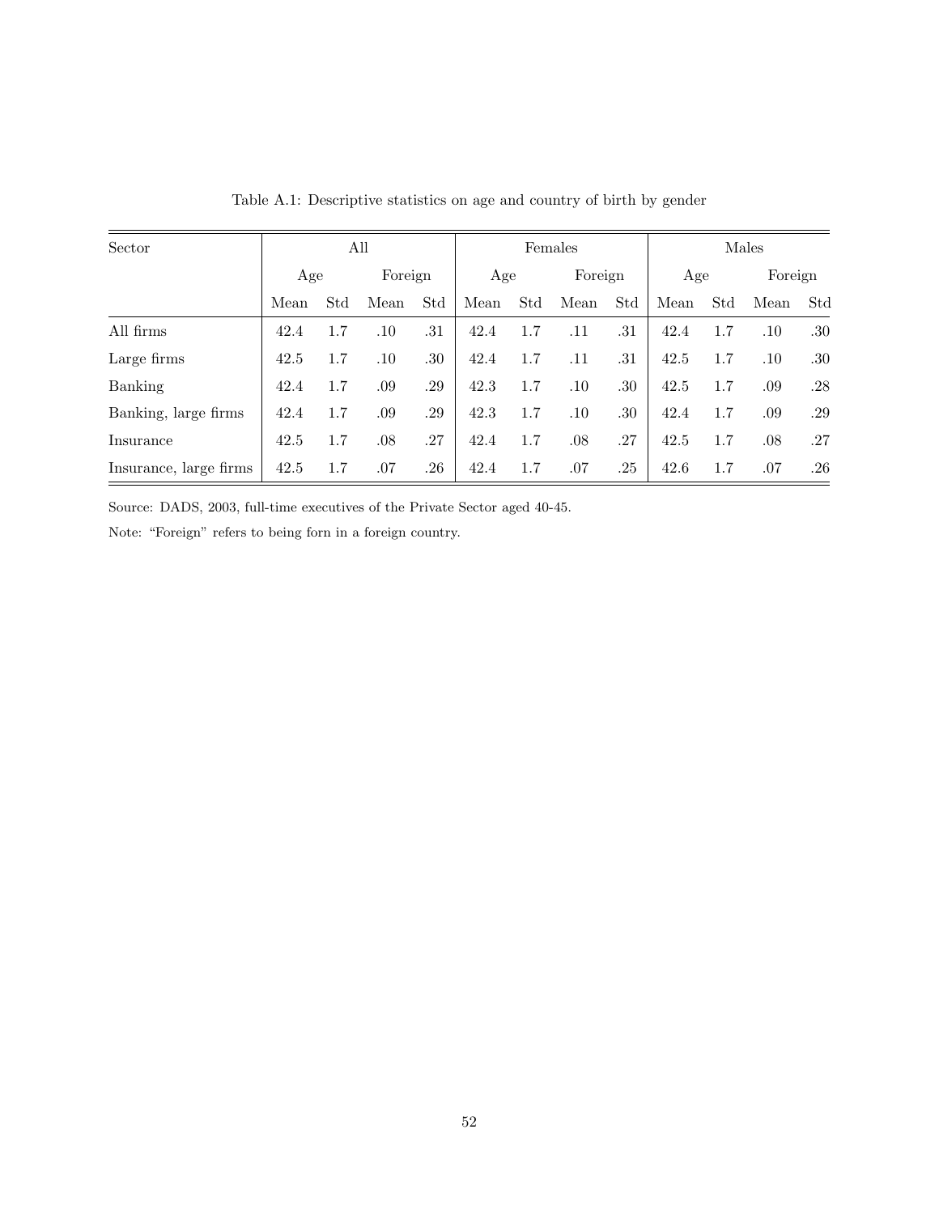Table A.1: Descriptive statistics on age and country of birth by gender

| Sector | All | | | | Females | | | | Males | | | |
|---|---|---|---|---|---|---|---|---|---|---|---|---|
| | Age | | Foreign | | Age | | Foreign | | Age | | Foreign | |
| | Mean | Std | Mean | Std | Mean | Std | Mean | Std | Mean | Std | Mean | Std |
| All firms | 42.4 | 1.7 | .10 | .31 | 42.4 | 1.7 | .11 | .31 | 42.4 | 1.7 | .10 | .30 |
| Large firms | 42.5 | 1.7 | .10 | .30 | 42.4 | 1.7 | .11 | .31 | 42.5 | 1.7 | .10 | .30 |
| Banking | 42.4 | 1.7 | .09 | .29 | 42.3 | 1.7 | .10 | .30 | 42.5 | 1.7 | .09 | .28 |
| Banking, large firms | 42.4 | 1.7 | .09 | .29 | 42.3 | 1.7 | .10 | .30 | 42.4 | 1.7 | .09 | .29 |
| Insurance | 42.5 | 1.7 | .08 | .27 | 42.4 | 1.7 | .08 | .27 | 42.5 | 1.7 | .08 | .27 |
| Insurance, large firms | 42.5 | 1.7 | .07 | .26 | 42.4 | 1.7 | .07 | .25 | 42.6 | 1.7 | .07 | .26 |

Source: DADS, 2003, full-time executives of the Private Sector aged 40-45.

Note: "Foreign" refers to being forn in a foreign country.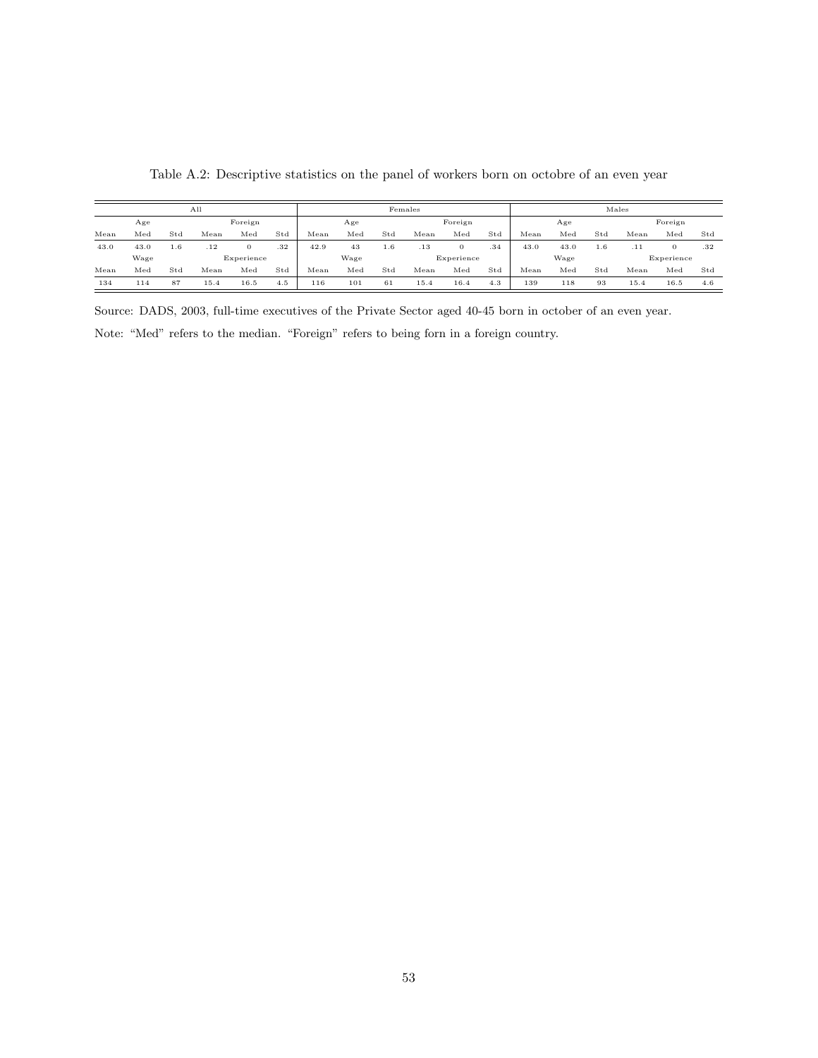Table A.2: Descriptive statistics on the panel of workers born on octobre of an even year

| All | | | | | | Females | | | | | | Males | | | | | |
|---|---|---|---|---|---|---|---|---|---|---|---|---|---|---|---|---|---|
| Age | | | Foreign | | | Age | | | Foreign | | | Age | | | Foreign | | |
| Mean | Med | Std | Mean | Med | Std | Mean | Med | Std | Mean | Med | Std | Mean | Med | Std | Mean | Med | Std |
| 43.0 | 43.0 | 1.6 | .12 | 0 | .32 | 42.9 | 43 | 1.6 | .13 | 0 | .34 | 43.0 | 43.0 | 1.6 | .11 | 0 | .32 |
| Wage | | | Experience | | | Wage | | | Experience | | | Wage | | | Experience | | |
| Mean | Med | Std | Mean | Med | Std | Mean | Med | Std | Mean | Med | Std | Mean | Med | Std | Mean | Med | Std |
| 134 | 114 | 87 | 15.4 | 16.5 | 4.5 | 116 | 101 | 61 | 15.4 | 16.4 | 4.3 | 139 | 118 | 93 | 15.4 | 16.5 | 4.6 |

Source: DADS, 2003, full-time executives of the Private Sector aged 40-45 born in october of an even year.

Note: "Med" refers to the median. "Foreign" refers to being forn in a foreign country.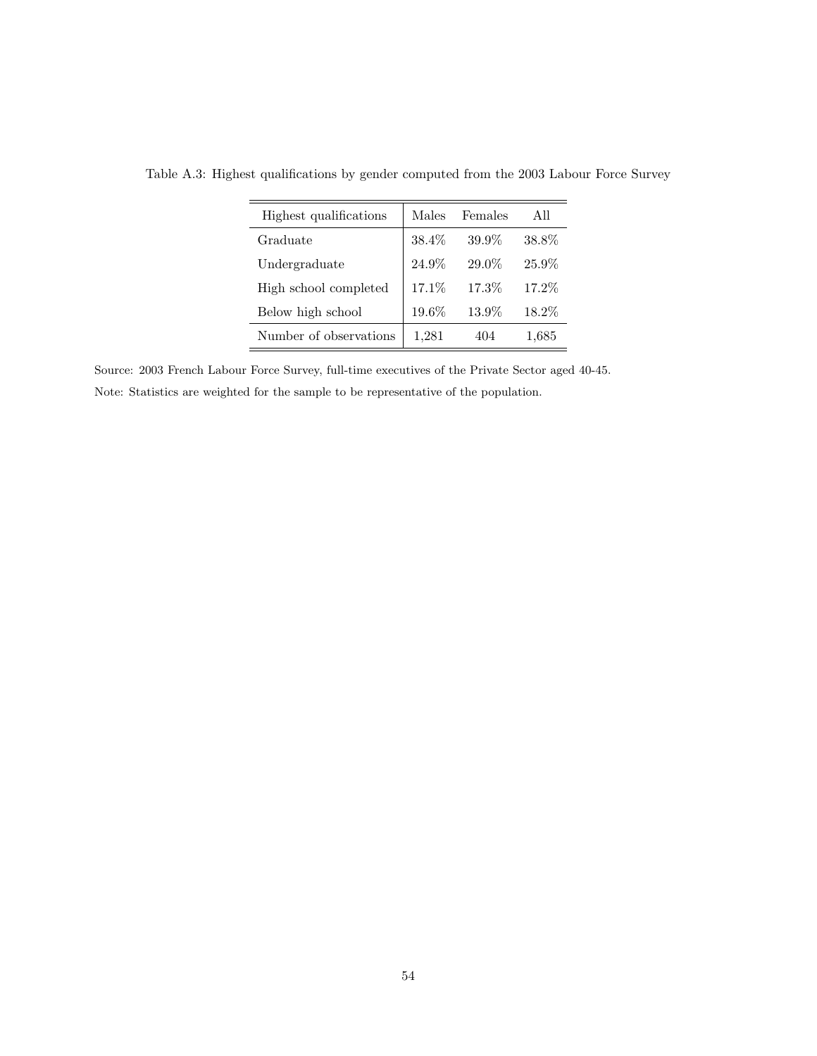Table A.3: Highest qualifications by gender computed from the 2003 Labour Force Survey

| Highest qualifications | Males | Females | All |
|---|---|---|---|
| Graduate | 38.4% | 39.9% | 38.8% |
| Undergraduate | 24.9% | 29.0% | 25.9% |
| High school completed | 17.1% | 17.3% | 17.2% |
| Below high school | 19.6% | 13.9% | 18.2% |
| Number of observations | 1,281 | 404 | 1,685 |

Source: 2003 French Labour Force Survey, full-time executives of the Private Sector aged 40-45.

Note: Statistics are weighted for the sample to be representative of the population.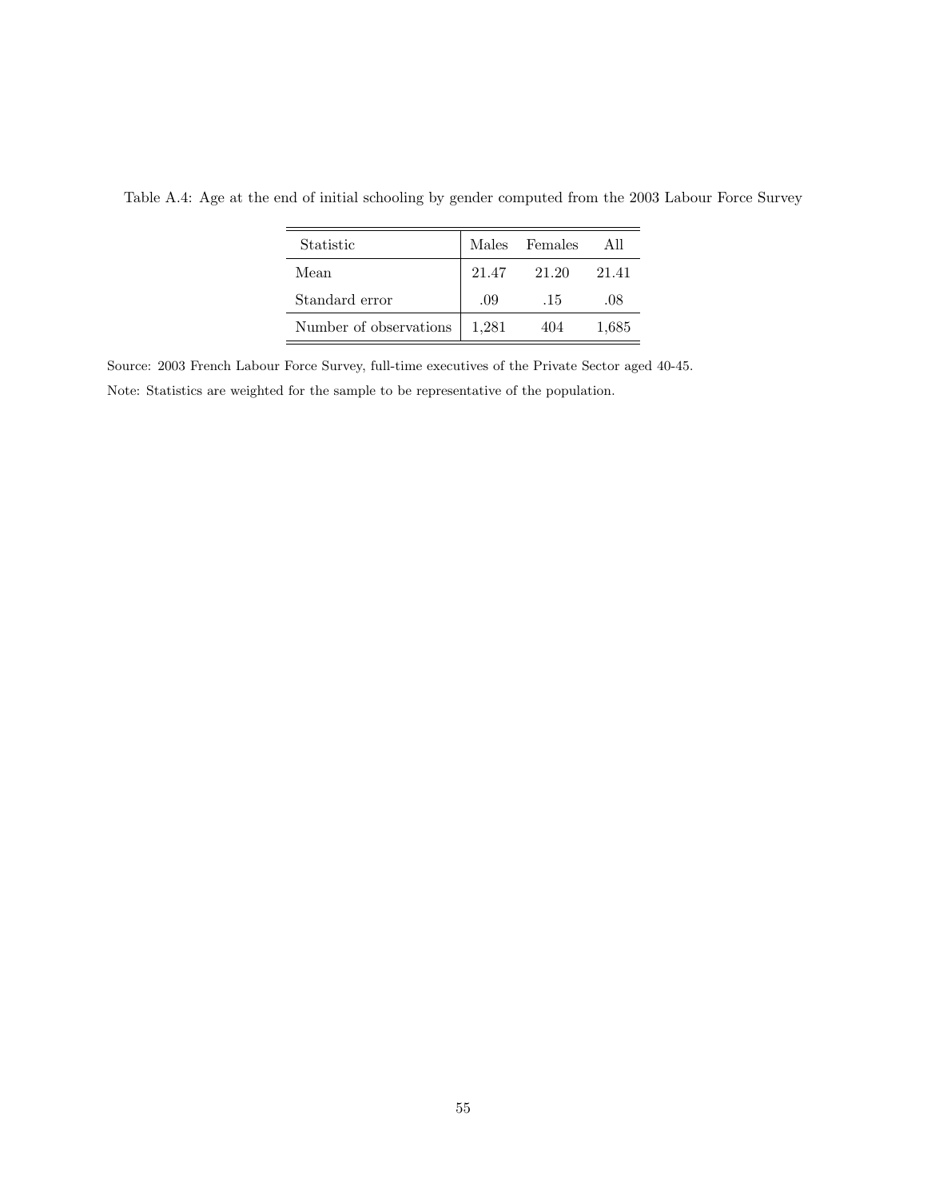Table A.4: Age at the end of initial schooling by gender computed from the 2003 Labour Force Survey

| Statistic | Males | Females | All |
|---|---|---|---|
| Mean | 21.47 | 21.20 | 21.41 |
| Standard error | .09 | .15 | .08 |
| Number of observations | 1,281 | 404 | 1,685 |

Source: 2003 French Labour Force Survey, full-time executives of the Private Sector aged 40-45.

Note: Statistics are weighted for the sample to be representative of the population.